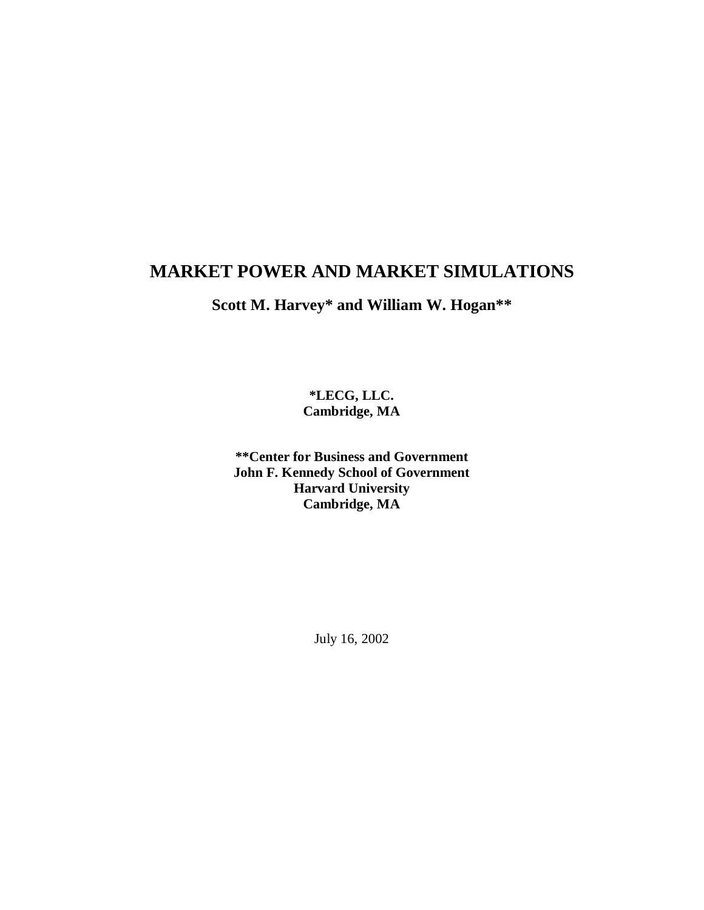# MARKET POWER AND MARKET SIMULATIONS

**Scott M. Harvey* and William W. Hogan****

**\*LECG, LLC.**
**Cambridge, MA**

**\*\*Center for Business and Government**
**John F. Kennedy School of Government**
**Harvard University**
**Cambridge, MA**

July 16, 2002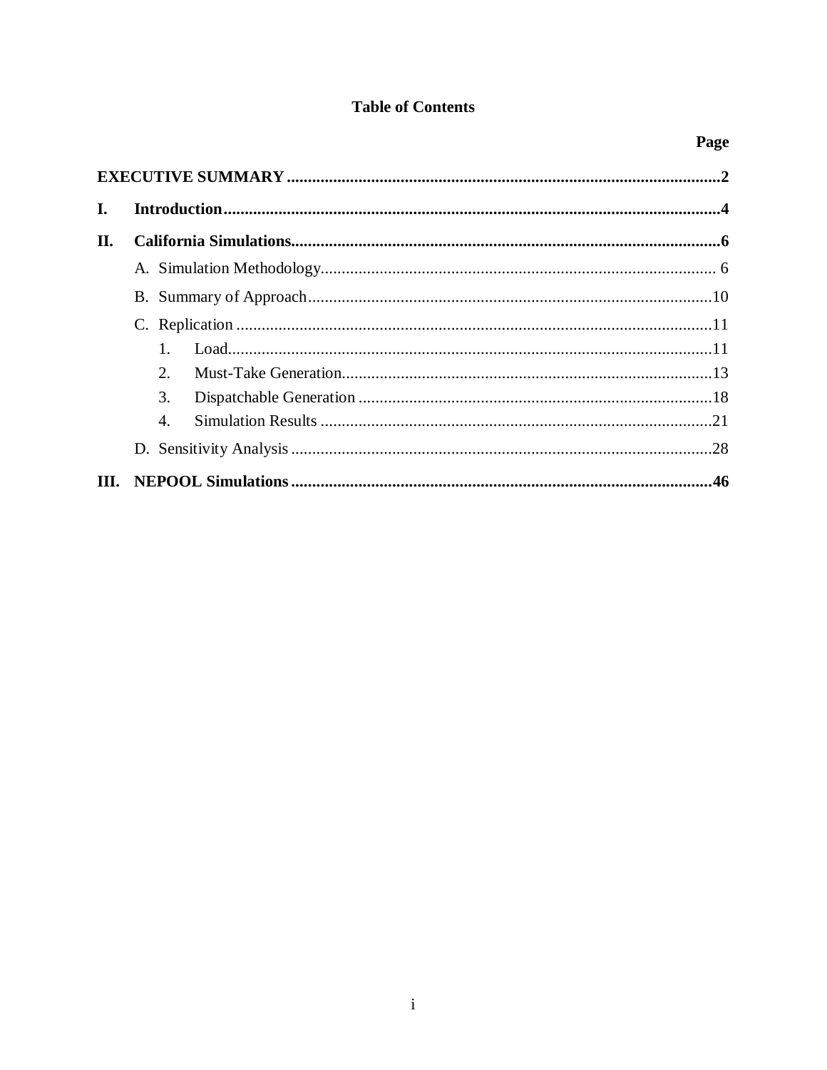# Table of Contents

| | Page |
|---|---|
| **EXECUTIVE SUMMARY** | **2** |
| **I. Introduction** | **4** |
| **II. California Simulations** | **6** |
| A. Simulation Methodology | 6 |
| B. Summary of Approach | 10 |
| C. Replication | 11 |
| 1. Load | 11 |
| 2. Must-Take Generation | 13 |
| 3. Dispatchable Generation | 18 |
| 4. Simulation Results | 21 |
| D. Sensitivity Analysis | 28 |
| **III. NEPOOL Simulations** | **46** |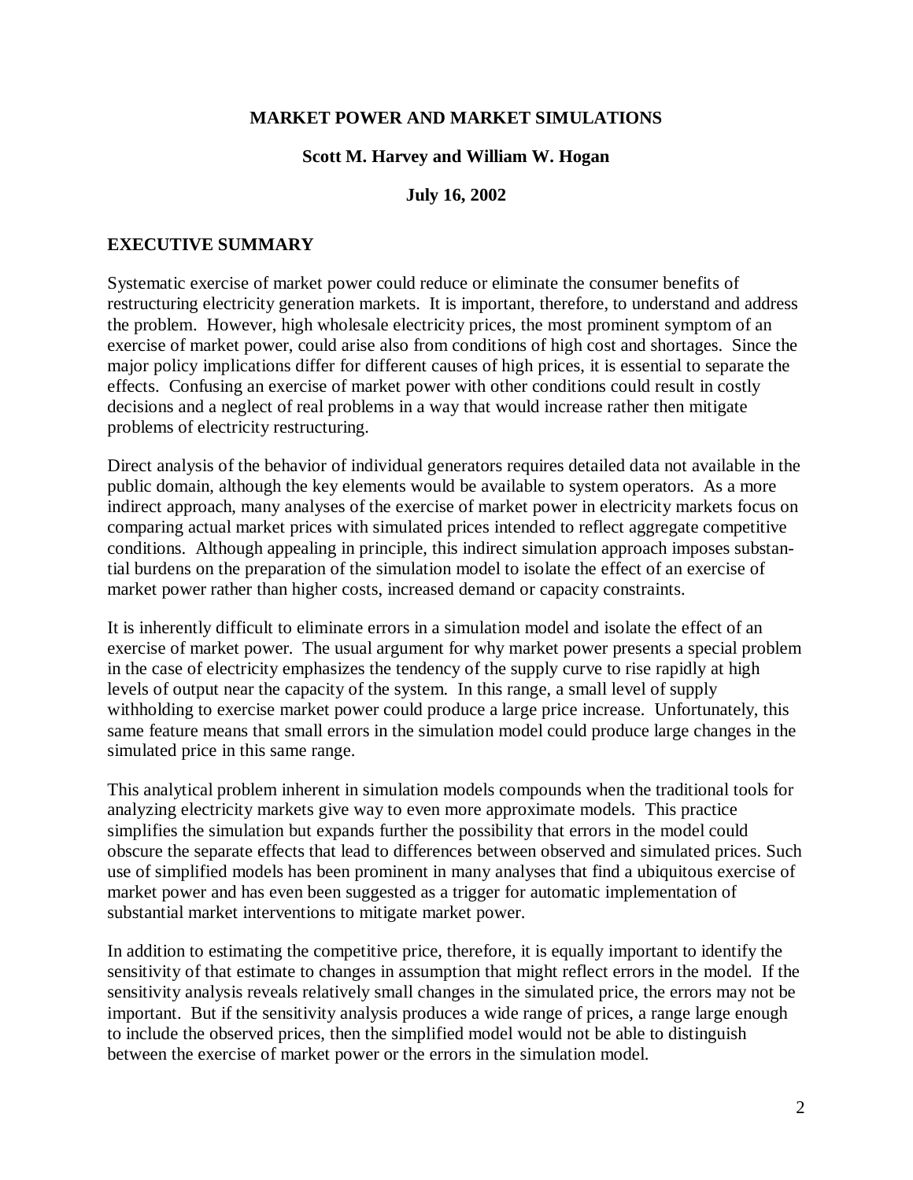**MARKET POWER AND MARKET SIMULATIONS**

**Scott M. Harvey and William W. Hogan**

**July 16, 2002**

## EXECUTIVE SUMMARY

Systematic exercise of market power could reduce or eliminate the consumer benefits of restructuring electricity generation markets. It is important, therefore, to understand and address the problem. However, high wholesale electricity prices, the most prominent symptom of an exercise of market power, could arise also from conditions of high cost and shortages. Since the major policy implications differ for different causes of high prices, it is essential to separate the effects. Confusing an exercise of market power with other conditions could result in costly decisions and a neglect of real problems in a way that would increase rather then mitigate problems of electricity restructuring.

Direct analysis of the behavior of individual generators requires detailed data not available in the public domain, although the key elements would be available to system operators. As a more indirect approach, many analyses of the exercise of market power in electricity markets focus on comparing actual market prices with simulated prices intended to reflect aggregate competitive conditions. Although appealing in principle, this indirect simulation approach imposes substantial burdens on the preparation of the simulation model to isolate the effect of an exercise of market power rather than higher costs, increased demand or capacity constraints.

It is inherently difficult to eliminate errors in a simulation model and isolate the effect of an exercise of market power. The usual argument for why market power presents a special problem in the case of electricity emphasizes the tendency of the supply curve to rise rapidly at high levels of output near the capacity of the system. In this range, a small level of supply withholding to exercise market power could produce a large price increase. Unfortunately, this same feature means that small errors in the simulation model could produce large changes in the simulated price in this same range.

This analytical problem inherent in simulation models compounds when the traditional tools for analyzing electricity markets give way to even more approximate models. This practice simplifies the simulation but expands further the possibility that errors in the model could obscure the separate effects that lead to differences between observed and simulated prices. Such use of simplified models has been prominent in many analyses that find a ubiquitous exercise of market power and has even been suggested as a trigger for automatic implementation of substantial market interventions to mitigate market power.

In addition to estimating the competitive price, therefore, it is equally important to identify the sensitivity of that estimate to changes in assumption that might reflect errors in the model. If the sensitivity analysis reveals relatively small changes in the simulated price, the errors may not be important. But if the sensitivity analysis produces a wide range of prices, a range large enough to include the observed prices, then the simplified model would not be able to distinguish between the exercise of market power or the errors in the simulation model.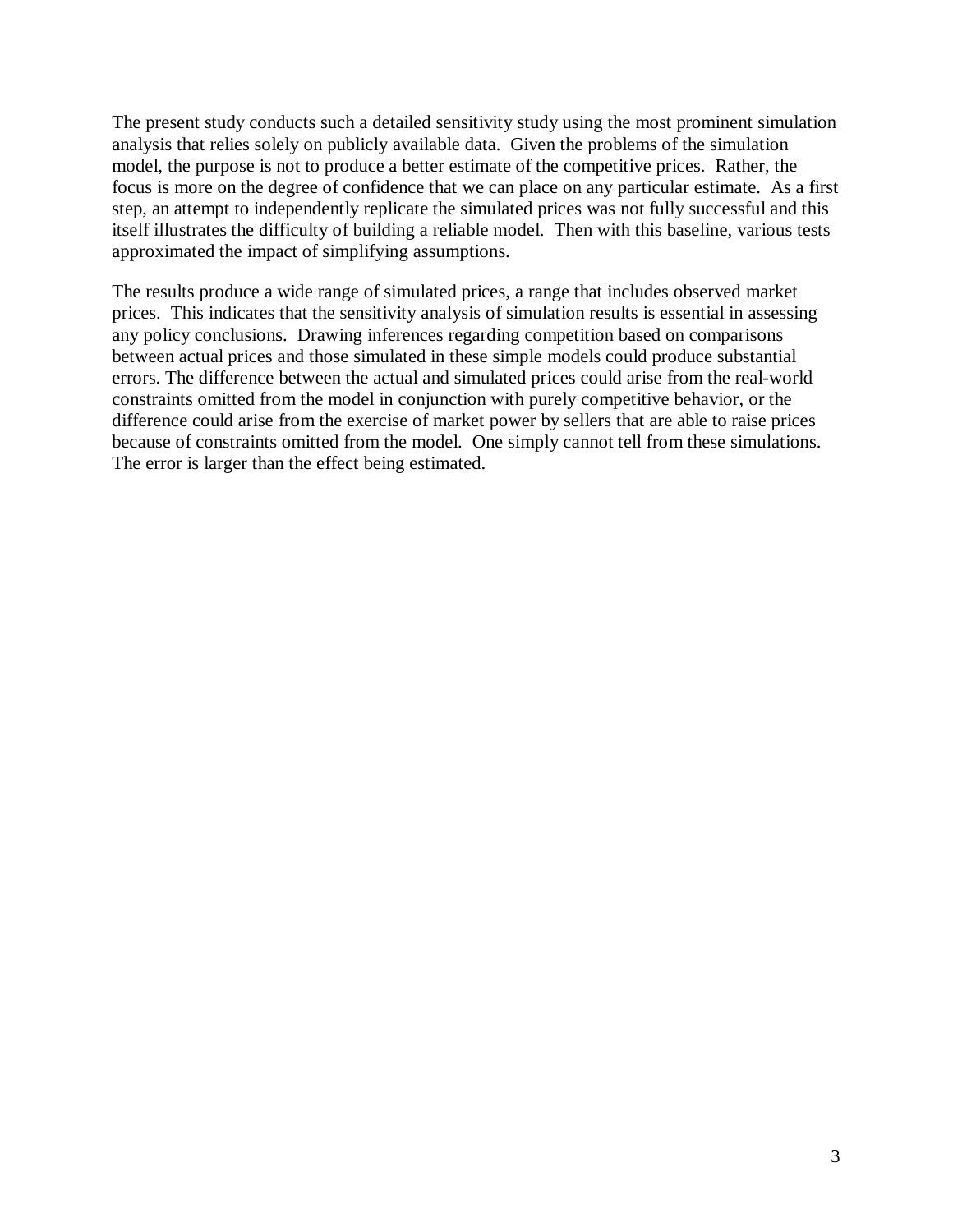The present study conducts such a detailed sensitivity study using the most prominent simulation analysis that relies solely on publicly available data. Given the problems of the simulation model, the purpose is not to produce a better estimate of the competitive prices. Rather, the focus is more on the degree of confidence that we can place on any particular estimate. As a first step, an attempt to independently replicate the simulated prices was not fully successful and this itself illustrates the difficulty of building a reliable model. Then with this baseline, various tests approximated the impact of simplifying assumptions.

The results produce a wide range of simulated prices, a range that includes observed market prices. This indicates that the sensitivity analysis of simulation results is essential in assessing any policy conclusions. Drawing inferences regarding competition based on comparisons between actual prices and those simulated in these simple models could produce substantial errors. The difference between the actual and simulated prices could arise from the real-world constraints omitted from the model in conjunction with purely competitive behavior, or the difference could arise from the exercise of market power by sellers that are able to raise prices because of constraints omitted from the model. One simply cannot tell from these simulations. The error is larger than the effect being estimated.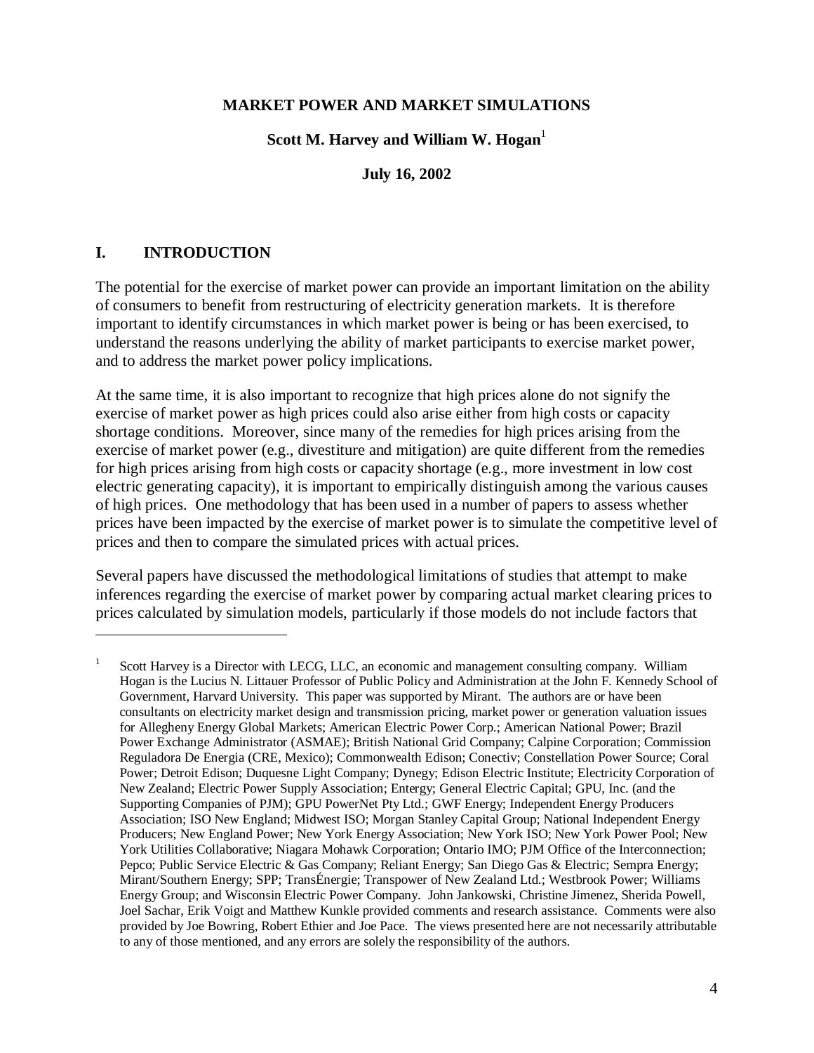**MARKET POWER AND MARKET SIMULATIONS**

**Scott M. Harvey and William W. Hogan**[1]

**July 16, 2002**

## I. INTRODUCTION

The potential for the exercise of market power can provide an important limitation on the ability of consumers to benefit from restructuring of electricity generation markets. It is therefore important to identify circumstances in which market power is being or has been exercised, to understand the reasons underlying the ability of market participants to exercise market power, and to address the market power policy implications.

At the same time, it is also important to recognize that high prices alone do not signify the exercise of market power as high prices could also arise either from high costs or capacity shortage conditions. Moreover, since many of the remedies for high prices arising from the exercise of market power (e.g., divestiture and mitigation) are quite different from the remedies for high prices arising from high costs or capacity shortage (e.g., more investment in low cost electric generating capacity), it is important to empirically distinguish among the various causes of high prices. One methodology that has been used in a number of papers to assess whether prices have been impacted by the exercise of market power is to simulate the competitive level of prices and then to compare the simulated prices with actual prices.

Several papers have discussed the methodological limitations of studies that attempt to make inferences regarding the exercise of market power by comparing actual market clearing prices to prices calculated by simulation models, particularly if those models do not include factors that

---

[1] Scott Harvey is a Director with LECG, LLC, an economic and management consulting company. William Hogan is the Lucius N. Littauer Professor of Public Policy and Administration at the John F. Kennedy School of Government, Harvard University. This paper was supported by Mirant. The authors are or have been consultants on electricity market design and transmission pricing, market power or generation valuation issues for Allegheny Energy Global Markets; American Electric Power Corp.; American National Power; Brazil Power Exchange Administrator (ASMAE); British National Grid Company; Calpine Corporation; Commission Reguladora De Energia (CRE, Mexico); Commonwealth Edison; Conectiv; Constellation Power Source; Coral Power; Detroit Edison; Duquesne Light Company; Dynegy; Edison Electric Institute; Electricity Corporation of New Zealand; Electric Power Supply Association; Entergy; General Electric Capital; GPU, Inc. (and the Supporting Companies of PJM); GPU PowerNet Pty Ltd.; GWF Energy; Independent Energy Producers Association; ISO New England; Midwest ISO; Morgan Stanley Capital Group; National Independent Energy Producers; New England Power; New York Energy Association; New York ISO; New York Power Pool; New York Utilities Collaborative; Niagara Mohawk Corporation; Ontario IMO; PJM Office of the Interconnection; Pepco; Public Service Electric & Gas Company; Reliant Energy; San Diego Gas & Electric; Sempra Energy; Mirant/Southern Energy; SPP; TransÉnergie; Transpower of New Zealand Ltd.; Westbrook Power; Williams Energy Group; and Wisconsin Electric Power Company. John Jankowski, Christine Jimenez, Sherida Powell, Joel Sachar, Erik Voigt and Matthew Kunkle provided comments and research assistance. Comments were also provided by Joe Bowring, Robert Ethier and Joe Pace. The views presented here are not necessarily attributable to any of those mentioned, and any errors are solely the responsibility of the authors.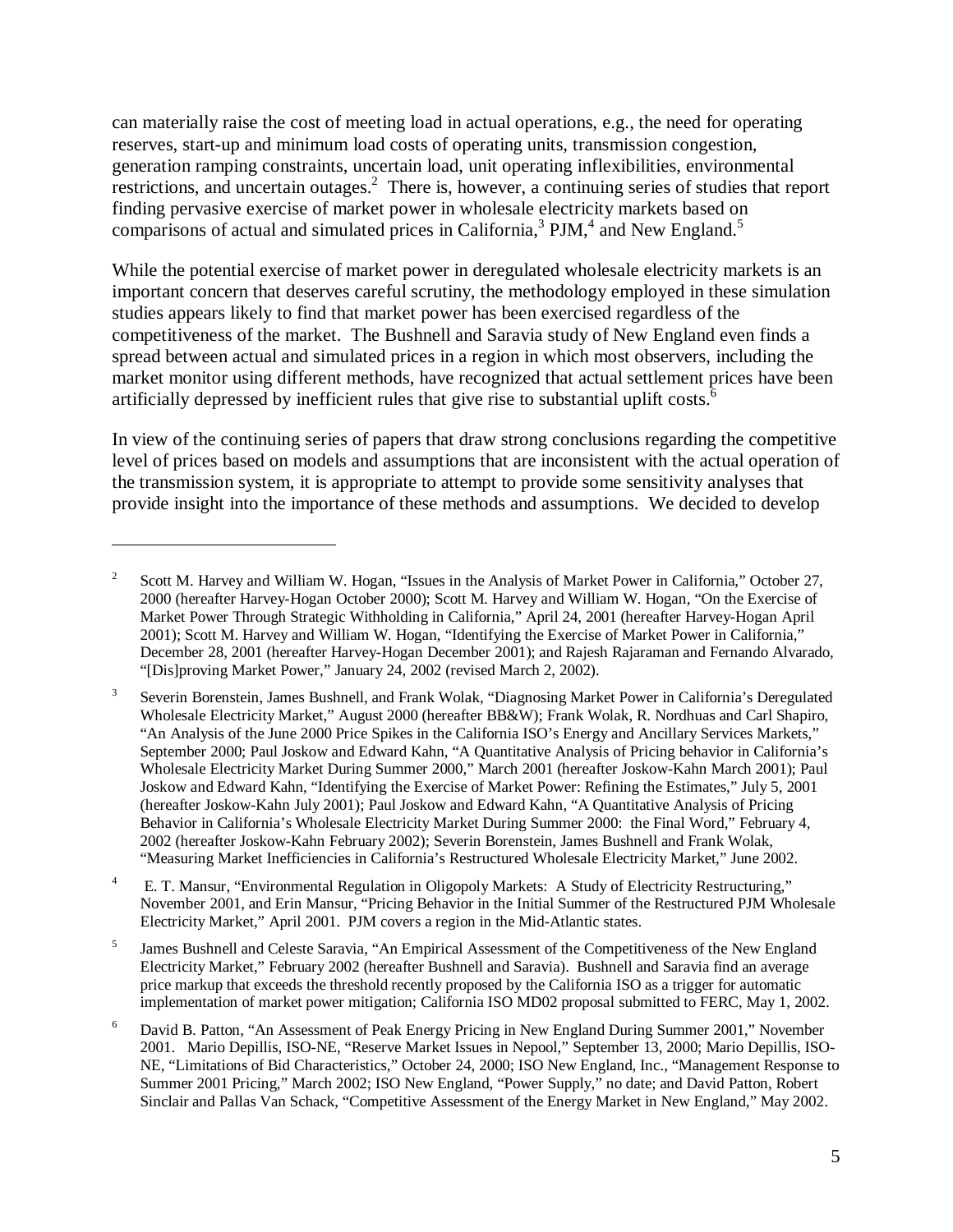can materially raise the cost of meeting load in actual operations, e.g., the need for operating reserves, start-up and minimum load costs of operating units, transmission congestion, generation ramping constraints, uncertain load, unit operating inflexibilities, environmental restrictions, and uncertain outages.[2] There is, however, a continuing series of studies that report finding pervasive exercise of market power in wholesale electricity markets based on comparisons of actual and simulated prices in California,[3] PJM,[4] and New England.[5]

While the potential exercise of market power in deregulated wholesale electricity markets is an important concern that deserves careful scrutiny, the methodology employed in these simulation studies appears likely to find that market power has been exercised regardless of the competitiveness of the market. The Bushnell and Saravia study of New England even finds a spread between actual and simulated prices in a region in which most observers, including the market monitor using different methods, have recognized that actual settlement prices have been artificially depressed by inefficient rules that give rise to substantial uplift costs.[6]

In view of the continuing series of papers that draw strong conclusions regarding the competitive level of prices based on models and assumptions that are inconsistent with the actual operation of the transmission system, it is appropriate to attempt to provide some sensitivity analyses that provide insight into the importance of these methods and assumptions. We decided to develop

---

[2] Scott M. Harvey and William W. Hogan, "Issues in the Analysis of Market Power in California," October 27, 2000 (hereafter Harvey-Hogan October 2000); Scott M. Harvey and William W. Hogan, "On the Exercise of Market Power Through Strategic Withholding in California," April 24, 2001 (hereafter Harvey-Hogan April 2001); Scott M. Harvey and William W. Hogan, "Identifying the Exercise of Market Power in California," December 28, 2001 (hereafter Harvey-Hogan December 2001); and Rajesh Rajaraman and Fernando Alvarado, "[Dis]proving Market Power," January 24, 2002 (revised March 2, 2002).

[3] Severin Borenstein, James Bushnell, and Frank Wolak, "Diagnosing Market Power in California's Deregulated Wholesale Electricity Market," August 2000 (hereafter BB&W); Frank Wolak, R. Nordhuas and Carl Shapiro, "An Analysis of the June 2000 Price Spikes in the California ISO's Energy and Ancillary Services Markets," September 2000; Paul Joskow and Edward Kahn, "A Quantitative Analysis of Pricing behavior in California's Wholesale Electricity Market During Summer 2000," March 2001 (hereafter Joskow-Kahn March 2001); Paul Joskow and Edward Kahn, "Identifying the Exercise of Market Power: Refining the Estimates," July 5, 2001 (hereafter Joskow-Kahn July 2001); Paul Joskow and Edward Kahn, "A Quantitative Analysis of Pricing Behavior in California's Wholesale Electricity Market During Summer 2000: the Final Word," February 4, 2002 (hereafter Joskow-Kahn February 2002); Severin Borenstein, James Bushnell and Frank Wolak, "Measuring Market Inefficiencies in California's Restructured Wholesale Electricity Market," June 2002.

[4] E. T. Mansur, "Environmental Regulation in Oligopoly Markets: A Study of Electricity Restructuring," November 2001, and Erin Mansur, "Pricing Behavior in the Initial Summer of the Restructured PJM Wholesale Electricity Market," April 2001. PJM covers a region in the Mid-Atlantic states.

[5] James Bushnell and Celeste Saravia, "An Empirical Assessment of the Competitiveness of the New England Electricity Market," February 2002 (hereafter Bushnell and Saravia). Bushnell and Saravia find an average price markup that exceeds the threshold recently proposed by the California ISO as a trigger for automatic implementation of market power mitigation; California ISO MD02 proposal submitted to FERC, May 1, 2002.

[6] David B. Patton, "An Assessment of Peak Energy Pricing in New England During Summer 2001," November 2001. Mario Depillis, ISO-NE, "Reserve Market Issues in Nepool," September 13, 2000; Mario Depillis, ISO-NE, "Limitations of Bid Characteristics," October 24, 2000; ISO New England, Inc., "Management Response to Summer 2001 Pricing," March 2002; ISO New England, "Power Supply," no date; and David Patton, Robert Sinclair and Pallas Van Schack, "Competitive Assessment of the Energy Market in New England," May 2002.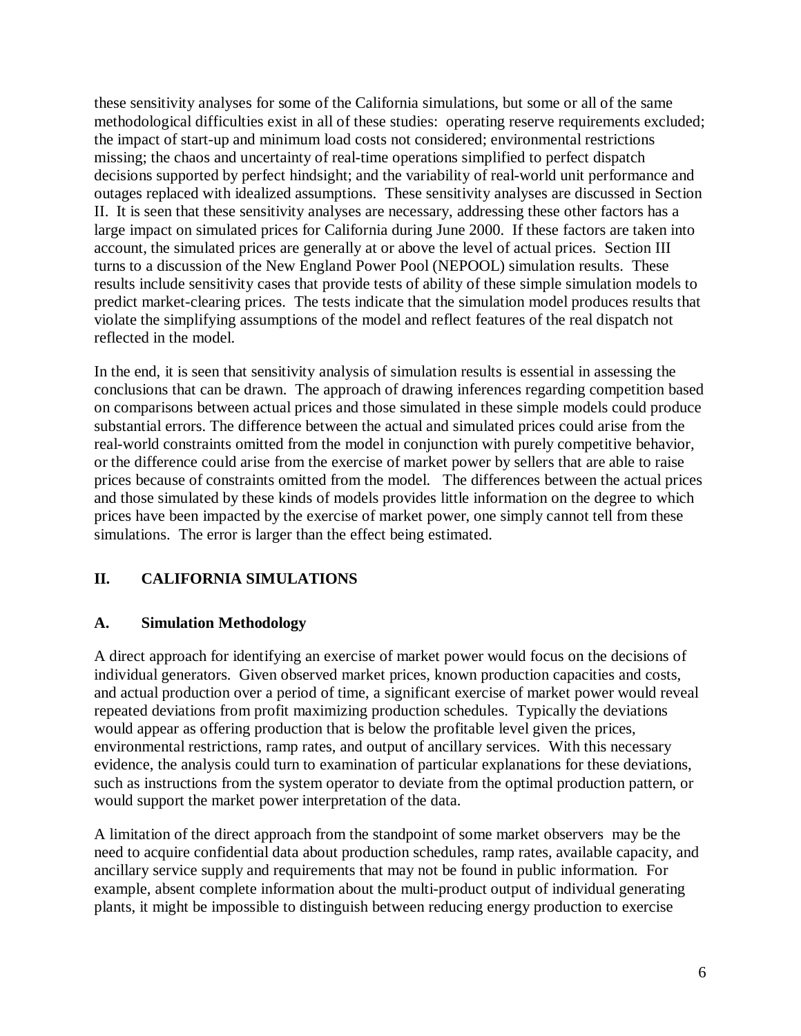these sensitivity analyses for some of the California simulations, but some or all of the same methodological difficulties exist in all of these studies: operating reserve requirements excluded; the impact of start-up and minimum load costs not considered; environmental restrictions missing; the chaos and uncertainty of real-time operations simplified to perfect dispatch decisions supported by perfect hindsight; and the variability of real-world unit performance and outages replaced with idealized assumptions. These sensitivity analyses are discussed in Section II. It is seen that these sensitivity analyses are necessary, addressing these other factors has a large impact on simulated prices for California during June 2000. If these factors are taken into account, the simulated prices are generally at or above the level of actual prices. Section III turns to a discussion of the New England Power Pool (NEPOOL) simulation results. These results include sensitivity cases that provide tests of ability of these simple simulation models to predict market-clearing prices. The tests indicate that the simulation model produces results that violate the simplifying assumptions of the model and reflect features of the real dispatch not reflected in the model.

In the end, it is seen that sensitivity analysis of simulation results is essential in assessing the conclusions that can be drawn. The approach of drawing inferences regarding competition based on comparisons between actual prices and those simulated in these simple models could produce substantial errors. The difference between the actual and simulated prices could arise from the real-world constraints omitted from the model in conjunction with purely competitive behavior, or the difference could arise from the exercise of market power by sellers that are able to raise prices because of constraints omitted from the model. The differences between the actual prices and those simulated by these kinds of models provides little information on the degree to which prices have been impacted by the exercise of market power, one simply cannot tell from these simulations. The error is larger than the effect being estimated.

## II. CALIFORNIA SIMULATIONS

### A. Simulation Methodology

A direct approach for identifying an exercise of market power would focus on the decisions of individual generators. Given observed market prices, known production capacities and costs, and actual production over a period of time, a significant exercise of market power would reveal repeated deviations from profit maximizing production schedules. Typically the deviations would appear as offering production that is below the profitable level given the prices, environmental restrictions, ramp rates, and output of ancillary services. With this necessary evidence, the analysis could turn to examination of particular explanations for these deviations, such as instructions from the system operator to deviate from the optimal production pattern, or would support the market power interpretation of the data.

A limitation of the direct approach from the standpoint of some market observers may be the need to acquire confidential data about production schedules, ramp rates, available capacity, and ancillary service supply and requirements that may not be found in public information. For example, absent complete information about the multi-product output of individual generating plants, it might be impossible to distinguish between reducing energy production to exercise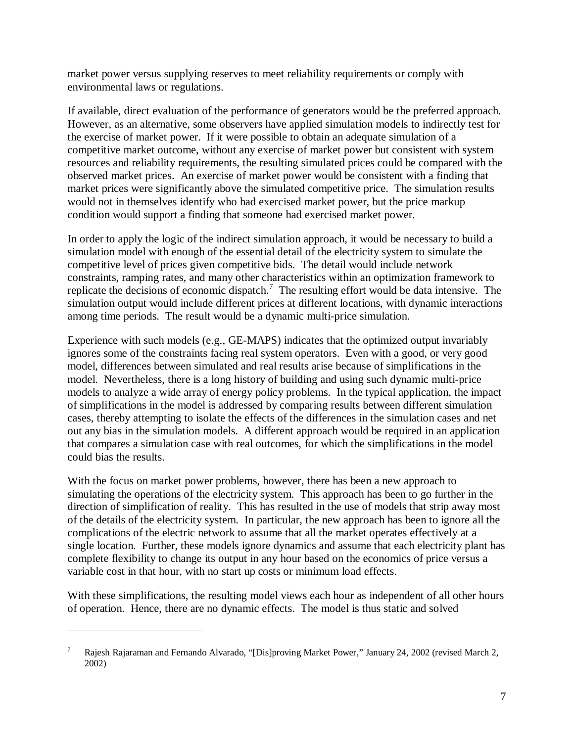market power versus supplying reserves to meet reliability requirements or comply with environmental laws or regulations.

If available, direct evaluation of the performance of generators would be the preferred approach. However, as an alternative, some observers have applied simulation models to indirectly test for the exercise of market power. If it were possible to obtain an adequate simulation of a competitive market outcome, without any exercise of market power but consistent with system resources and reliability requirements, the resulting simulated prices could be compared with the observed market prices. An exercise of market power would be consistent with a finding that market prices were significantly above the simulated competitive price. The simulation results would not in themselves identify who had exercised market power, but the price markup condition would support a finding that someone had exercised market power.

In order to apply the logic of the indirect simulation approach, it would be necessary to build a simulation model with enough of the essential detail of the electricity system to simulate the competitive level of prices given competitive bids. The detail would include network constraints, ramping rates, and many other characteristics within an optimization framework to replicate the decisions of economic dispatch.[7] The resulting effort would be data intensive. The simulation output would include different prices at different locations, with dynamic interactions among time periods. The result would be a dynamic multi-price simulation.

Experience with such models (e.g., GE-MAPS) indicates that the optimized output invariably ignores some of the constraints facing real system operators. Even with a good, or very good model, differences between simulated and real results arise because of simplifications in the model. Nevertheless, there is a long history of building and using such dynamic multi-price models to analyze a wide array of energy policy problems. In the typical application, the impact of simplifications in the model is addressed by comparing results between different simulation cases, thereby attempting to isolate the effects of the differences in the simulation cases and net out any bias in the simulation models. A different approach would be required in an application that compares a simulation case with real outcomes, for which the simplifications in the model could bias the results.

With the focus on market power problems, however, there has been a new approach to simulating the operations of the electricity system. This approach has been to go further in the direction of simplification of reality. This has resulted in the use of models that strip away most of the details of the electricity system. In particular, the new approach has been to ignore all the complications of the electric network to assume that all the market operates effectively at a single location. Further, these models ignore dynamics and assume that each electricity plant has complete flexibility to change its output in any hour based on the economics of price versus a variable cost in that hour, with no start up costs or minimum load effects.

With these simplifications, the resulting model views each hour as independent of all other hours of operation. Hence, there are no dynamic effects. The model is thus static and solved

---

[7] Rajesh Rajaraman and Fernando Alvarado, "[Dis]proving Market Power," January 24, 2002 (revised March 2, 2002)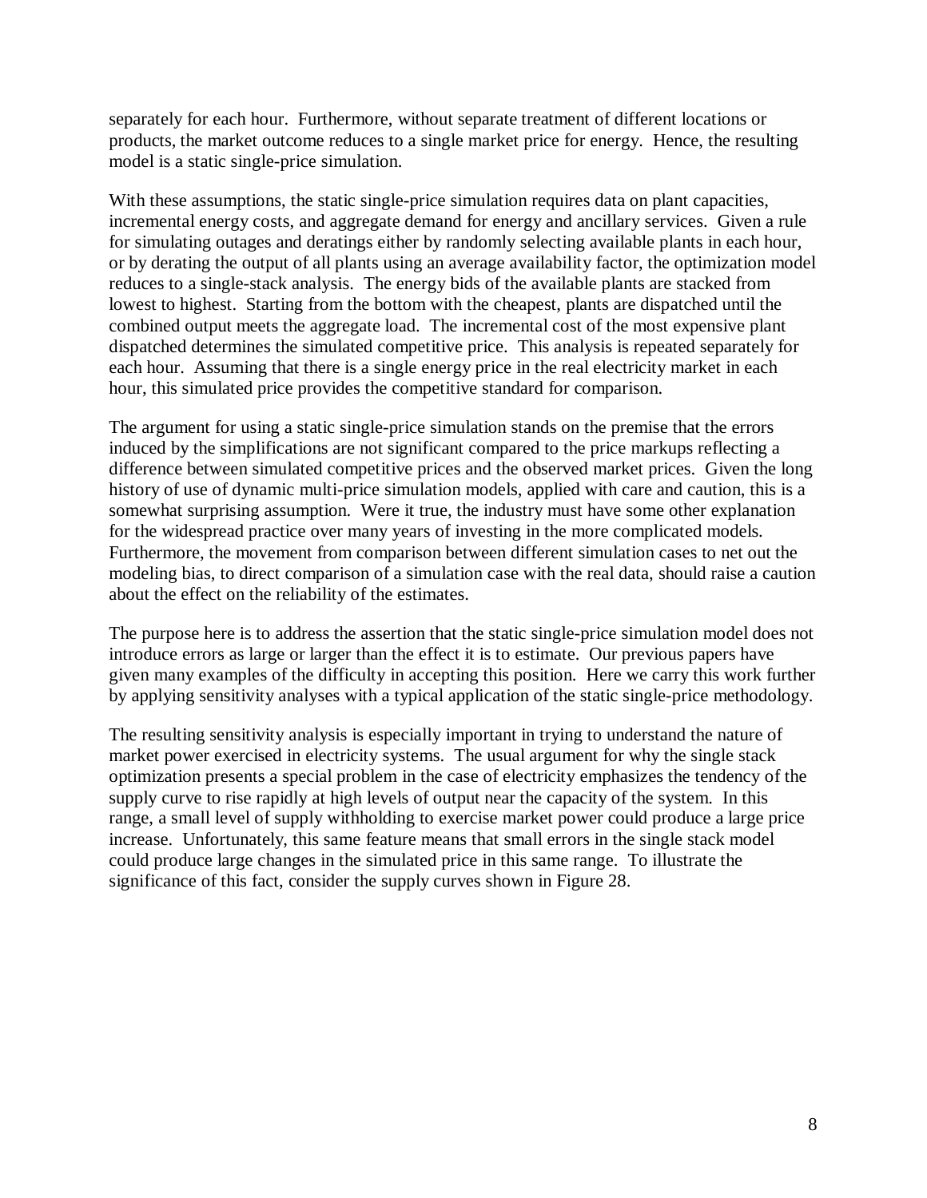separately for each hour. Furthermore, without separate treatment of different locations or products, the market outcome reduces to a single market price for energy. Hence, the resulting model is a static single-price simulation.

With these assumptions, the static single-price simulation requires data on plant capacities, incremental energy costs, and aggregate demand for energy and ancillary services. Given a rule for simulating outages and deratings either by randomly selecting available plants in each hour, or by derating the output of all plants using an average availability factor, the optimization model reduces to a single-stack analysis. The energy bids of the available plants are stacked from lowest to highest. Starting from the bottom with the cheapest, plants are dispatched until the combined output meets the aggregate load. The incremental cost of the most expensive plant dispatched determines the simulated competitive price. This analysis is repeated separately for each hour. Assuming that there is a single energy price in the real electricity market in each hour, this simulated price provides the competitive standard for comparison.

The argument for using a static single-price simulation stands on the premise that the errors induced by the simplifications are not significant compared to the price markups reflecting a difference between simulated competitive prices and the observed market prices. Given the long history of use of dynamic multi-price simulation models, applied with care and caution, this is a somewhat surprising assumption. Were it true, the industry must have some other explanation for the widespread practice over many years of investing in the more complicated models. Furthermore, the movement from comparison between different simulation cases to net out the modeling bias, to direct comparison of a simulation case with the real data, should raise a caution about the effect on the reliability of the estimates.

The purpose here is to address the assertion that the static single-price simulation model does not introduce errors as large or larger than the effect it is to estimate. Our previous papers have given many examples of the difficulty in accepting this position. Here we carry this work further by applying sensitivity analyses with a typical application of the static single-price methodology.

The resulting sensitivity analysis is especially important in trying to understand the nature of market power exercised in electricity systems. The usual argument for why the single stack optimization presents a special problem in the case of electricity emphasizes the tendency of the supply curve to rise rapidly at high levels of output near the capacity of the system. In this range, a small level of supply withholding to exercise market power could produce a large price increase. Unfortunately, this same feature means that small errors in the single stack model could produce large changes in the simulated price in this same range. To illustrate the significance of this fact, consider the supply curves shown in Figure 28.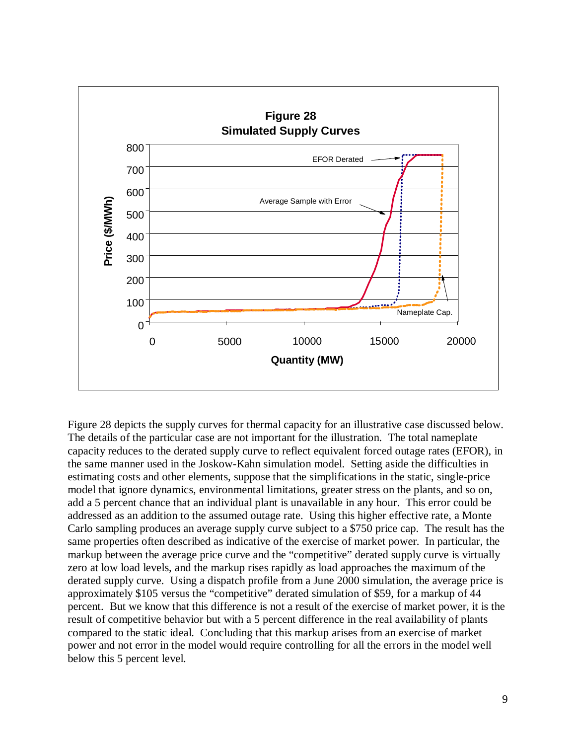**Figure 28**
**Simulated Supply Curves**

Figure 28 depicts the supply curves for thermal capacity for an illustrative case discussed below. The details of the particular case are not important for the illustration. The total nameplate capacity reduces to the derated supply curve to reflect equivalent forced outage rates (EFOR), in the same manner used in the Joskow-Kahn simulation model. Setting aside the difficulties in estimating costs and other elements, suppose that the simplifications in the static, single-price model that ignore dynamics, environmental limitations, greater stress on the plants, and so on, add a 5 percent chance that an individual plant is unavailable in any hour. This error could be addressed as an addition to the assumed outage rate. Using this higher effective rate, a Monte Carlo sampling produces an average supply curve subject to a $750 price cap. The result has the same properties often described as indicative of the exercise of market power. In particular, the markup between the average price curve and the "competitive" derated supply curve is virtually zero at low load levels, and the markup rises rapidly as load approaches the maximum of the derated supply curve. Using a dispatch profile from a June 2000 simulation, the average price is approximately $105 versus the "competitive" derated simulation of $59, for a markup of 44 percent. But we know that this difference is not a result of the exercise of market power, it is the result of competitive behavior but with a 5 percent difference in the real availability of plants compared to the static ideal. Concluding that this markup arises from an exercise of market power and not error in the model would require controlling for all the errors in the model well below this 5 percent level.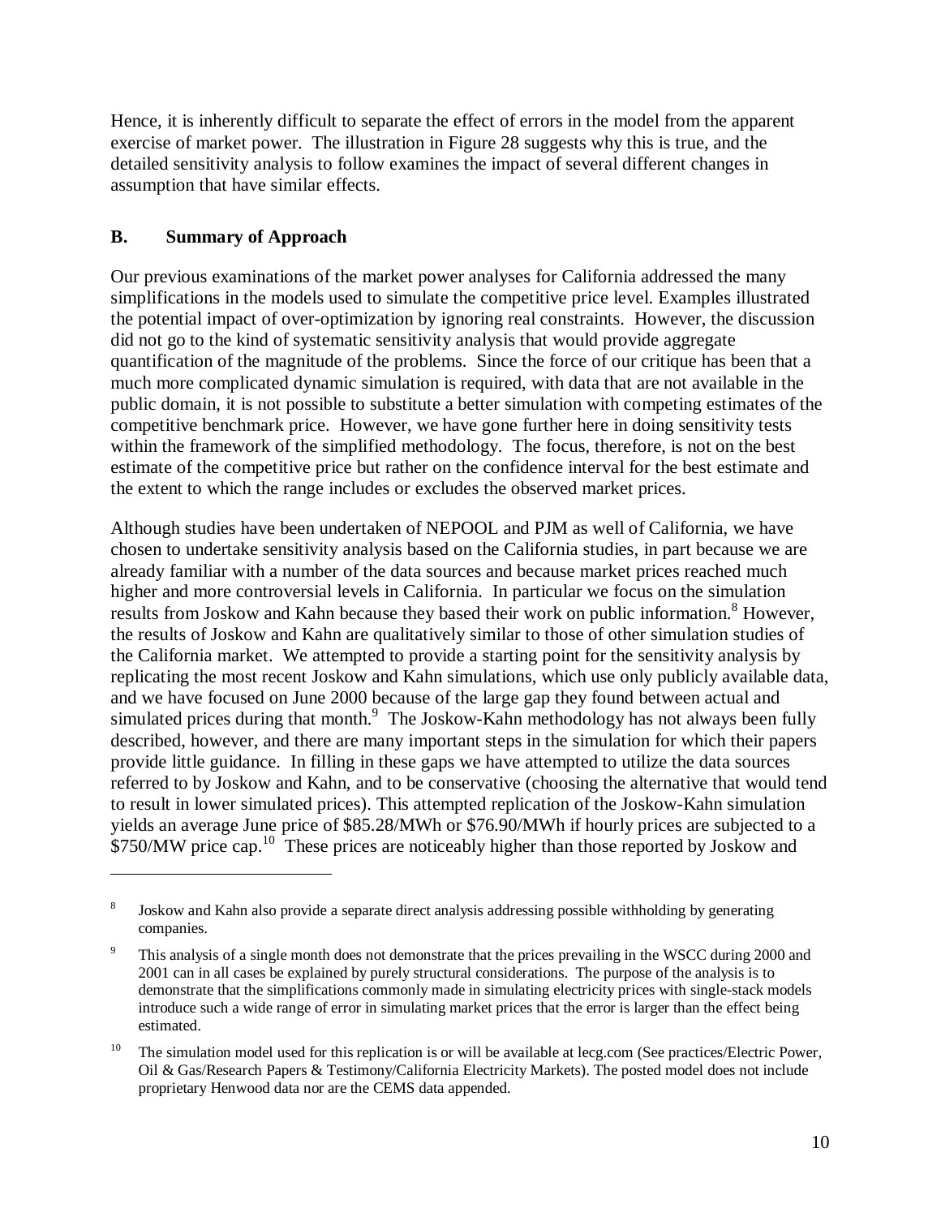Hence, it is inherently difficult to separate the effect of errors in the model from the apparent exercise of market power. The illustration in Figure 28 suggests why this is true, and the detailed sensitivity analysis to follow examines the impact of several different changes in assumption that have similar effects.

## B. Summary of Approach

Our previous examinations of the market power analyses for California addressed the many simplifications in the models used to simulate the competitive price level. Examples illustrated the potential impact of over-optimization by ignoring real constraints. However, the discussion did not go to the kind of systematic sensitivity analysis that would provide aggregate quantification of the magnitude of the problems. Since the force of our critique has been that a much more complicated dynamic simulation is required, with data that are not available in the public domain, it is not possible to substitute a better simulation with competing estimates of the competitive benchmark price. However, we have gone further here in doing sensitivity tests within the framework of the simplified methodology. The focus, therefore, is not on the best estimate of the competitive price but rather on the confidence interval for the best estimate and the extent to which the range includes or excludes the observed market prices.

Although studies have been undertaken of NEPOOL and PJM as well of California, we have chosen to undertake sensitivity analysis based on the California studies, in part because we are already familiar with a number of the data sources and because market prices reached much higher and more controversial levels in California. In particular we focus on the simulation results from Joskow and Kahn because they based their work on public information.[8] However, the results of Joskow and Kahn are qualitatively similar to those of other simulation studies of the California market. We attempted to provide a starting point for the sensitivity analysis by replicating the most recent Joskow and Kahn simulations, which use only publicly available data, and we have focused on June 2000 because of the large gap they found between actual and simulated prices during that month.[9] The Joskow-Kahn methodology has not always been fully described, however, and there are many important steps in the simulation for which their papers provide little guidance. In filling in these gaps we have attempted to utilize the data sources referred to by Joskow and Kahn, and to be conservative (choosing the alternative that would tend to result in lower simulated prices). This attempted replication of the Joskow-Kahn simulation yields an average June price of $85.28/MWh or $76.90/MWh if hourly prices are subjected to a $750/MW price cap.[10] These prices are noticeably higher than those reported by Joskow and

---

[8] Joskow and Kahn also provide a separate direct analysis addressing possible withholding by generating companies.

[9] This analysis of a single month does not demonstrate that the prices prevailing in the WSCC during 2000 and 2001 can in all cases be explained by purely structural considerations. The purpose of the analysis is to demonstrate that the simplifications commonly made in simulating electricity prices with single-stack models introduce such a wide range of error in simulating market prices that the error is larger than the effect being estimated.

[10] The simulation model used for this replication is or will be available at lecg.com (See practices/Electric Power, Oil & Gas/Research Papers & Testimony/California Electricity Markets). The posted model does not include proprietary Henwood data nor are the CEMS data appended.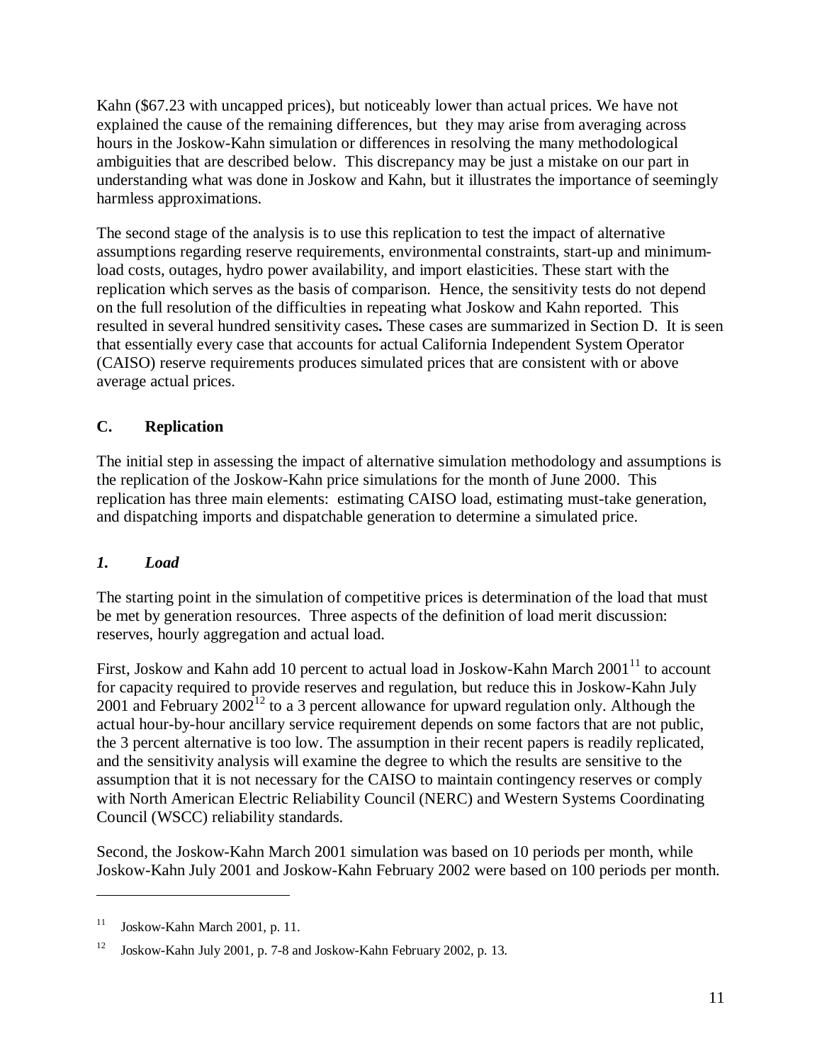Kahn ($67.23 with uncapped prices), but noticeably lower than actual prices. We have not explained the cause of the remaining differences, but they may arise from averaging across hours in the Joskow-Kahn simulation or differences in resolving the many methodological ambiguities that are described below. This discrepancy may be just a mistake on our part in understanding what was done in Joskow and Kahn, but it illustrates the importance of seemingly harmless approximations.

The second stage of the analysis is to use this replication to test the impact of alternative assumptions regarding reserve requirements, environmental constraints, start-up and minimum-load costs, outages, hydro power availability, and import elasticities. These start with the replication which serves as the basis of comparison. Hence, the sensitivity tests do not depend on the full resolution of the difficulties in repeating what Joskow and Kahn reported. This resulted in several hundred sensitivity cases**.** These cases are summarized in Section D. It is seen that essentially every case that accounts for actual California Independent System Operator (CAISO) reserve requirements produces simulated prices that are consistent with or above average actual prices.

## C. Replication

The initial step in assessing the impact of alternative simulation methodology and assumptions is the replication of the Joskow-Kahn price simulations for the month of June 2000. This replication has three main elements: estimating CAISO load, estimating must-take generation, and dispatching imports and dispatchable generation to determine a simulated price.

### *1. Load*

The starting point in the simulation of competitive prices is determination of the load that must be met by generation resources. Three aspects of the definition of load merit discussion: reserves, hourly aggregation and actual load.

First, Joskow and Kahn add 10 percent to actual load in Joskow-Kahn March 2001[11] to account for capacity required to provide reserves and regulation, but reduce this in Joskow-Kahn July 2001 and February 2002[12] to a 3 percent allowance for upward regulation only. Although the actual hour-by-hour ancillary service requirement depends on some factors that are not public, the 3 percent alternative is too low. The assumption in their recent papers is readily replicated, and the sensitivity analysis will examine the degree to which the results are sensitive to the assumption that it is not necessary for the CAISO to maintain contingency reserves or comply with North American Electric Reliability Council (NERC) and Western Systems Coordinating Council (WSCC) reliability standards.

Second, the Joskow-Kahn March 2001 simulation was based on 10 periods per month, while Joskow-Kahn July 2001 and Joskow-Kahn February 2002 were based on 100 periods per month.

---

[11] Joskow-Kahn March 2001, p. 11.

[12] Joskow-Kahn July 2001, p. 7-8 and Joskow-Kahn February 2002, p. 13.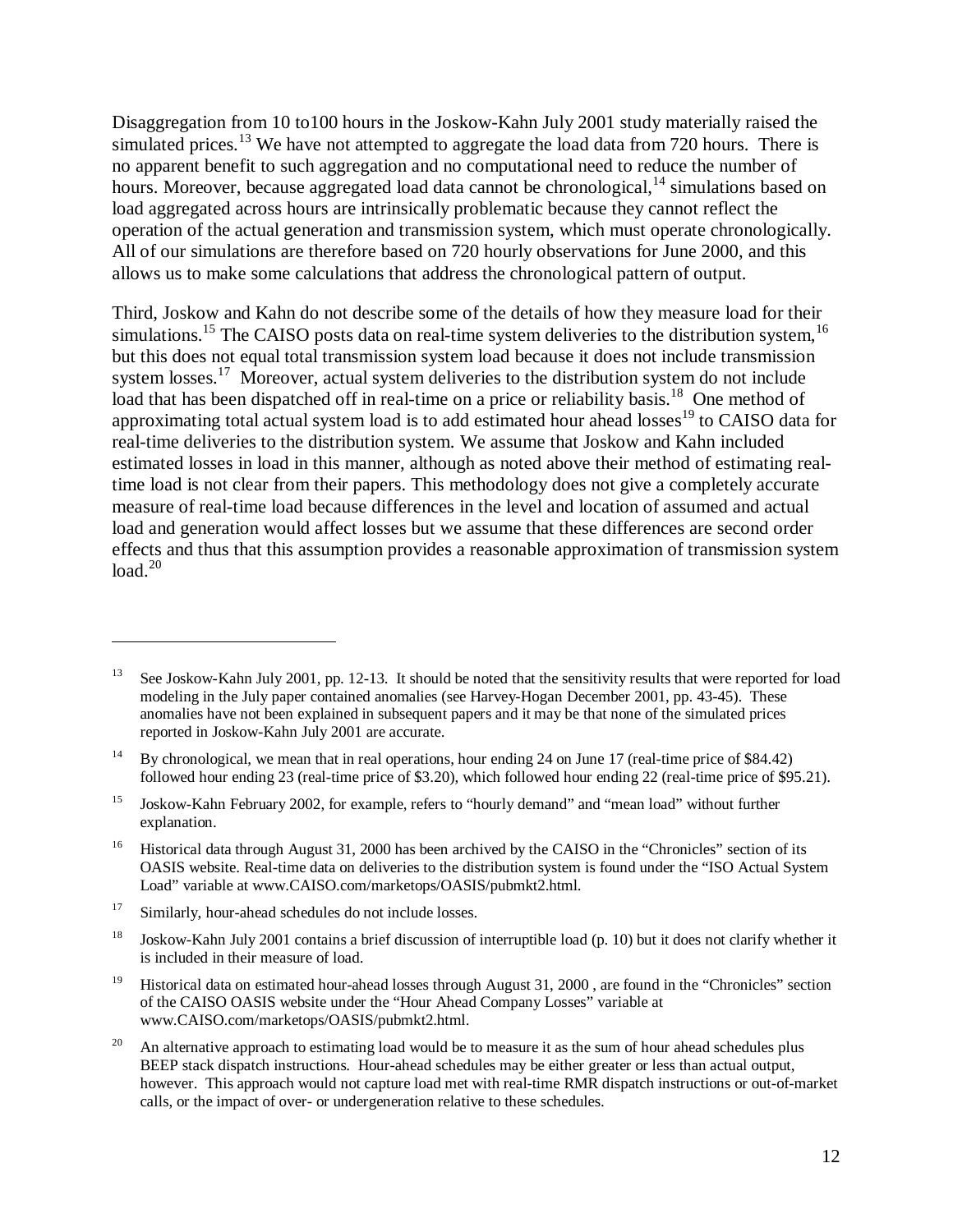Disaggregation from 10 to100 hours in the Joskow-Kahn July 2001 study materially raised the simulated prices.[13] We have not attempted to aggregate the load data from 720 hours. There is no apparent benefit to such aggregation and no computational need to reduce the number of hours. Moreover, because aggregated load data cannot be chronological,[14] simulations based on load aggregated across hours are intrinsically problematic because they cannot reflect the operation of the actual generation and transmission system, which must operate chronologically. All of our simulations are therefore based on 720 hourly observations for June 2000, and this allows us to make some calculations that address the chronological pattern of output.

Third, Joskow and Kahn do not describe some of the details of how they measure load for their simulations.[15] The CAISO posts data on real-time system deliveries to the distribution system,[16] but this does not equal total transmission system load because it does not include transmission system losses.[17] Moreover, actual system deliveries to the distribution system do not include load that has been dispatched off in real-time on a price or reliability basis.[18] One method of approximating total actual system load is to add estimated hour ahead losses[19] to CAISO data for real-time deliveries to the distribution system. We assume that Joskow and Kahn included estimated losses in load in this manner, although as noted above their method of estimating real-time load is not clear from their papers. This methodology does not give a completely accurate measure of real-time load because differences in the level and location of assumed and actual load and generation would affect losses but we assume that these differences are second order effects and thus that this assumption provides a reasonable approximation of transmission system load.[20]

---

[13] See Joskow-Kahn July 2001, pp. 12-13. It should be noted that the sensitivity results that were reported for load modeling in the July paper contained anomalies (see Harvey-Hogan December 2001, pp. 43-45). These anomalies have not been explained in subsequent papers and it may be that none of the simulated prices reported in Joskow-Kahn July 2001 are accurate.

[14] By chronological, we mean that in real operations, hour ending 24 on June 17 (real-time price of $84.42) followed hour ending 23 (real-time price of $3.20), which followed hour ending 22 (real-time price of $95.21).

[15] Joskow-Kahn February 2002, for example, refers to "hourly demand" and "mean load" without further explanation.

[16] Historical data through August 31, 2000 has been archived by the CAISO in the "Chronicles" section of its OASIS website. Real-time data on deliveries to the distribution system is found under the "ISO Actual System Load" variable at www.CAISO.com/marketops/OASIS/pubmkt2.html.

[17] Similarly, hour-ahead schedules do not include losses.

[18] Joskow-Kahn July 2001 contains a brief discussion of interruptible load (p. 10) but it does not clarify whether it is included in their measure of load.

[19] Historical data on estimated hour-ahead losses through August 31, 2000 , are found in the "Chronicles" section of the CAISO OASIS website under the "Hour Ahead Company Losses" variable at www.CAISO.com/marketops/OASIS/pubmkt2.html.

[20] An alternative approach to estimating load would be to measure it as the sum of hour ahead schedules plus BEEP stack dispatch instructions. Hour-ahead schedules may be either greater or less than actual output, however. This approach would not capture load met with real-time RMR dispatch instructions or out-of-market calls, or the impact of over- or undergeneration relative to these schedules.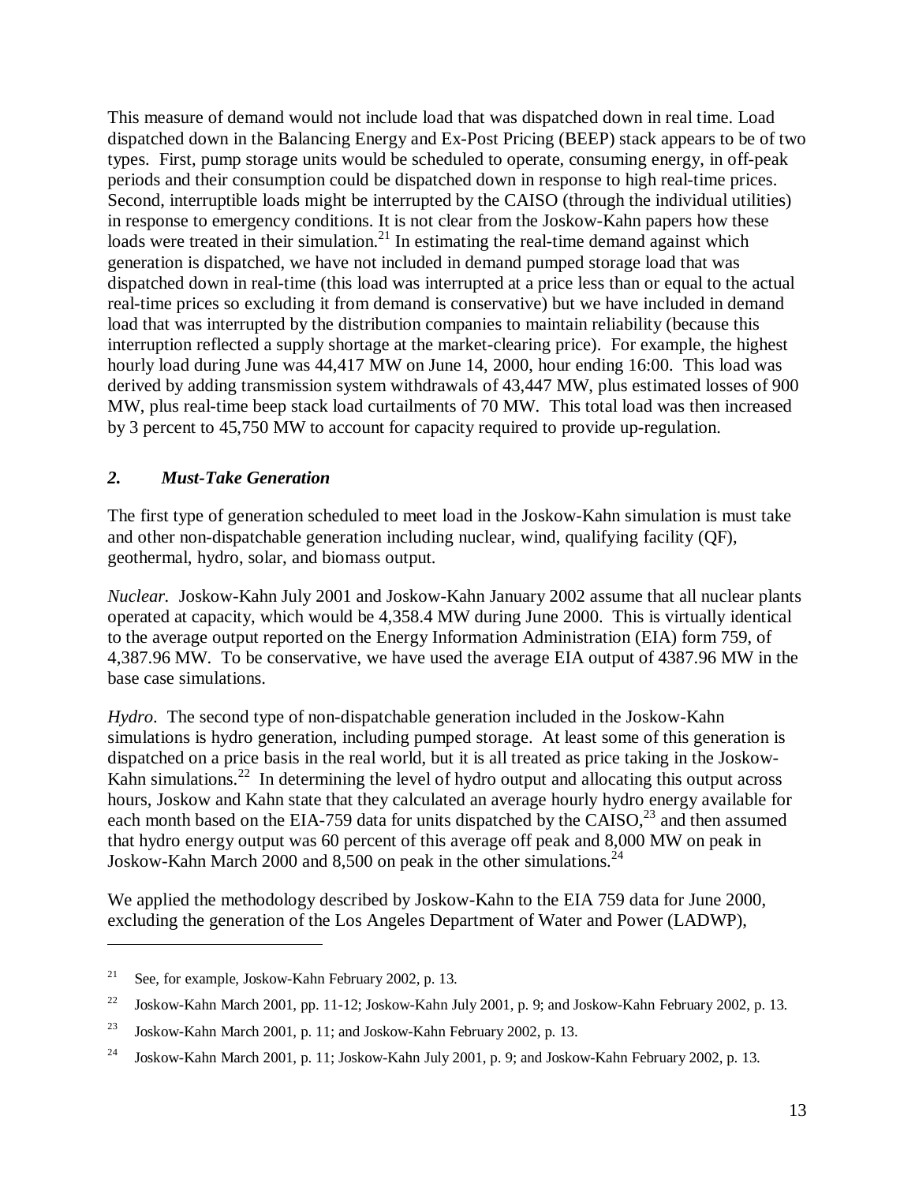This measure of demand would not include load that was dispatched down in real time. Load dispatched down in the Balancing Energy and Ex-Post Pricing (BEEP) stack appears to be of two types. First, pump storage units would be scheduled to operate, consuming energy, in off-peak periods and their consumption could be dispatched down in response to high real-time prices. Second, interruptible loads might be interrupted by the CAISO (through the individual utilities) in response to emergency conditions. It is not clear from the Joskow-Kahn papers how these loads were treated in their simulation.[21] In estimating the real-time demand against which generation is dispatched, we have not included in demand pumped storage load that was dispatched down in real-time (this load was interrupted at a price less than or equal to the actual real-time prices so excluding it from demand is conservative) but we have included in demand load that was interrupted by the distribution companies to maintain reliability (because this interruption reflected a supply shortage at the market-clearing price). For example, the highest hourly load during June was 44,417 MW on June 14, 2000, hour ending 16:00. This load was derived by adding transmission system withdrawals of 43,447 MW, plus estimated losses of 900 MW, plus real-time beep stack load curtailments of 70 MW. This total load was then increased by 3 percent to 45,750 MW to account for capacity required to provide up-regulation.

### *2. Must-Take Generation*

The first type of generation scheduled to meet load in the Joskow-Kahn simulation is must take and other non-dispatchable generation including nuclear, wind, qualifying facility (QF), geothermal, hydro, solar, and biomass output.

*Nuclear.* Joskow-Kahn July 2001 and Joskow-Kahn January 2002 assume that all nuclear plants operated at capacity, which would be 4,358.4 MW during June 2000. This is virtually identical to the average output reported on the Energy Information Administration (EIA) form 759, of 4,387.96 MW. To be conservative, we have used the average EIA output of 4387.96 MW in the base case simulations.

*Hydro*. The second type of non-dispatchable generation included in the Joskow-Kahn simulations is hydro generation, including pumped storage. At least some of this generation is dispatched on a price basis in the real world, but it is all treated as price taking in the Joskow-Kahn simulations.[22] In determining the level of hydro output and allocating this output across hours, Joskow and Kahn state that they calculated an average hourly hydro energy available for each month based on the EIA-759 data for units dispatched by the CAISO,[23] and then assumed that hydro energy output was 60 percent of this average off peak and 8,000 MW on peak in Joskow-Kahn March 2000 and 8,500 on peak in the other simulations.[24]

We applied the methodology described by Joskow-Kahn to the EIA 759 data for June 2000, excluding the generation of the Los Angeles Department of Water and Power (LADWP),

---

[21] See, for example, Joskow-Kahn February 2002, p. 13.

[22] Joskow-Kahn March 2001, pp. 11-12; Joskow-Kahn July 2001, p. 9; and Joskow-Kahn February 2002, p. 13.

[23] Joskow-Kahn March 2001, p. 11; and Joskow-Kahn February 2002, p. 13.

[24] Joskow-Kahn March 2001, p. 11; Joskow-Kahn July 2001, p. 9; and Joskow-Kahn February 2002, p. 13.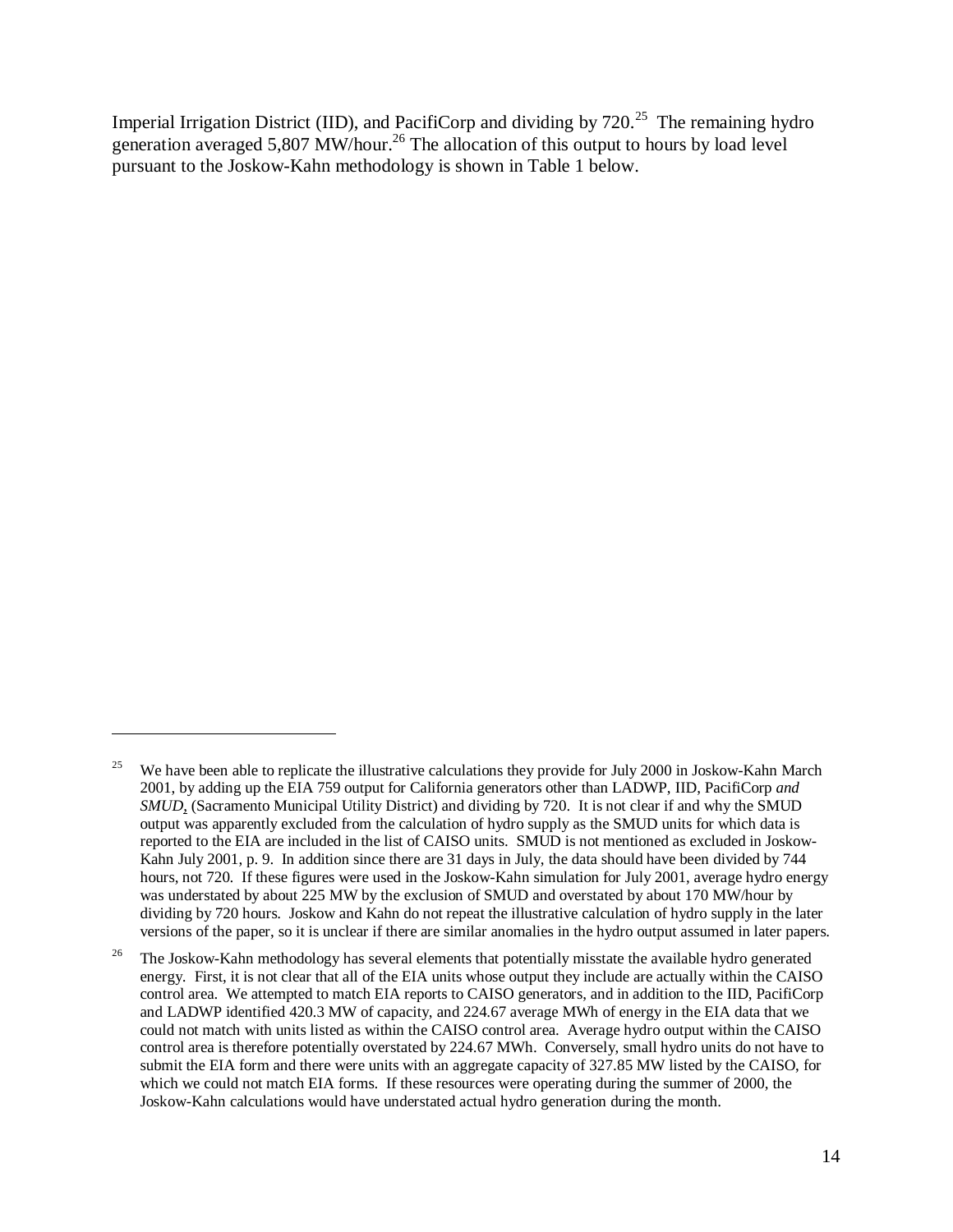Imperial Irrigation District (IID), and PacifiCorp and dividing by 720.[25] The remaining hydro generation averaged 5,807 MW/hour.[26] The allocation of this output to hours by load level pursuant to the Joskow-Kahn methodology is shown in Table 1 below.

---

[25] We have been able to replicate the illustrative calculations they provide for July 2000 in Joskow-Kahn March 2001, by adding up the EIA 759 output for California generators other than LADWP, IID, PacifiCorp *and SMUD*, (Sacramento Municipal Utility District) and dividing by 720. It is not clear if and why the SMUD output was apparently excluded from the calculation of hydro supply as the SMUD units for which data is reported to the EIA are included in the list of CAISO units. SMUD is not mentioned as excluded in Joskow-Kahn July 2001, p. 9. In addition since there are 31 days in July, the data should have been divided by 744 hours, not 720. If these figures were used in the Joskow-Kahn simulation for July 2001, average hydro energy was understated by about 225 MW by the exclusion of SMUD and overstated by about 170 MW/hour by dividing by 720 hours. Joskow and Kahn do not repeat the illustrative calculation of hydro supply in the later versions of the paper, so it is unclear if there are similar anomalies in the hydro output assumed in later papers.

[26] The Joskow-Kahn methodology has several elements that potentially misstate the available hydro generated energy. First, it is not clear that all of the EIA units whose output they include are actually within the CAISO control area. We attempted to match EIA reports to CAISO generators, and in addition to the IID, PacifiCorp and LADWP identified 420.3 MW of capacity, and 224.67 average MWh of energy in the EIA data that we could not match with units listed as within the CAISO control area. Average hydro output within the CAISO control area is therefore potentially overstated by 224.67 MWh. Conversely, small hydro units do not have to submit the EIA form and there were units with an aggregate capacity of 327.85 MW listed by the CAISO, for which we could not match EIA forms. If these resources were operating during the summer of 2000, the Joskow-Kahn calculations would have understated actual hydro generation during the month.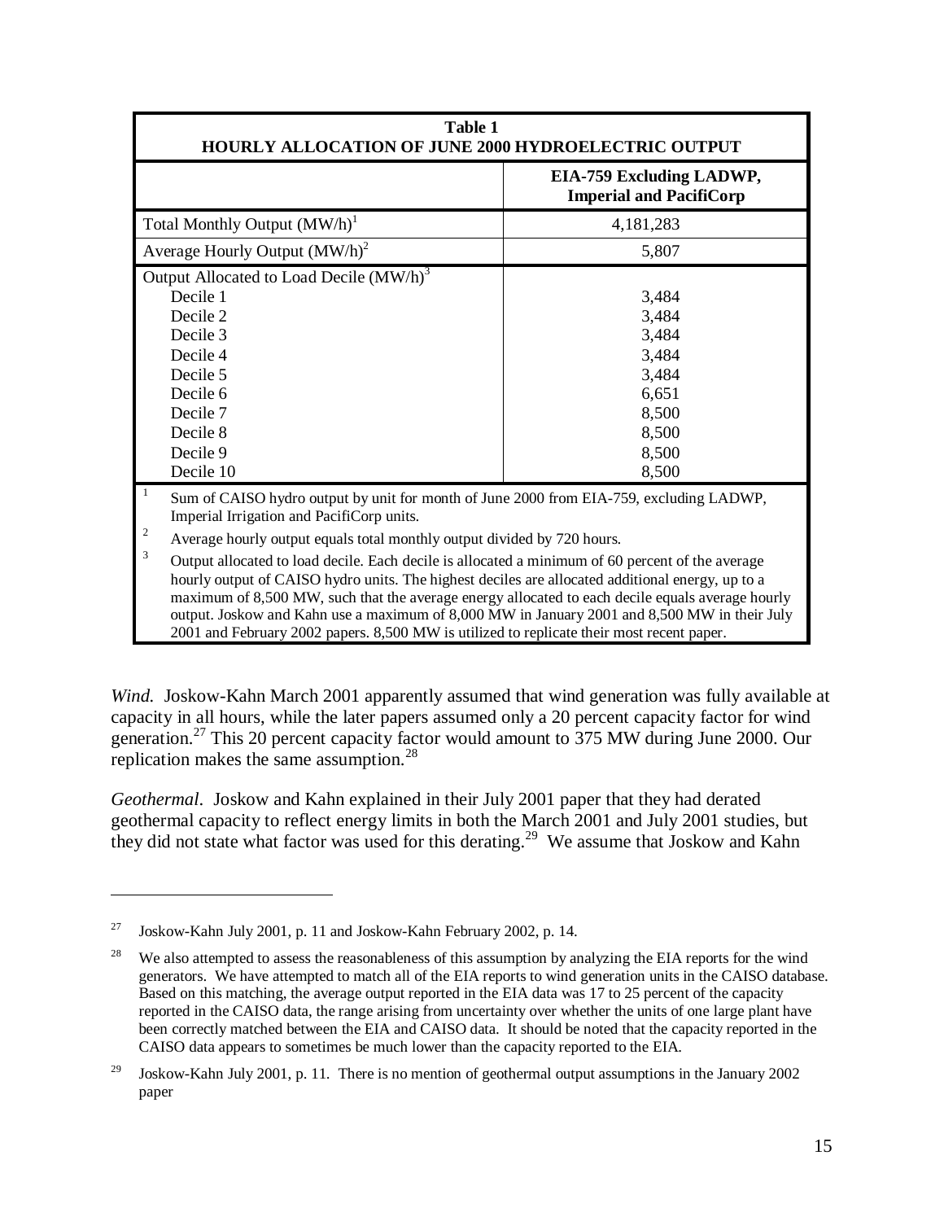| **Table 1**<br>**HOURLY ALLOCATION OF JUNE 2000 HYDROELECTRIC OUTPUT** | |
|---|---|
| | **EIA-759 Excluding LADWP, Imperial and PacifiCorp** |
| Total Monthly Output (MW/h)[1] | 4,181,283 |
| Average Hourly Output (MW/h)[2] | 5,807 |
| Output Allocated to Load Decile (MW/h)[3] | |
| Decile 1 | 3,484 |
| Decile 2 | 3,484 |
| Decile 3 | 3,484 |
| Decile 4 | 3,484 |
| Decile 5 | 3,484 |
| Decile 6 | 6,651 |
| Decile 7 | 8,500 |
| Decile 8 | 8,500 |
| Decile 9 | 8,500 |
| Decile 10 | 8,500 |

[1] Sum of CAISO hydro output by unit for month of June 2000 from EIA-759, excluding LADWP, Imperial Irrigation and PacifiCorp units.

[2] Average hourly output equals total monthly output divided by 720 hours.

[3] Output allocated to load decile. Each decile is allocated a minimum of 60 percent of the average hourly output of CAISO hydro units. The highest deciles are allocated additional energy, up to a maximum of 8,500 MW, such that the average energy allocated to each decile equals average hourly output. Joskow and Kahn use a maximum of 8,000 MW in January 2001 and 8,500 MW in their July 2001 and February 2002 papers. 8,500 MW is utilized to replicate their most recent paper.

*Wind.* Joskow-Kahn March 2001 apparently assumed that wind generation was fully available at capacity in all hours, while the later papers assumed only a 20 percent capacity factor for wind generation.[27] This 20 percent capacity factor would amount to 375 MW during June 2000. Our replication makes the same assumption.[28]

*Geothermal*. Joskow and Kahn explained in their July 2001 paper that they had derated geothermal capacity to reflect energy limits in both the March 2001 and July 2001 studies, but they did not state what factor was used for this derating.[29] We assume that Joskow and Kahn

---

[27] Joskow-Kahn July 2001, p. 11 and Joskow-Kahn February 2002, p. 14.

[28] We also attempted to assess the reasonableness of this assumption by analyzing the EIA reports for the wind generators. We have attempted to match all of the EIA reports to wind generation units in the CAISO database. Based on this matching, the average output reported in the EIA data was 17 to 25 percent of the capacity reported in the CAISO data, the range arising from uncertainty over whether the units of one large plant have been correctly matched between the EIA and CAISO data. It should be noted that the capacity reported in the CAISO data appears to sometimes be much lower than the capacity reported to the EIA.

[29] Joskow-Kahn July 2001, p. 11. There is no mention of geothermal output assumptions in the January 2002 paper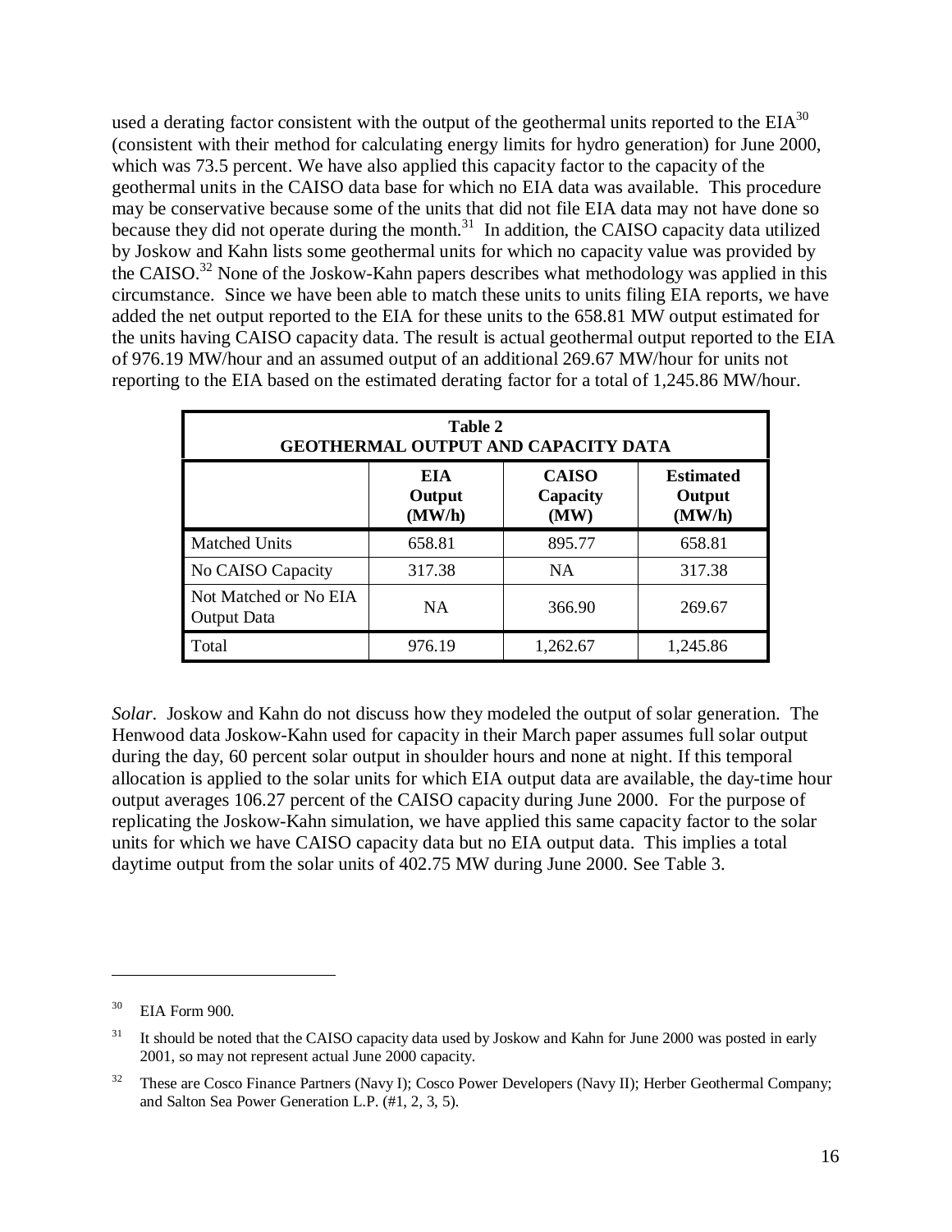used a derating factor consistent with the output of the geothermal units reported to the EIA[30] (consistent with their method for calculating energy limits for hydro generation) for June 2000, which was 73.5 percent. We have also applied this capacity factor to the capacity of the geothermal units in the CAISO data base for which no EIA data was available. This procedure may be conservative because some of the units that did not file EIA data may not have done so because they did not operate during the month.[31] In addition, the CAISO capacity data utilized by Joskow and Kahn lists some geothermal units for which no capacity value was provided by the CAISO.[32] None of the Joskow-Kahn papers describes what methodology was applied in this circumstance. Since we have been able to match these units to units filing EIA reports, we have added the net output reported to the EIA for these units to the 658.81 MW output estimated for the units having CAISO capacity data. The result is actual geothermal output reported to the EIA of 976.19 MW/hour and an assumed output of an additional 269.67 MW/hour for units not reporting to the EIA based on the estimated derating factor for a total of 1,245.86 MW/hour.

**Table 2**
**GEOTHERMAL OUTPUT AND CAPACITY DATA**

| | EIA Output (MW/h) | CAISO Capacity (MW) | Estimated Output (MW/h) |
|---|---|---|---|
| Matched Units | 658.81 | 895.77 | 658.81 |
| No CAISO Capacity | 317.38 | NA | 317.38 |
| Not Matched or No EIA Output Data | NA | 366.90 | 269.67 |
| Total | 976.19 | 1,262.67 | 1,245.86 |

*Solar.* Joskow and Kahn do not discuss how they modeled the output of solar generation. The Henwood data Joskow-Kahn used for capacity in their March paper assumes full solar output during the day, 60 percent solar output in shoulder hours and none at night. If this temporal allocation is applied to the solar units for which EIA output data are available, the day-time hour output averages 106.27 percent of the CAISO capacity during June 2000. For the purpose of replicating the Joskow-Kahn simulation, we have applied this same capacity factor to the solar units for which we have CAISO capacity data but no EIA output data. This implies a total daytime output from the solar units of 402.75 MW during June 2000. See Table 3.

---

[30] EIA Form 900.

[31] It should be noted that the CAISO capacity data used by Joskow and Kahn for June 2000 was posted in early 2001, so may not represent actual June 2000 capacity.

[32] These are Cosco Finance Partners (Navy I); Cosco Power Developers (Navy II); Herber Geothermal Company; and Salton Sea Power Generation L.P. (#1, 2, 3, 5).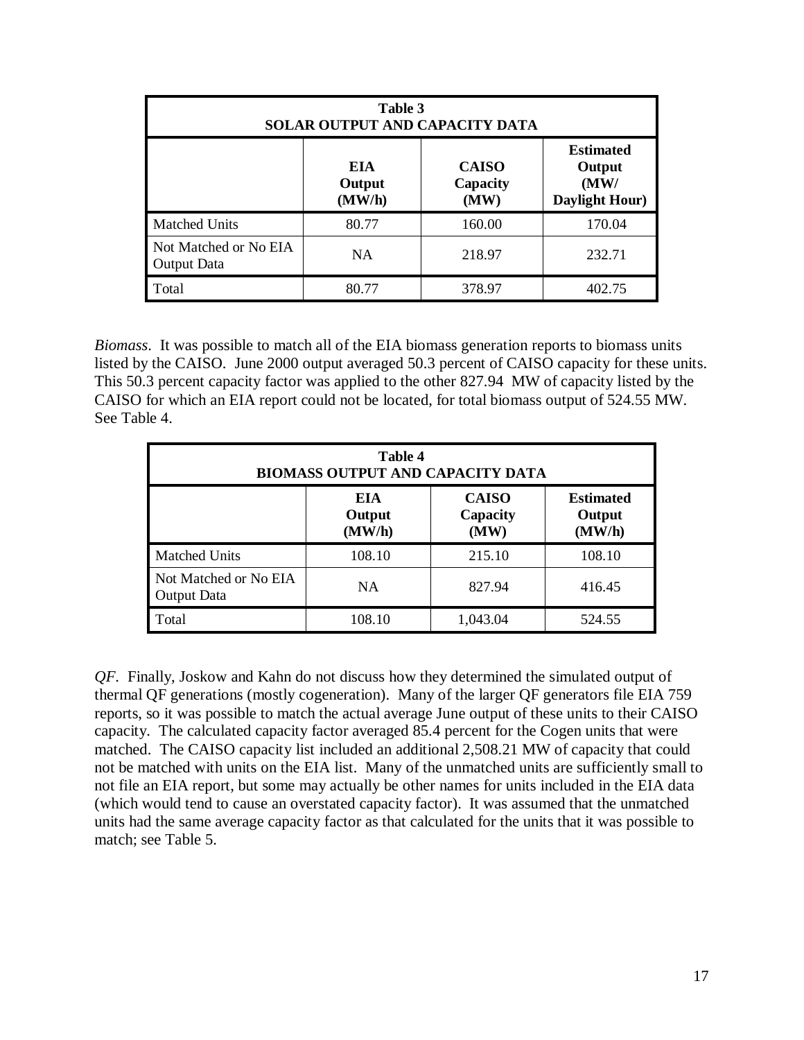| Table 3<br>SOLAR OUTPUT AND CAPACITY DATA | | | |
|---|---|---|---|
| | **EIA Output (MW/h)** | **CAISO Capacity (MW)** | **Estimated Output (MW/ Daylight Hour)** |
| Matched Units | 80.77 | 160.00 | 170.04 |
| Not Matched or No EIA Output Data | NA | 218.97 | 232.71 |
| Total | 80.77 | 378.97 | 402.75 |

*Biomass*. It was possible to match all of the EIA biomass generation reports to biomass units listed by the CAISO. June 2000 output averaged 50.3 percent of CAISO capacity for these units. This 50.3 percent capacity factor was applied to the other 827.94 MW of capacity listed by the CAISO for which an EIA report could not be located, for total biomass output of 524.55 MW. See Table 4.

| Table 4<br>BIOMASS OUTPUT AND CAPACITY DATA | | | |
|---|---|---|---|
| | **EIA Output (MW/h)** | **CAISO Capacity (MW)** | **Estimated Output (MW/h)** |
| Matched Units | 108.10 | 215.10 | 108.10 |
| Not Matched or No EIA Output Data | NA | 827.94 | 416.45 |
| Total | 108.10 | 1,043.04 | 524.55 |

*QF*. Finally, Joskow and Kahn do not discuss how they determined the simulated output of thermal QF generations (mostly cogeneration). Many of the larger QF generators file EIA 759 reports, so it was possible to match the actual average June output of these units to their CAISO capacity. The calculated capacity factor averaged 85.4 percent for the Cogen units that were matched. The CAISO capacity list included an additional 2,508.21 MW of capacity that could not be matched with units on the EIA list. Many of the unmatched units are sufficiently small to not file an EIA report, but some may actually be other names for units included in the EIA data (which would tend to cause an overstated capacity factor). It was assumed that the unmatched units had the same average capacity factor as that calculated for the units that it was possible to match; see Table 5.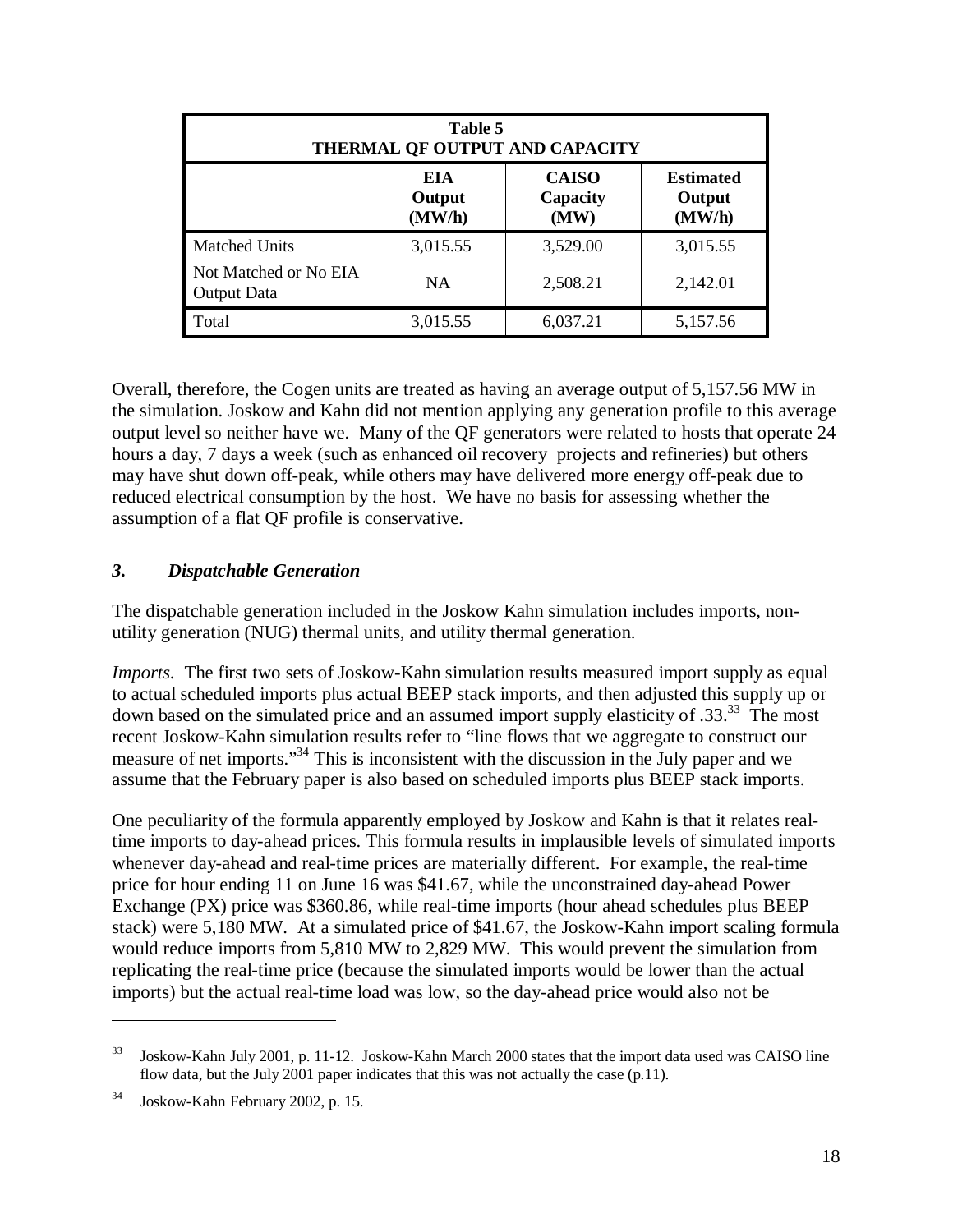| Table 5<br>THERMAL QF OUTPUT AND CAPACITY | | | |
|---|---|---|---|
| | **EIA Output (MW/h)** | **CAISO Capacity (MW)** | **Estimated Output (MW/h)** |
| Matched Units | 3,015.55 | 3,529.00 | 3,015.55 |
| Not Matched or No EIA Output Data | NA | 2,508.21 | 2,142.01 |
| Total | 3,015.55 | 6,037.21 | 5,157.56 |

Overall, therefore, the Cogen units are treated as having an average output of 5,157.56 MW in the simulation. Joskow and Kahn did not mention applying any generation profile to this average output level so neither have we. Many of the QF generators were related to hosts that operate 24 hours a day, 7 days a week (such as enhanced oil recovery projects and refineries) but others may have shut down off-peak, while others may have delivered more energy off-peak due to reduced electrical consumption by the host. We have no basis for assessing whether the assumption of a flat QF profile is conservative.

### *3. Dispatchable Generation*

The dispatchable generation included in the Joskow Kahn simulation includes imports, non-utility generation (NUG) thermal units, and utility thermal generation.

*Imports.* The first two sets of Joskow-Kahn simulation results measured import supply as equal to actual scheduled imports plus actual BEEP stack imports, and then adjusted this supply up or down based on the simulated price and an assumed import supply elasticity of .33.[33] The most recent Joskow-Kahn simulation results refer to "line flows that we aggregate to construct our measure of net imports."[34] This is inconsistent with the discussion in the July paper and we assume that the February paper is also based on scheduled imports plus BEEP stack imports.

One peculiarity of the formula apparently employed by Joskow and Kahn is that it relates real-time imports to day-ahead prices. This formula results in implausible levels of simulated imports whenever day-ahead and real-time prices are materially different. For example, the real-time price for hour ending 11 on June 16 was $41.67, while the unconstrained day-ahead Power Exchange (PX) price was $360.86, while real-time imports (hour ahead schedules plus BEEP stack) were 5,180 MW. At a simulated price of $41.67, the Joskow-Kahn import scaling formula would reduce imports from 5,810 MW to 2,829 MW. This would prevent the simulation from replicating the real-time price (because the simulated imports would be lower than the actual imports) but the actual real-time load was low, so the day-ahead price would also not be

---

[33] Joskow-Kahn July 2001, p. 11-12. Joskow-Kahn March 2000 states that the import data used was CAISO line flow data, but the July 2001 paper indicates that this was not actually the case (p.11).

[34] Joskow-Kahn February 2002, p. 15.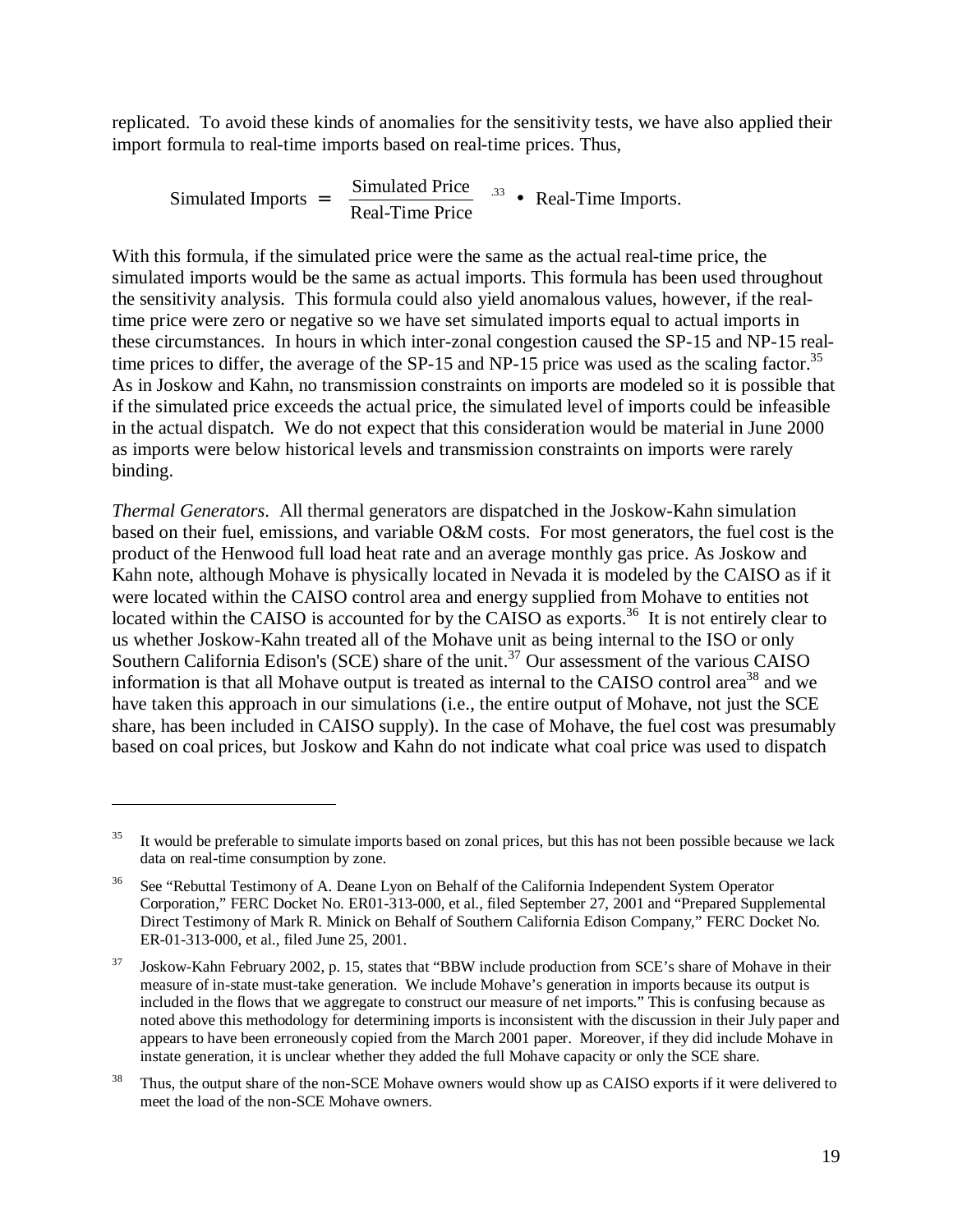replicated. To avoid these kinds of anomalies for the sensitivity tests, we have also applied their import formula to real-time imports based on real-time prices. Thus,

$$\text{Simulated Imports} = \left(\frac{\text{Simulated Price}}{\text{Real-Time Price}}\right)^{.33} \bullet \text{Real-Time Imports.}$$

With this formula, if the simulated price were the same as the actual real-time price, the simulated imports would be the same as actual imports. This formula has been used throughout the sensitivity analysis. This formula could also yield anomalous values, however, if the real-time price were zero or negative so we have set simulated imports equal to actual imports in these circumstances. In hours in which inter-zonal congestion caused the SP-15 and NP-15 real-time prices to differ, the average of the SP-15 and NP-15 price was used as the scaling factor.[35] As in Joskow and Kahn, no transmission constraints on imports are modeled so it is possible that if the simulated price exceeds the actual price, the simulated level of imports could be infeasible in the actual dispatch. We do not expect that this consideration would be material in June 2000 as imports were below historical levels and transmission constraints on imports were rarely binding.

*Thermal Generators*. All thermal generators are dispatched in the Joskow-Kahn simulation based on their fuel, emissions, and variable O&M costs. For most generators, the fuel cost is the product of the Henwood full load heat rate and an average monthly gas price. As Joskow and Kahn note, although Mohave is physically located in Nevada it is modeled by the CAISO as if it were located within the CAISO control area and energy supplied from Mohave to entities not located within the CAISO is accounted for by the CAISO as exports.[36] It is not entirely clear to us whether Joskow-Kahn treated all of the Mohave unit as being internal to the ISO or only Southern California Edison's (SCE) share of the unit.[37] Our assessment of the various CAISO information is that all Mohave output is treated as internal to the CAISO control area[38] and we have taken this approach in our simulations (i.e., the entire output of Mohave, not just the SCE share, has been included in CAISO supply). In the case of Mohave, the fuel cost was presumably based on coal prices, but Joskow and Kahn do not indicate what coal price was used to dispatch

---

[35] It would be preferable to simulate imports based on zonal prices, but this has not been possible because we lack data on real-time consumption by zone.

[36] See "Rebuttal Testimony of A. Deane Lyon on Behalf of the California Independent System Operator Corporation," FERC Docket No. ER01-313-000, et al., filed September 27, 2001 and "Prepared Supplemental Direct Testimony of Mark R. Minick on Behalf of Southern California Edison Company," FERC Docket No. ER-01-313-000, et al., filed June 25, 2001.

[37] Joskow-Kahn February 2002, p. 15, states that "BBW include production from SCE's share of Mohave in their measure of in-state must-take generation. We include Mohave's generation in imports because its output is included in the flows that we aggregate to construct our measure of net imports." This is confusing because as noted above this methodology for determining imports is inconsistent with the discussion in their July paper and appears to have been erroneously copied from the March 2001 paper. Moreover, if they did include Mohave in instate generation, it is unclear whether they added the full Mohave capacity or only the SCE share.

[38] Thus, the output share of the non-SCE Mohave owners would show up as CAISO exports if it were delivered to meet the load of the non-SCE Mohave owners.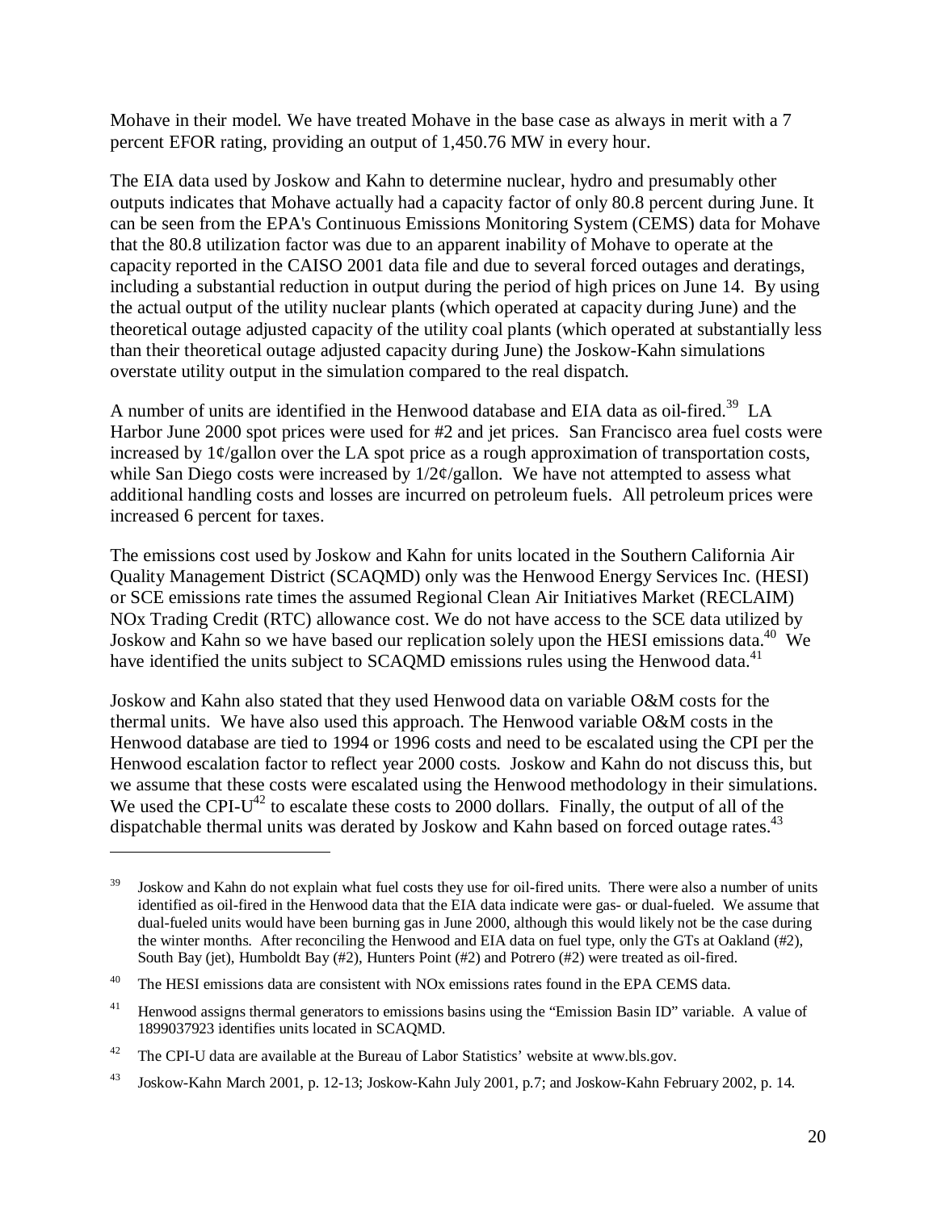Mohave in their model. We have treated Mohave in the base case as always in merit with a 7 percent EFOR rating, providing an output of 1,450.76 MW in every hour.

The EIA data used by Joskow and Kahn to determine nuclear, hydro and presumably other outputs indicates that Mohave actually had a capacity factor of only 80.8 percent during June. It can be seen from the EPA's Continuous Emissions Monitoring System (CEMS) data for Mohave that the 80.8 utilization factor was due to an apparent inability of Mohave to operate at the capacity reported in the CAISO 2001 data file and due to several forced outages and deratings, including a substantial reduction in output during the period of high prices on June 14. By using the actual output of the utility nuclear plants (which operated at capacity during June) and the theoretical outage adjusted capacity of the utility coal plants (which operated at substantially less than their theoretical outage adjusted capacity during June) the Joskow-Kahn simulations overstate utility output in the simulation compared to the real dispatch.

A number of units are identified in the Henwood database and EIA data as oil-fired.[39] LA Harbor June 2000 spot prices were used for #2 and jet prices. San Francisco area fuel costs were increased by 1¢/gallon over the LA spot price as a rough approximation of transportation costs, while San Diego costs were increased by 1/2¢/gallon. We have not attempted to assess what additional handling costs and losses are incurred on petroleum fuels. All petroleum prices were increased 6 percent for taxes.

The emissions cost used by Joskow and Kahn for units located in the Southern California Air Quality Management District (SCAQMD) only was the Henwood Energy Services Inc. (HESI) or SCE emissions rate times the assumed Regional Clean Air Initiatives Market (RECLAIM) NOx Trading Credit (RTC) allowance cost. We do not have access to the SCE data utilized by Joskow and Kahn so we have based our replication solely upon the HESI emissions data.[40] We have identified the units subject to SCAQMD emissions rules using the Henwood data.[41]

Joskow and Kahn also stated that they used Henwood data on variable O&M costs for the thermal units. We have also used this approach. The Henwood variable O&M costs in the Henwood database are tied to 1994 or 1996 costs and need to be escalated using the CPI per the Henwood escalation factor to reflect year 2000 costs. Joskow and Kahn do not discuss this, but we assume that these costs were escalated using the Henwood methodology in their simulations. We used the CPI-U[42] to escalate these costs to 2000 dollars. Finally, the output of all of the dispatchable thermal units was derated by Joskow and Kahn based on forced outage rates.[43]

---

[39] Joskow and Kahn do not explain what fuel costs they use for oil-fired units. There were also a number of units identified as oil-fired in the Henwood data that the EIA data indicate were gas- or dual-fueled. We assume that dual-fueled units would have been burning gas in June 2000, although this would likely not be the case during the winter months. After reconciling the Henwood and EIA data on fuel type, only the GTs at Oakland (#2), South Bay (jet), Humboldt Bay (#2), Hunters Point (#2) and Potrero (#2) were treated as oil-fired.

[40] The HESI emissions data are consistent with NOx emissions rates found in the EPA CEMS data.

[41] Henwood assigns thermal generators to emissions basins using the "Emission Basin ID" variable. A value of 1899037923 identifies units located in SCAQMD.

[42] The CPI-U data are available at the Bureau of Labor Statistics' website at www.bls.gov.

[43] Joskow-Kahn March 2001, p. 12-13; Joskow-Kahn July 2001, p.7; and Joskow-Kahn February 2002, p. 14.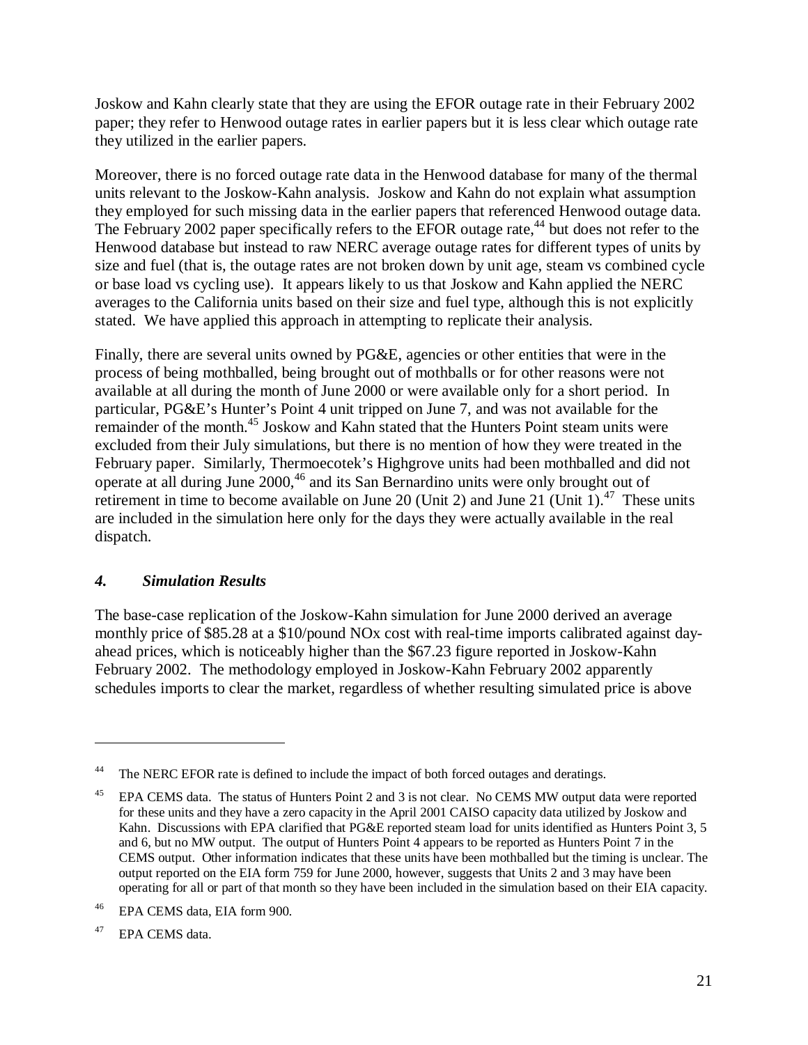Joskow and Kahn clearly state that they are using the EFOR outage rate in their February 2002 paper; they refer to Henwood outage rates in earlier papers but it is less clear which outage rate they utilized in the earlier papers.

Moreover, there is no forced outage rate data in the Henwood database for many of the thermal units relevant to the Joskow-Kahn analysis. Joskow and Kahn do not explain what assumption they employed for such missing data in the earlier papers that referenced Henwood outage data. The February 2002 paper specifically refers to the EFOR outage rate,[44] but does not refer to the Henwood database but instead to raw NERC average outage rates for different types of units by size and fuel (that is, the outage rates are not broken down by unit age, steam vs combined cycle or base load vs cycling use). It appears likely to us that Joskow and Kahn applied the NERC averages to the California units based on their size and fuel type, although this is not explicitly stated. We have applied this approach in attempting to replicate their analysis.

Finally, there are several units owned by PG&E, agencies or other entities that were in the process of being mothballed, being brought out of mothballs or for other reasons were not available at all during the month of June 2000 or were available only for a short period. In particular, PG&E's Hunter's Point 4 unit tripped on June 7, and was not available for the remainder of the month.[45] Joskow and Kahn stated that the Hunters Point steam units were excluded from their July simulations, but there is no mention of how they were treated in the February paper. Similarly, Thermoecotek's Highgrove units had been mothballed and did not operate at all during June 2000,[46] and its San Bernardino units were only brought out of retirement in time to become available on June 20 (Unit 2) and June 21 (Unit 1).[47] These units are included in the simulation here only for the days they were actually available in the real dispatch.

### *4. Simulation Results*

The base-case replication of the Joskow-Kahn simulation for June 2000 derived an average monthly price of $85.28 at a $10/pound NOx cost with real-time imports calibrated against day-ahead prices, which is noticeably higher than the $67.23 figure reported in Joskow-Kahn February 2002. The methodology employed in Joskow-Kahn February 2002 apparently schedules imports to clear the market, regardless of whether resulting simulated price is above

---

[44] The NERC EFOR rate is defined to include the impact of both forced outages and deratings.

[45] EPA CEMS data. The status of Hunters Point 2 and 3 is not clear. No CEMS MW output data were reported for these units and they have a zero capacity in the April 2001 CAISO capacity data utilized by Joskow and Kahn. Discussions with EPA clarified that PG&E reported steam load for units identified as Hunters Point 3, 5 and 6, but no MW output. The output of Hunters Point 4 appears to be reported as Hunters Point 7 in the CEMS output. Other information indicates that these units have been mothballed but the timing is unclear. The output reported on the EIA form 759 for June 2000, however, suggests that Units 2 and 3 may have been operating for all or part of that month so they have been included in the simulation based on their EIA capacity.

[46] EPA CEMS data, EIA form 900.

[47] EPA CEMS data.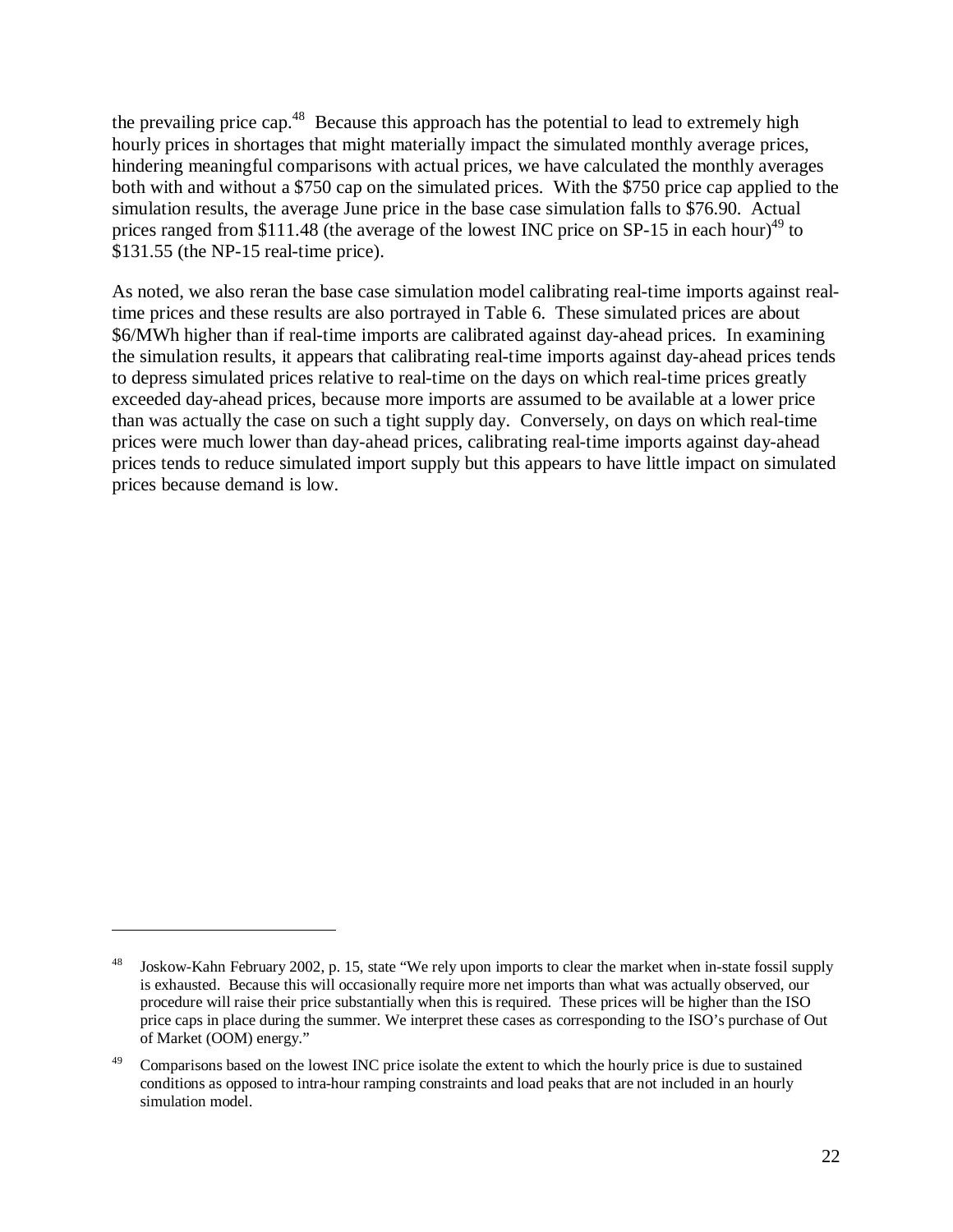the prevailing price cap.[48] Because this approach has the potential to lead to extremely high hourly prices in shortages that might materially impact the simulated monthly average prices, hindering meaningful comparisons with actual prices, we have calculated the monthly averages both with and without a $750 cap on the simulated prices. With the $750 price cap applied to the simulation results, the average June price in the base case simulation falls to $76.90. Actual prices ranged from $111.48 (the average of the lowest INC price on SP-15 in each hour)[49] to $131.55 (the NP-15 real-time price).

As noted, we also reran the base case simulation model calibrating real-time imports against real-time prices and these results are also portrayed in Table 6. These simulated prices are about $6/MWh higher than if real-time imports are calibrated against day-ahead prices. In examining the simulation results, it appears that calibrating real-time imports against day-ahead prices tends to depress simulated prices relative to real-time on the days on which real-time prices greatly exceeded day-ahead prices, because more imports are assumed to be available at a lower price than was actually the case on such a tight supply day. Conversely, on days on which real-time prices were much lower than day-ahead prices, calibrating real-time imports against day-ahead prices tends to reduce simulated import supply but this appears to have little impact on simulated prices because demand is low.

---

[48] Joskow-Kahn February 2002, p. 15, state "We rely upon imports to clear the market when in-state fossil supply is exhausted. Because this will occasionally require more net imports than what was actually observed, our procedure will raise their price substantially when this is required. These prices will be higher than the ISO price caps in place during the summer. We interpret these cases as corresponding to the ISO's purchase of Out of Market (OOM) energy."

[49] Comparisons based on the lowest INC price isolate the extent to which the hourly price is due to sustained conditions as opposed to intra-hour ramping constraints and load peaks that are not included in an hourly simulation model.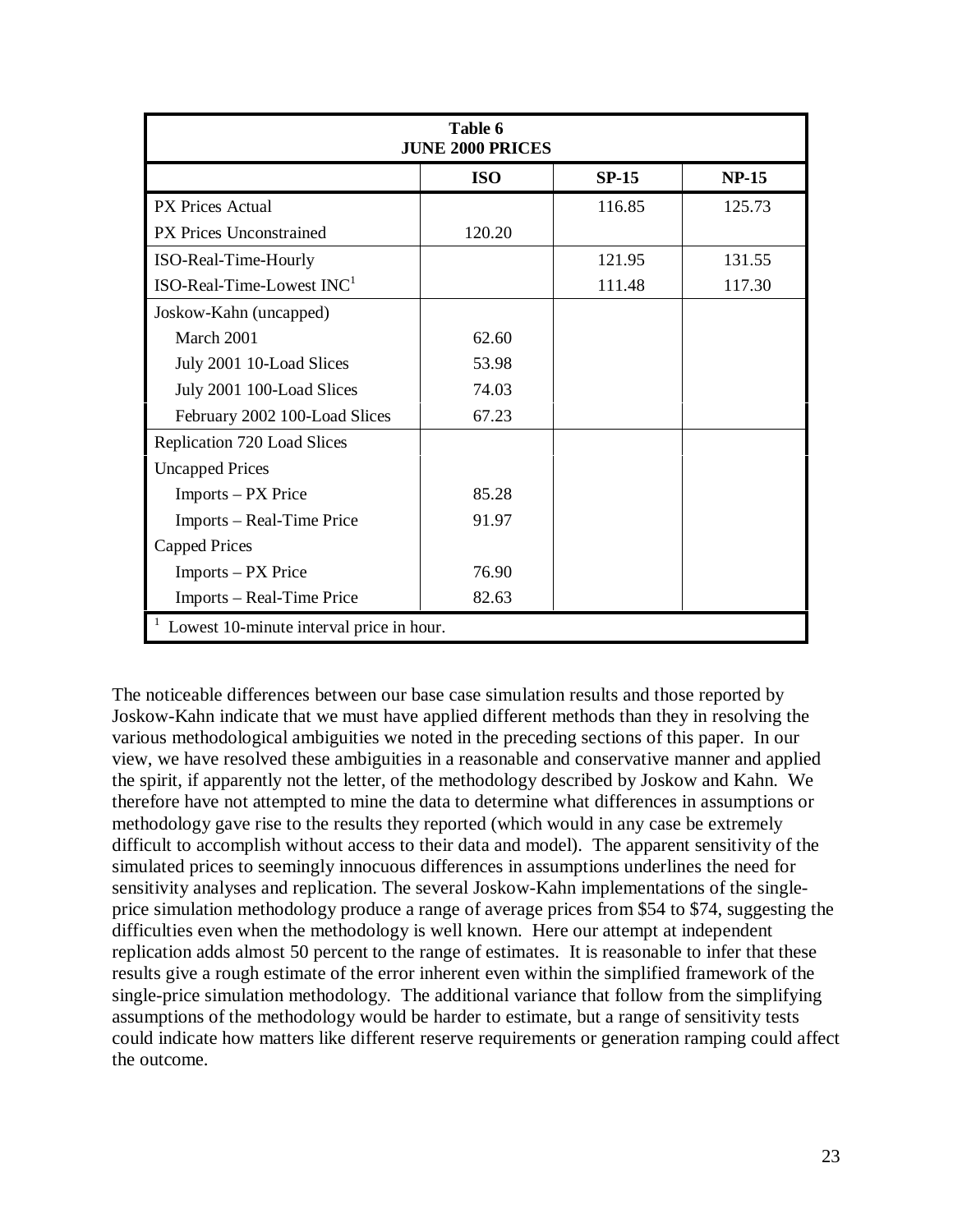| Table 6<br>JUNE 2000 PRICES | | | |
|---|---|---|---|
| | **ISO** | **SP-15** | **NP-15** |
| PX Prices Actual | | 116.85 | 125.73 |
| PX Prices Unconstrained | 120.20 | | |
| ISO-Real-Time-Hourly | | 121.95 | 131.55 |
| ISO-Real-Time-Lowest INC[1] | | 111.48 | 117.30 |
| Joskow-Kahn (uncapped) | | | |
| March 2001 | 62.60 | | |
| July 2001 10-Load Slices | 53.98 | | |
| July 2001 100-Load Slices | 74.03 | | |
| February 2002 100-Load Slices | 67.23 | | |
| Replication 720 Load Slices | | | |
| Uncapped Prices | | | |
| Imports – PX Price | 85.28 | | |
| Imports – Real-Time Price | 91.97 | | |
| Capped Prices | | | |
| Imports – PX Price | 76.90 | | |
| Imports – Real-Time Price | 82.63 | | |

[1] Lowest 10-minute interval price in hour.

The noticeable differences between our base case simulation results and those reported by Joskow-Kahn indicate that we must have applied different methods than they in resolving the various methodological ambiguities we noted in the preceding sections of this paper. In our view, we have resolved these ambiguities in a reasonable and conservative manner and applied the spirit, if apparently not the letter, of the methodology described by Joskow and Kahn. We therefore have not attempted to mine the data to determine what differences in assumptions or methodology gave rise to the results they reported (which would in any case be extremely difficult to accomplish without access to their data and model). The apparent sensitivity of the simulated prices to seemingly innocuous differences in assumptions underlines the need for sensitivity analyses and replication. The several Joskow-Kahn implementations of the single-price simulation methodology produce a range of average prices from \$54 to \$74, suggesting the difficulties even when the methodology is well known. Here our attempt at independent replication adds almost 50 percent to the range of estimates. It is reasonable to infer that these results give a rough estimate of the error inherent even within the simplified framework of the single-price simulation methodology. The additional variance that follow from the simplifying assumptions of the methodology would be harder to estimate, but a range of sensitivity tests could indicate how matters like different reserve requirements or generation ramping could affect the outcome.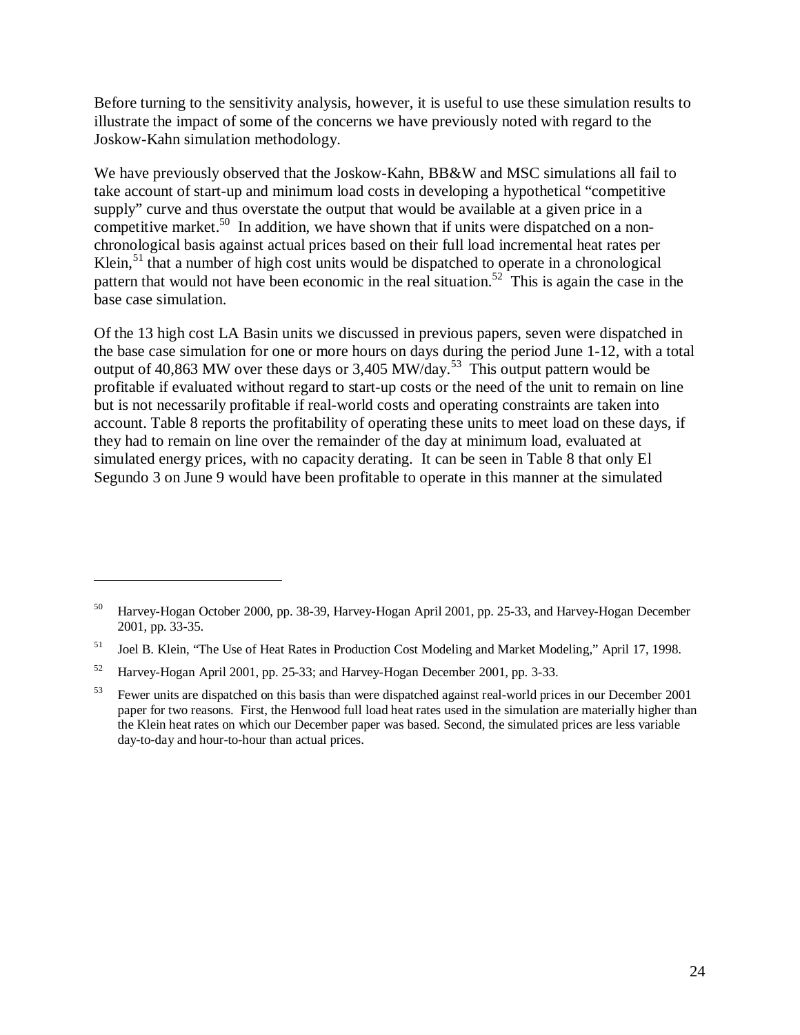Before turning to the sensitivity analysis, however, it is useful to use these simulation results to illustrate the impact of some of the concerns we have previously noted with regard to the Joskow-Kahn simulation methodology.

We have previously observed that the Joskow-Kahn, BB&W and MSC simulations all fail to take account of start-up and minimum load costs in developing a hypothetical "competitive supply" curve and thus overstate the output that would be available at a given price in a competitive market.[50] In addition, we have shown that if units were dispatched on a non-chronological basis against actual prices based on their full load incremental heat rates per Klein,[51] that a number of high cost units would be dispatched to operate in a chronological pattern that would not have been economic in the real situation.[52] This is again the case in the base case simulation.

Of the 13 high cost LA Basin units we discussed in previous papers, seven were dispatched in the base case simulation for one or more hours on days during the period June 1-12, with a total output of 40,863 MW over these days or 3,405 MW/day.[53] This output pattern would be profitable if evaluated without regard to start-up costs or the need of the unit to remain on line but is not necessarily profitable if real-world costs and operating constraints are taken into account. Table 8 reports the profitability of operating these units to meet load on these days, if they had to remain on line over the remainder of the day at minimum load, evaluated at simulated energy prices, with no capacity derating. It can be seen in Table 8 that only El Segundo 3 on June 9 would have been profitable to operate in this manner at the simulated

---

[50] Harvey-Hogan October 2000, pp. 38-39, Harvey-Hogan April 2001, pp. 25-33, and Harvey-Hogan December 2001, pp. 33-35.

[51] Joel B. Klein, "The Use of Heat Rates in Production Cost Modeling and Market Modeling," April 17, 1998.

[52] Harvey-Hogan April 2001, pp. 25-33; and Harvey-Hogan December 2001, pp. 3-33.

[53] Fewer units are dispatched on this basis than were dispatched against real-world prices in our December 2001 paper for two reasons. First, the Henwood full load heat rates used in the simulation are materially higher than the Klein heat rates on which our December paper was based. Second, the simulated prices are less variable day-to-day and hour-to-hour than actual prices.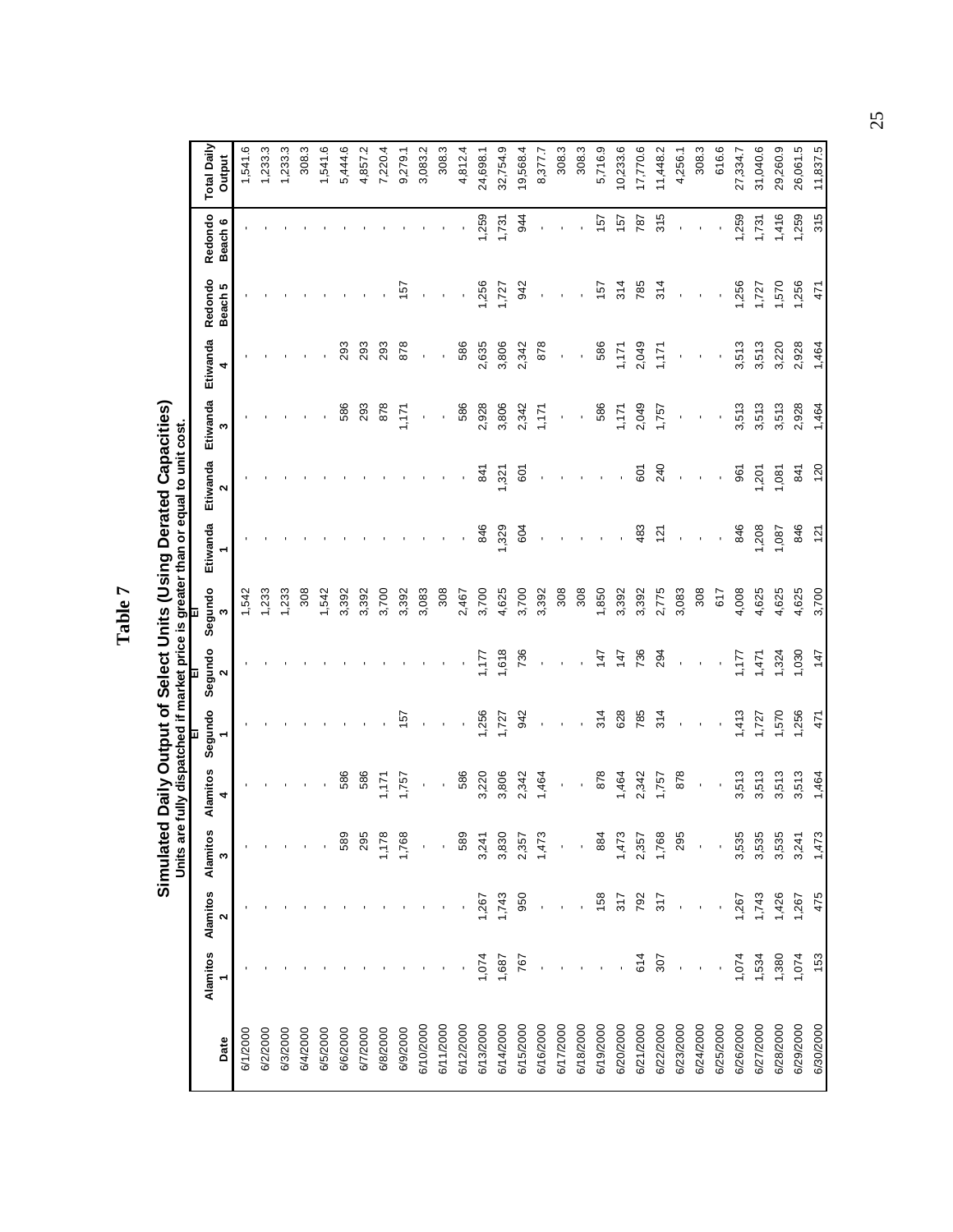# Table 7

## Simulated Daily Output of Select Units (Using Derated Capacities)

**Units are fully dispatched if market price is greater than or equal to unit cost.**

| Date | Alamitos 1 | Alamitos 2 | Alamitos 3 | Alamitos 4 | El Segundo 1 | El Segundo 2 | El Segundo 3 | Etiwanda 1 | Etiwanda 2 | Etiwanda 3 | Etiwanda 4 | Redondo Beach 5 | Redondo Beach 6 | Total Daily Output |
|---|---|---|---|---|---|---|---|---|---|---|---|---|---|---|
| 6/1/2000 | - | - | - | - | - | - | 1,542 | - | - | - | - | - | - | 1,541.6 |
| 6/2/2000 | - | - | - | - | - | - | 1,233 | - | - | - | - | - | - | 1,233.3 |
| 6/3/2000 | - | - | - | - | - | - | 1,233 | - | - | - | - | - | - | 1,233.3 |
| 6/4/2000 | - | - | - | - | - | - | 308 | - | - | - | - | - | - | 308.3 |
| 6/5/2000 | - | - | - | - | - | - | 1,542 | - | - | - | - | - | - | 1,541.6 |
| 6/6/2000 | - | - | 589 | 586 | - | - | 3,392 | - | - | 586 | 293 | - | - | 5,444.6 |
| 6/7/2000 | - | - | 295 | 586 | - | - | 3,392 | - | - | 293 | 293 | - | - | 4,857.2 |
| 6/8/2000 | - | - | 1,178 | 1,171 | - | - | 3,700 | - | - | 878 | 293 | - | - | 7,220.4 |
| 6/9/2000 | - | - | 1,768 | 1,757 | 157 | - | 3,392 | - | - | 1,171 | 878 | 157 | - | 9,279.1 |
| 6/10/2000 | - | - | - | - | - | - | 3,083 | - | - | - | - | - | - | 3,083.2 |
| 6/11/2000 | - | - | - | - | - | - | 308 | - | - | - | - | - | - | 308.3 |
| 6/12/2000 | - | - | 589 | 586 | - | - | 2,467 | - | - | 586 | 586 | - | - | 4,812.4 |
| 6/13/2000 | 1,074 | 1,267 | 3,241 | 3,220 | 1,256 | 1,177 | 3,700 | 846 | 841 | 2,928 | 2,635 | 1,256 | 1,259 | 24,698.1 |
| 6/14/2000 | 1,687 | 1,743 | 3,830 | 3,806 | 1,727 | 1,618 | 4,625 | 1,329 | 1,321 | 3,806 | 3,806 | 1,727 | 1,731 | 32,754.9 |
| 6/15/2000 | 767 | 950 | 2,357 | 2,342 | 942 | 736 | 3,700 | 604 | 601 | 2,342 | 2,342 | 942 | 944 | 19,568.4 |
| 6/16/2000 | - | - | 1,473 | 1,464 | - | - | 3,392 | - | - | 1,171 | 878 | - | - | 8,377.7 |
| 6/17/2000 | - | - | - | - | - | - | 308 | - | - | - | - | - | - | 308.3 |
| 6/18/2000 | - | - | - | - | - | - | 308 | - | - | - | - | - | - | 308.3 |
| 6/19/2000 | - | 158 | 884 | 878 | 314 | 147 | 1,850 | - | - | 586 | 586 | 157 | 157 | 5,716.9 |
| 6/20/2000 | - | 317 | 1,473 | 1,464 | 628 | 147 | 3,392 | - | - | 1,171 | 1,171 | 314 | 157 | 10,233.6 |
| 6/21/2000 | 614 | 792 | 2,357 | 2,342 | 785 | 736 | 3,392 | 483 | 601 | 2,049 | 2,049 | 785 | 787 | 17,770.6 |
| 6/22/2000 | 307 | 317 | 1,768 | 1,757 | 314 | 294 | 2,775 | 121 | 240 | 1,757 | 1,171 | 314 | 315 | 11,448.2 |
| 6/23/2000 | - | - | 295 | 878 | - | - | 3,083 | - | - | - | - | - | - | 4,256.1 |
| 6/24/2000 | - | - | - | - | - | - | 308 | - | - | - | - | - | - | 308.3 |
| 6/25/2000 | - | - | - | - | - | - | 617 | - | - | - | - | - | - | 616.6 |
| 6/26/2000 | 1,074 | 1,267 | 3,535 | 3,513 | 1,413 | 1,177 | 4,008 | 846 | 961 | 3,513 | 3,513 | 1,256 | 1,259 | 27,334.7 |
| 6/27/2000 | 1,534 | 1,743 | 3,535 | 3,513 | 1,727 | 1,471 | 4,625 | 1,208 | 1,201 | 3,513 | 3,513 | 1,727 | 1,731 | 31,040.6 |
| 6/28/2000 | 1,380 | 1,426 | 3,535 | 3,513 | 1,570 | 1,324 | 4,625 | 1,087 | 1,081 | 3,513 | 3,220 | 1,570 | 1,416 | 29,260.9 |
| 6/29/2000 | 1,074 | 1,267 | 3,241 | 3,513 | 1,256 | 1,030 | 4,625 | 846 | 841 | 2,928 | 2,928 | 1,256 | 1,259 | 26,061.5 |
| 6/30/2000 | 153 | 475 | 1,473 | 1,464 | 471 | 147 | 3,700 | 121 | 120 | 1,464 | 1,464 | 471 | 315 | 11,837.5 |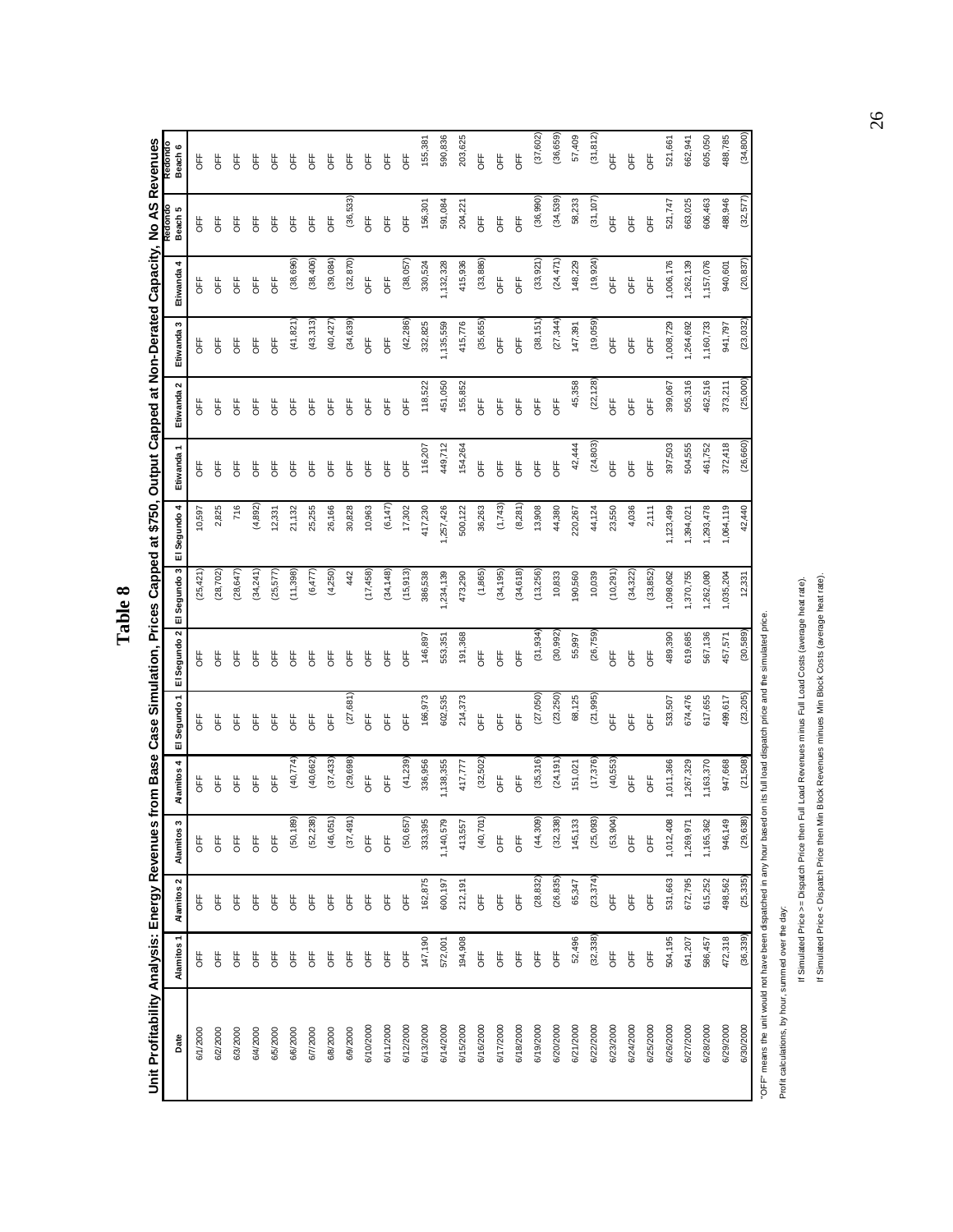# Table 8

## Unit Profitability Analysis: Energy Revenues from Base Case Simulation, Prices Capped at $750, Output Capped at Non-Derated Capacity, No AS Revenues

| Date | Alamitos 1 | Alamitos 2 | Alamitos 3 | Alamitos 4 | El Segundo 1 | El Segundo 2 | El Segundo 3 | El Segundo 4 | Etiwanda 1 | Etiwanda 2 | Etiwanda 3 | Etiwanda 4 | Redondo Beach 5 | Redondo Beach 6 |
|---|---|---|---|---|---|---|---|---|---|---|---|---|---|---|
| 6/1/2000 | OFF | OFF | OFF | OFF | OFF | OFF | (25,421) | 10,597 | OFF | OFF | OFF | OFF | OFF | OFF |
| 6/2/2000 | OFF | OFF | OFF | OFF | OFF | OFF | (28,702) | 2,825 | OFF | OFF | OFF | OFF | OFF | OFF |
| 6/3/2000 | OFF | OFF | OFF | OFF | OFF | OFF | (28,647) | 716 | OFF | OFF | OFF | OFF | OFF | OFF |
| 6/4/2000 | OFF | OFF | OFF | OFF | OFF | OFF | (34,241) | (4,892) | OFF | OFF | OFF | OFF | OFF | OFF |
| 6/5/2000 | OFF | OFF | OFF | OFF | OFF | OFF | (25,577) | 12,331 | OFF | OFF | OFF | OFF | OFF | OFF |
| 6/6/2000 | OFF | OFF | (50,189) | (40,774) | OFF | OFF | (11,398) | 21,132 | OFF | OFF | (41,821) | (38,696) | OFF | OFF |
| 6/7/2000 | OFF | OFF | (52,238) | (40,662) | OFF | OFF | (6,477) | 25,255 | OFF | OFF | (43,313) | (38,406) | OFF | OFF |
| 6/8/2000 | OFF | OFF | (46,051) | (37,433) | OFF | OFF | (4,250) | 26,166 | OFF | OFF | (40,427) | (39,084) | OFF | OFF |
| 6/9/2000 | OFF | OFF | (37,491) | (29,698) | (27,681) | OFF | 442 | 30,828 | OFF | OFF | (34,639) | (32,870) | (36,533) | OFF |
| 6/10/2000 | OFF | OFF | OFF | OFF | OFF | OFF | (17,458) | 10,963 | OFF | OFF | OFF | OFF | OFF | OFF |
| 6/11/2000 | OFF | OFF | OFF | OFF | OFF | OFF | (34,148) | (6,147) | OFF | OFF | OFF | OFF | OFF | OFF |
| 6/12/2000 | OFF | OFF | (50,657) | (41,239) | OFF | OFF | (15,913) | 17,302 | OFF | OFF | (42,286) | (38,057) | OFF | OFF |
| 6/13/2000 | 147,190 | 162,875 | 333,395 | 336,956 | 166,973 | 146,897 | 386,538 | 417,230 | 116,207 | 118,522 | 332,825 | 330,524 | 156,301 | 155,381 |
| 6/14/2000 | 572,001 | 600,197 | 1,140,579 | 1,138,355 | 602,535 | 553,351 | 1,234,139 | 1,257,426 | 449,712 | 451,050 | 1,135,559 | 1,132,328 | 591,084 | 590,836 |
| 6/15/2000 | 194,908 | 212,191 | 413,557 | 417,777 | 214,373 | 191,368 | 473,290 | 500,122 | 154,264 | 155,852 | 415,776 | 415,936 | 204,221 | 203,625 |
| 6/16/2000 | OFF | OFF | (40,701) | (32,502) | OFF | OFF | (1,865) | 36,263 | OFF | OFF | (35,655) | (33,886) | OFF | OFF |
| 6/17/2000 | OFF | OFF | OFF | OFF | OFF | OFF | (34,195) | (1,743) | OFF | OFF | OFF | OFF | OFF | OFF |
| 6/18/2000 | OFF | OFF | OFF | OFF | OFF | OFF | (34,618) | (8,281) | OFF | OFF | OFF | OFF | OFF | OFF |
| 6/19/2000 | OFF | (28,832) | (44,309) | (35,316) | (27,050) | (31,934) | (13,256) | 13,908 | OFF | OFF | (38,151) | (33,921) | (36,990) | (37,602) |
| 6/20/2000 | OFF | (26,835) | (32,338) | (24,191) | (23,250) | (30,992) | 10,833 | 44,380 | OFF | OFF | (27,344) | (24,471) | (34,539) | (36,659) |
| 6/21/2000 | 52,496 | 65,347 | 145,133 | 151,021 | 68,125 | 55,997 | 190,560 | 220,267 | 42,444 | 45,358 | 147,391 | 148,229 | 58,233 | 57,409 |
| 6/22/2000 | (32,338) | (23,374) | (25,093) | (17,376) | (21,995) | (26,759) | 10,039 | 44,124 | (24,803) | (22,128) | (19,059) | (19,924) | (31,107) | (31,812) |
| 6/23/2000 | OFF | OFF | (53,904) | (40,553) | OFF | OFF | (10,291) | 23,550 | OFF | OFF | OFF | OFF | OFF | OFF |
| 6/24/2000 | OFF | OFF | OFF | OFF | OFF | OFF | (34,322) | 4,036 | OFF | OFF | OFF | OFF | OFF | OFF |
| 6/25/2000 | OFF | OFF | OFF | OFF | OFF | OFF | (33,852) | 2,111 | OFF | OFF | OFF | OFF | OFF | OFF |
| 6/26/2000 | 504,195 | 531,663 | 1,012,408 | 1,011,366 | 533,507 | 489,390 | 1,098,062 | 1,123,499 | 397,503 | 399,067 | 1,008,729 | 1,006,176 | 521,747 | 521,661 |
| 6/27/2000 | 641,207 | 672,795 | 1,269,971 | 1,267,329 | 674,476 | 619,685 | 1,370,755 | 1,394,021 | 504,555 | 505,316 | 1,264,692 | 1,262,139 | 663,025 | 662,941 |
| 6/28/2000 | 586,457 | 615,252 | 1,165,362 | 1,163,370 | 617,655 | 567,136 | 1,262,080 | 1,293,478 | 461,752 | 462,516 | 1,160,733 | 1,157,076 | 606,463 | 605,050 |
| 6/29/2000 | 472,318 | 498,562 | 946,149 | 947,668 | 499,617 | 457,571 | 1,035,204 | 1,064,119 | 372,418 | 373,211 | 941,797 | 940,601 | 488,946 | 488,785 |
| 6/30/2000 | (36,339) | (25,335) | (29,638) | (21,508) | (23,205) | (30,589) | 12,331 | 42,440 | (26,660) | (25,000) | (23,032) | (20,837) | (32,577) | (34,800) |

"OFF" means the unit would not have been dispatched in any hour based on its full load dispatch price and the simulated price.

Profit calculations, by hour, summed over the day:

If Simulated Price >= Dispatch Price then Full Load Revenues minus Full Load Costs (average heat rate).

If Simulated Price < Dispatch Price then Min Block Revenues minus Min Block Costs (average heat rate).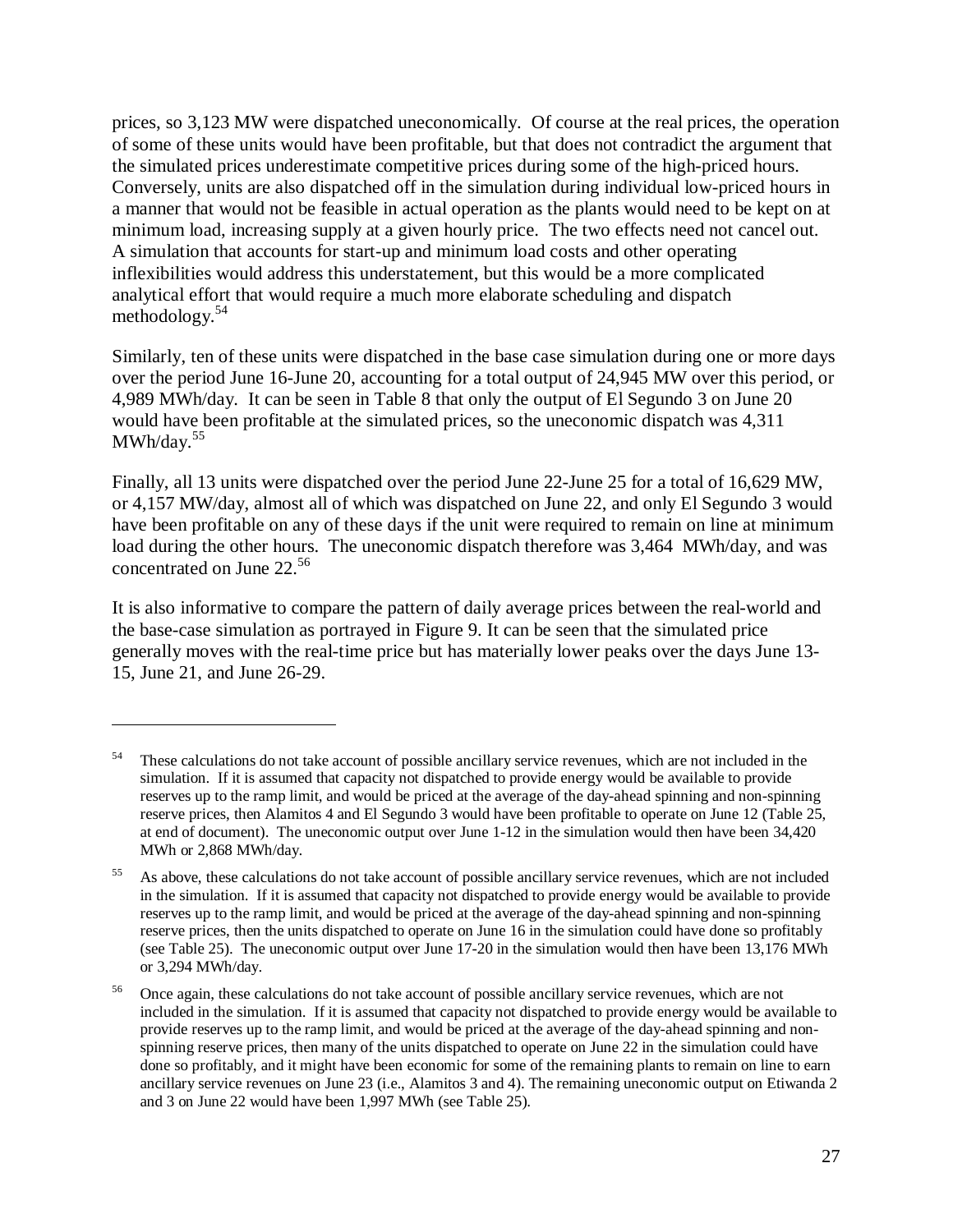prices, so 3,123 MW were dispatched uneconomically. Of course at the real prices, the operation of some of these units would have been profitable, but that does not contradict the argument that the simulated prices underestimate competitive prices during some of the high-priced hours. Conversely, units are also dispatched off in the simulation during individual low-priced hours in a manner that would not be feasible in actual operation as the plants would need to be kept on at minimum load, increasing supply at a given hourly price. The two effects need not cancel out. A simulation that accounts for start-up and minimum load costs and other operating inflexibilities would address this understatement, but this would be a more complicated analytical effort that would require a much more elaborate scheduling and dispatch methodology.[54]

Similarly, ten of these units were dispatched in the base case simulation during one or more days over the period June 16-June 20, accounting for a total output of 24,945 MW over this period, or 4,989 MWh/day. It can be seen in Table 8 that only the output of El Segundo 3 on June 20 would have been profitable at the simulated prices, so the uneconomic dispatch was 4,311 MWh/day.[55]

Finally, all 13 units were dispatched over the period June 22-June 25 for a total of 16,629 MW, or 4,157 MW/day, almost all of which was dispatched on June 22, and only El Segundo 3 would have been profitable on any of these days if the unit were required to remain on line at minimum load during the other hours. The uneconomic dispatch therefore was 3,464 MWh/day, and was concentrated on June 22.[56]

It is also informative to compare the pattern of daily average prices between the real-world and the base-case simulation as portrayed in Figure 9. It can be seen that the simulated price generally moves with the real-time price but has materially lower peaks over the days June 13-15, June 21, and June 26-29.

---

[54] These calculations do not take account of possible ancillary service revenues, which are not included in the simulation. If it is assumed that capacity not dispatched to provide energy would be available to provide reserves up to the ramp limit, and would be priced at the average of the day-ahead spinning and non-spinning reserve prices, then Alamitos 4 and El Segundo 3 would have been profitable to operate on June 12 (Table 25, at end of document). The uneconomic output over June 1-12 in the simulation would then have been 34,420 MWh or 2,868 MWh/day.

[55] As above, these calculations do not take account of possible ancillary service revenues, which are not included in the simulation. If it is assumed that capacity not dispatched to provide energy would be available to provide reserves up to the ramp limit, and would be priced at the average of the day-ahead spinning and non-spinning reserve prices, then the units dispatched to operate on June 16 in the simulation could have done so profitably (see Table 25). The uneconomic output over June 17-20 in the simulation would then have been 13,176 MWh or 3,294 MWh/day.

[56] Once again, these calculations do not take account of possible ancillary service revenues, which are not included in the simulation. If it is assumed that capacity not dispatched to provide energy would be available to provide reserves up to the ramp limit, and would be priced at the average of the day-ahead spinning and non-spinning reserve prices, then many of the units dispatched to operate on June 22 in the simulation could have done so profitably, and it might have been economic for some of the remaining plants to remain on line to earn ancillary service revenues on June 23 (i.e., Alamitos 3 and 4). The remaining uneconomic output on Etiwanda 2 and 3 on June 22 would have been 1,997 MWh (see Table 25).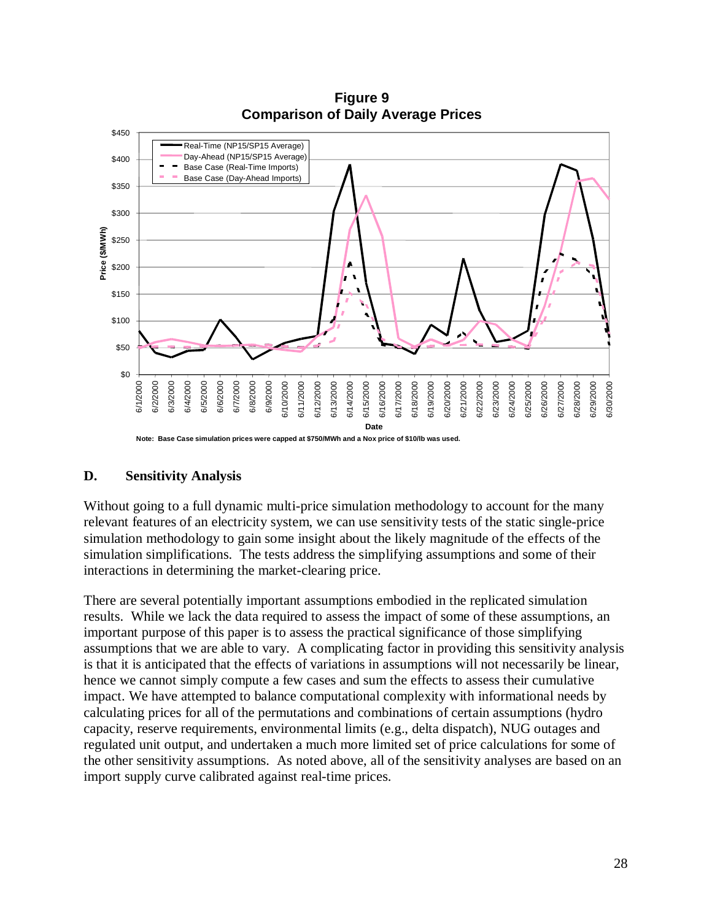**Figure 9**
**Comparison of Daily Average Prices**

Note: Base Case simulation prices were capped at $750/MWh and a Nox price of $10/lb was used.

## D. Sensitivity Analysis

Without going to a full dynamic multi-price simulation methodology to account for the many relevant features of an electricity system, we can use sensitivity tests of the static single-price simulation methodology to gain some insight about the likely magnitude of the effects of the simulation simplifications. The tests address the simplifying assumptions and some of their interactions in determining the market-clearing price.

There are several potentially important assumptions embodied in the replicated simulation results. While we lack the data required to assess the impact of some of these assumptions, an important purpose of this paper is to assess the practical significance of those simplifying assumptions that we are able to vary. A complicating factor in providing this sensitivity analysis is that it is anticipated that the effects of variations in assumptions will not necessarily be linear, hence we cannot simply compute a few cases and sum the effects to assess their cumulative impact. We have attempted to balance computational complexity with informational needs by calculating prices for all of the permutations and combinations of certain assumptions (hydro capacity, reserve requirements, environmental limits (e.g., delta dispatch), NUG outages and regulated unit output, and undertaken a much more limited set of price calculations for some of the other sensitivity assumptions. As noted above, all of the sensitivity analyses are based on an import supply curve calibrated against real-time prices.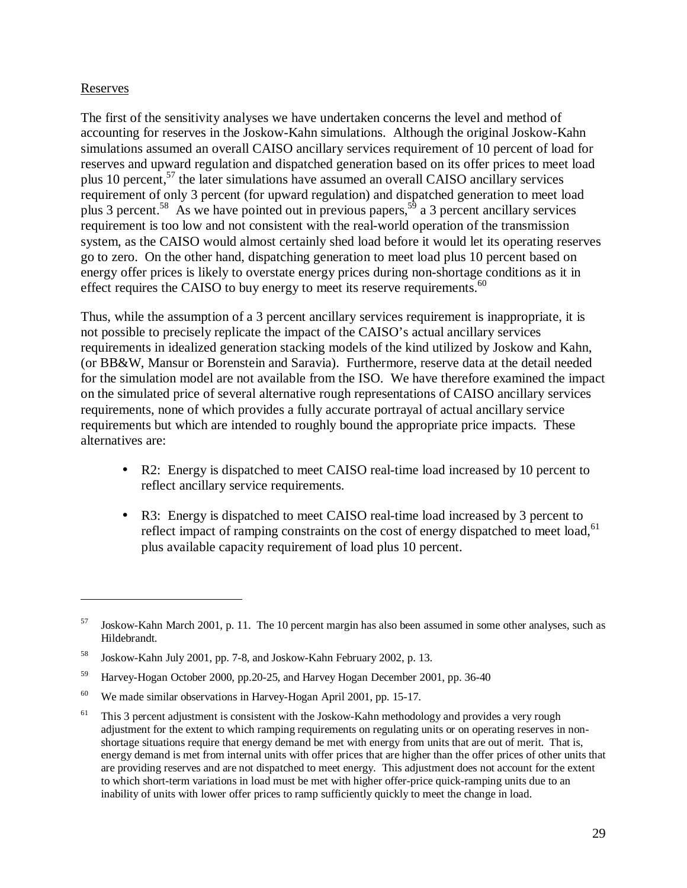Reserves

The first of the sensitivity analyses we have undertaken concerns the level and method of accounting for reserves in the Joskow-Kahn simulations. Although the original Joskow-Kahn simulations assumed an overall CAISO ancillary services requirement of 10 percent of load for reserves and upward regulation and dispatched generation based on its offer prices to meet load plus 10 percent,[57] the later simulations have assumed an overall CAISO ancillary services requirement of only 3 percent (for upward regulation) and dispatched generation to meet load plus 3 percent.[58] As we have pointed out in previous papers,[59] a 3 percent ancillary services requirement is too low and not consistent with the real-world operation of the transmission system, as the CAISO would almost certainly shed load before it would let its operating reserves go to zero. On the other hand, dispatching generation to meet load plus 10 percent based on energy offer prices is likely to overstate energy prices during non-shortage conditions as it in effect requires the CAISO to buy energy to meet its reserve requirements.[60]

Thus, while the assumption of a 3 percent ancillary services requirement is inappropriate, it is not possible to precisely replicate the impact of the CAISO's actual ancillary services requirements in idealized generation stacking models of the kind utilized by Joskow and Kahn, (or BB&W, Mansur or Borenstein and Saravia). Furthermore, reserve data at the detail needed for the simulation model are not available from the ISO. We have therefore examined the impact on the simulated price of several alternative rough representations of CAISO ancillary services requirements, none of which provides a fully accurate portrayal of actual ancillary service requirements but which are intended to roughly bound the appropriate price impacts. These alternatives are:

- R2: Energy is dispatched to meet CAISO real-time load increased by 10 percent to reflect ancillary service requirements.
- R3: Energy is dispatched to meet CAISO real-time load increased by 3 percent to reflect impact of ramping constraints on the cost of energy dispatched to meet load,[61] plus available capacity requirement of load plus 10 percent.

---

[57] Joskow-Kahn March 2001, p. 11. The 10 percent margin has also been assumed in some other analyses, such as Hildebrandt.

[58] Joskow-Kahn July 2001, pp. 7-8, and Joskow-Kahn February 2002, p. 13.

[59] Harvey-Hogan October 2000, pp.20-25, and Harvey Hogan December 2001, pp. 36-40

[60] We made similar observations in Harvey-Hogan April 2001, pp. 15-17.

[61] This 3 percent adjustment is consistent with the Joskow-Kahn methodology and provides a very rough adjustment for the extent to which ramping requirements on regulating units or on operating reserves in non-shortage situations require that energy demand be met with energy from units that are out of merit. That is, energy demand is met from internal units with offer prices that are higher than the offer prices of other units that are providing reserves and are not dispatched to meet energy. This adjustment does not account for the extent to which short-term variations in load must be met with higher offer-price quick-ramping units due to an inability of units with lower offer prices to ramp sufficiently quickly to meet the change in load.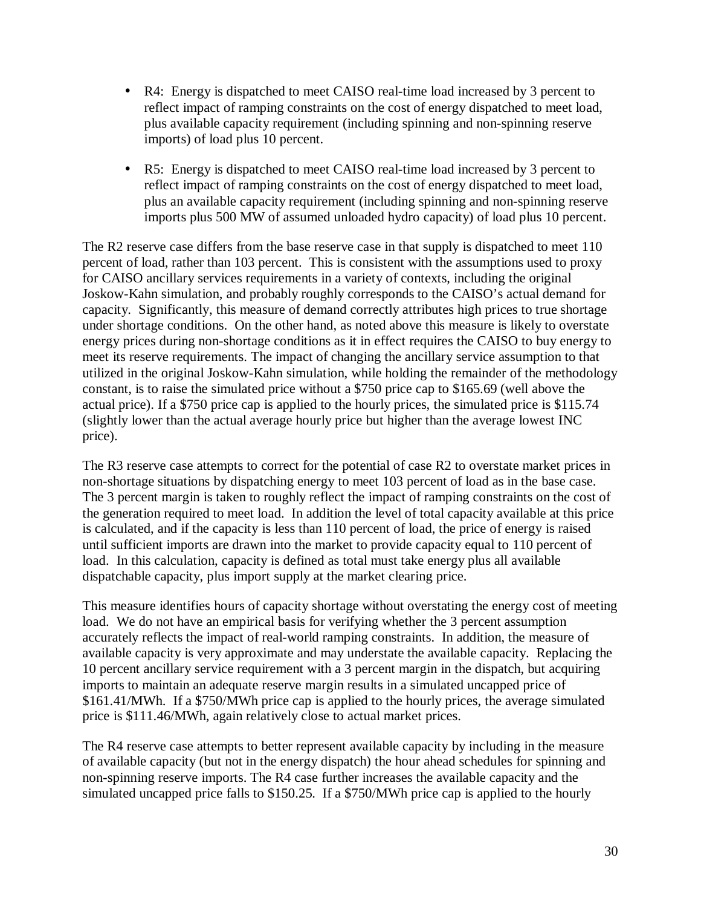- R4: Energy is dispatched to meet CAISO real-time load increased by 3 percent to reflect impact of ramping constraints on the cost of energy dispatched to meet load, plus available capacity requirement (including spinning and non-spinning reserve imports) of load plus 10 percent.

- R5: Energy is dispatched to meet CAISO real-time load increased by 3 percent to reflect impact of ramping constraints on the cost of energy dispatched to meet load, plus an available capacity requirement (including spinning and non-spinning reserve imports plus 500 MW of assumed unloaded hydro capacity) of load plus 10 percent.

The R2 reserve case differs from the base reserve case in that supply is dispatched to meet 110 percent of load, rather than 103 percent. This is consistent with the assumptions used to proxy for CAISO ancillary services requirements in a variety of contexts, including the original Joskow-Kahn simulation, and probably roughly corresponds to the CAISO's actual demand for capacity. Significantly, this measure of demand correctly attributes high prices to true shortage under shortage conditions. On the other hand, as noted above this measure is likely to overstate energy prices during non-shortage conditions as it in effect requires the CAISO to buy energy to meet its reserve requirements. The impact of changing the ancillary service assumption to that utilized in the original Joskow-Kahn simulation, while holding the remainder of the methodology constant, is to raise the simulated price without a $750 price cap to $165.69 (well above the actual price). If a $750 price cap is applied to the hourly prices, the simulated price is $115.74 (slightly lower than the actual average hourly price but higher than the average lowest INC price).

The R3 reserve case attempts to correct for the potential of case R2 to overstate market prices in non-shortage situations by dispatching energy to meet 103 percent of load as in the base case. The 3 percent margin is taken to roughly reflect the impact of ramping constraints on the cost of the generation required to meet load. In addition the level of total capacity available at this price is calculated, and if the capacity is less than 110 percent of load, the price of energy is raised until sufficient imports are drawn into the market to provide capacity equal to 110 percent of load. In this calculation, capacity is defined as total must take energy plus all available dispatchable capacity, plus import supply at the market clearing price.

This measure identifies hours of capacity shortage without overstating the energy cost of meeting load. We do not have an empirical basis for verifying whether the 3 percent assumption accurately reflects the impact of real-world ramping constraints. In addition, the measure of available capacity is very approximate and may understate the available capacity. Replacing the 10 percent ancillary service requirement with a 3 percent margin in the dispatch, but acquiring imports to maintain an adequate reserve margin results in a simulated uncapped price of $161.41/MWh. If a $750/MWh price cap is applied to the hourly prices, the average simulated price is $111.46/MWh, again relatively close to actual market prices.

The R4 reserve case attempts to better represent available capacity by including in the measure of available capacity (but not in the energy dispatch) the hour ahead schedules for spinning and non-spinning reserve imports. The R4 case further increases the available capacity and the simulated uncapped price falls to $150.25. If a $750/MWh price cap is applied to the hourly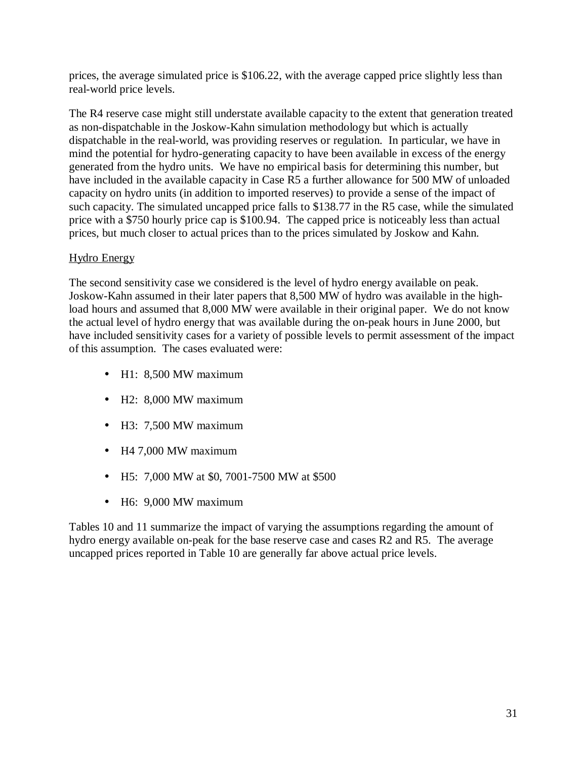prices, the average simulated price is $106.22, with the average capped price slightly less than real-world price levels.

The R4 reserve case might still understate available capacity to the extent that generation treated as non-dispatchable in the Joskow-Kahn simulation methodology but which is actually dispatchable in the real-world, was providing reserves or regulation. In particular, we have in mind the potential for hydro-generating capacity to have been available in excess of the energy generated from the hydro units. We have no empirical basis for determining this number, but have included in the available capacity in Case R5 a further allowance for 500 MW of unloaded capacity on hydro units (in addition to imported reserves) to provide a sense of the impact of such capacity. The simulated uncapped price falls to $138.77 in the R5 case, while the simulated price with a $750 hourly price cap is $100.94. The capped price is noticeably less than actual prices, but much closer to actual prices than to the prices simulated by Joskow and Kahn.

<u>Hydro Energy</u>

The second sensitivity case we considered is the level of hydro energy available on peak. Joskow-Kahn assumed in their later papers that 8,500 MW of hydro was available in the high-load hours and assumed that 8,000 MW were available in their original paper. We do not know the actual level of hydro energy that was available during the on-peak hours in June 2000, but have included sensitivity cases for a variety of possible levels to permit assessment of the impact of this assumption. The cases evaluated were:

- H1: 8,500 MW maximum
- H2: 8,000 MW maximum
- H3: 7,500 MW maximum
- H4 7,000 MW maximum
- H5: 7,000 MW at $0, 7001-7500 MW at $500
- H6: 9,000 MW maximum

Tables 10 and 11 summarize the impact of varying the assumptions regarding the amount of hydro energy available on-peak for the base reserve case and cases R2 and R5. The average uncapped prices reported in Table 10 are generally far above actual price levels.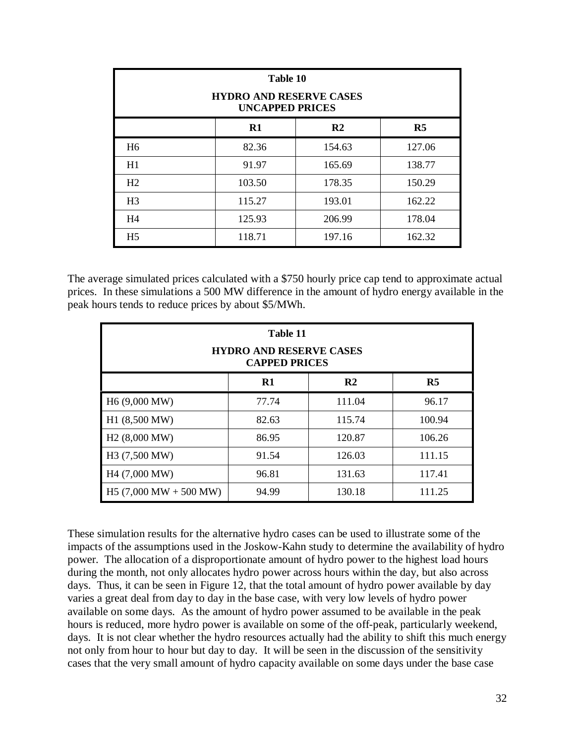| Table 10<br>HYDRO AND RESERVE CASES<br>UNCAPPED PRICES | | | |
|---|---|---|---|
| | **R1** | **R2** | **R5** |
| H6 | 82.36 | 154.63 | 127.06 |
| H1 | 91.97 | 165.69 | 138.77 |
| H2 | 103.50 | 178.35 | 150.29 |
| H3 | 115.27 | 193.01 | 162.22 |
| H4 | 125.93 | 206.99 | 178.04 |
| H5 | 118.71 | 197.16 | 162.32 |

The average simulated prices calculated with a $750 hourly price cap tend to approximate actual prices. In these simulations a 500 MW difference in the amount of hydro energy available in the peak hours tends to reduce prices by about $5/MWh.

| Table 11<br>HYDRO AND RESERVE CASES<br>CAPPED PRICES | | | |
|---|---|---|---|
| | **R1** | **R2** | **R5** |
| H6 (9,000 MW) | 77.74 | 111.04 | 96.17 |
| H1 (8,500 MW) | 82.63 | 115.74 | 100.94 |
| H2 (8,000 MW) | 86.95 | 120.87 | 106.26 |
| H3 (7,500 MW) | 91.54 | 126.03 | 111.15 |
| H4 (7,000 MW) | 96.81 | 131.63 | 117.41 |
| H5 (7,000 MW + 500 MW) | 94.99 | 130.18 | 111.25 |

These simulation results for the alternative hydro cases can be used to illustrate some of the impacts of the assumptions used in the Joskow-Kahn study to determine the availability of hydro power. The allocation of a disproportionate amount of hydro power to the highest load hours during the month, not only allocates hydro power across hours within the day, but also across days. Thus, it can be seen in Figure 12, that the total amount of hydro power available by day varies a great deal from day to day in the base case, with very low levels of hydro power available on some days. As the amount of hydro power assumed to be available in the peak hours is reduced, more hydro power is available on some of the off-peak, particularly weekend, days. It is not clear whether the hydro resources actually had the ability to shift this much energy not only from hour to hour but day to day. It will be seen in the discussion of the sensitivity cases that the very small amount of hydro capacity available on some days under the base case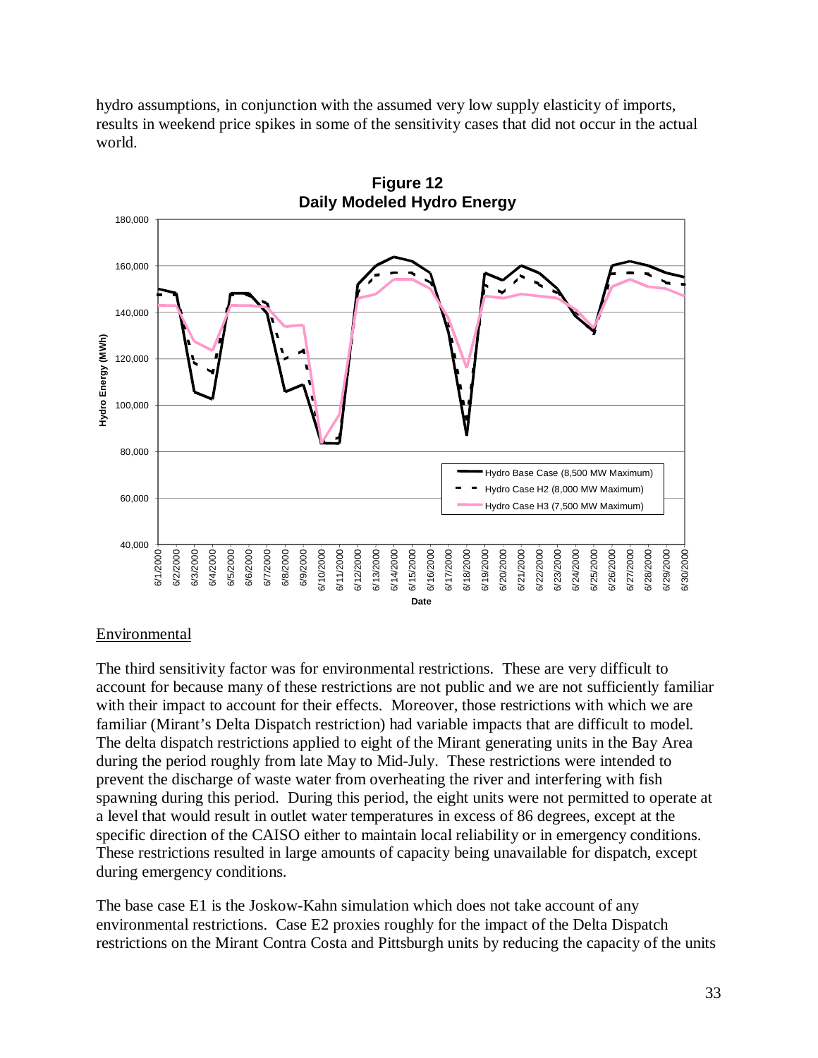hydro assumptions, in conjunction with the assumed very low supply elasticity of imports, results in weekend price spikes in some of the sensitivity cases that did not occur in the actual world.

**Figure 12**
**Daily Modeled Hydro Energy**

## Environmental

The third sensitivity factor was for environmental restrictions. These are very difficult to account for because many of these restrictions are not public and we are not sufficiently familiar with their impact to account for their effects. Moreover, those restrictions with which we are familiar (Mirant's Delta Dispatch restriction) had variable impacts that are difficult to model. The delta dispatch restrictions applied to eight of the Mirant generating units in the Bay Area during the period roughly from late May to Mid-July. These restrictions were intended to prevent the discharge of waste water from overheating the river and interfering with fish spawning during this period. During this period, the eight units were not permitted to operate at a level that would result in outlet water temperatures in excess of 86 degrees, except at the specific direction of the CAISO either to maintain local reliability or in emergency conditions. These restrictions resulted in large amounts of capacity being unavailable for dispatch, except during emergency conditions.

The base case E1 is the Joskow-Kahn simulation which does not take account of any environmental restrictions. Case E2 proxies roughly for the impact of the Delta Dispatch restrictions on the Mirant Contra Costa and Pittsburgh units by reducing the capacity of the units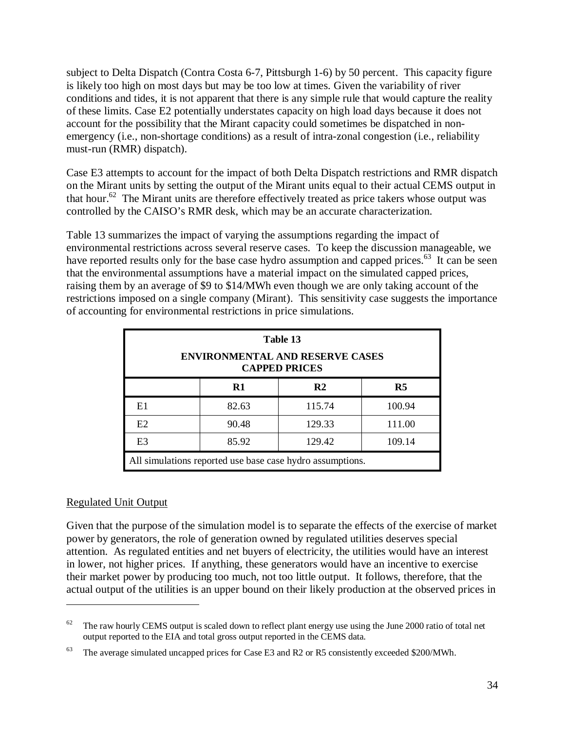subject to Delta Dispatch (Contra Costa 6-7, Pittsburgh 1-6) by 50 percent. This capacity figure is likely too high on most days but may be too low at times. Given the variability of river conditions and tides, it is not apparent that there is any simple rule that would capture the reality of these limits. Case E2 potentially understates capacity on high load days because it does not account for the possibility that the Mirant capacity could sometimes be dispatched in non-emergency (i.e., non-shortage conditions) as a result of intra-zonal congestion (i.e., reliability must-run (RMR) dispatch).

Case E3 attempts to account for the impact of both Delta Dispatch restrictions and RMR dispatch on the Mirant units by setting the output of the Mirant units equal to their actual CEMS output in that hour.[62] The Mirant units are therefore effectively treated as price takers whose output was controlled by the CAISO's RMR desk, which may be an accurate characterization.

Table 13 summarizes the impact of varying the assumptions regarding the impact of environmental restrictions across several reserve cases. To keep the discussion manageable, we have reported results only for the base case hydro assumption and capped prices.[63] It can be seen that the environmental assumptions have a material impact on the simulated capped prices, raising them by an average of \$9 to \$14/MWh even though we are only taking account of the restrictions imposed on a single company (Mirant). This sensitivity case suggests the importance of accounting for environmental restrictions in price simulations.

**Table 13**

**ENVIRONMENTAL AND RESERVE CASES CAPPED PRICES**

| | R1 | R2 | R5 |
|---|---|---|---|
| E1 | 82.63 | 115.74 | 100.94 |
| E2 | 90.48 | 129.33 | 111.00 |
| E3 | 85.92 | 129.42 | 109.14 |

All simulations reported use base case hydro assumptions.

## Regulated Unit Output

Given that the purpose of the simulation model is to separate the effects of the exercise of market power by generators, the role of generation owned by regulated utilities deserves special attention. As regulated entities and net buyers of electricity, the utilities would have an interest in lower, not higher prices. If anything, these generators would have an incentive to exercise their market power by producing too much, not too little output. It follows, therefore, that the actual output of the utilities is an upper bound on their likely production at the observed prices in

---

[62] The raw hourly CEMS output is scaled down to reflect plant energy use using the June 2000 ratio of total net output reported to the EIA and total gross output reported in the CEMS data.

[63] The average simulated uncapped prices for Case E3 and R2 or R5 consistently exceeded \$200/MWh.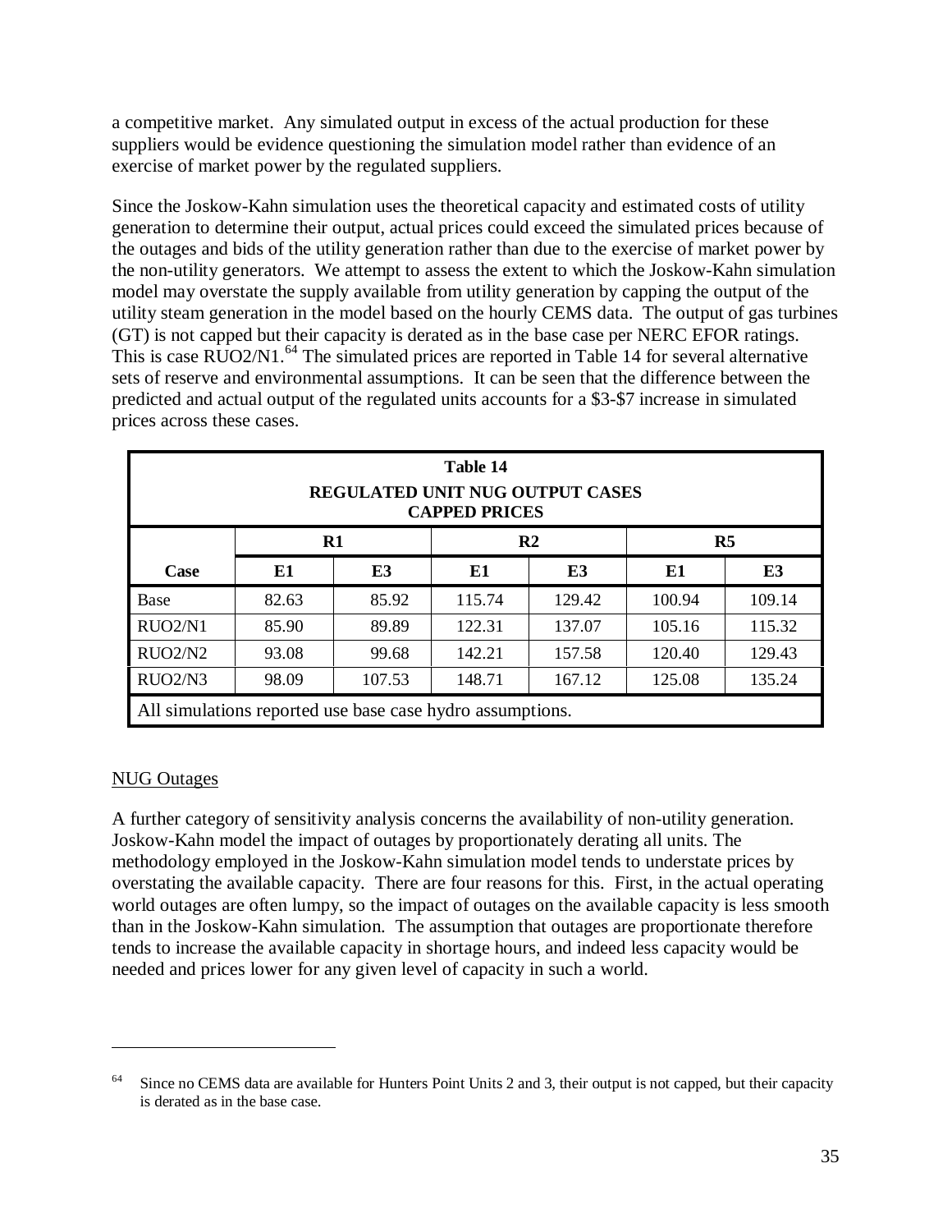a competitive market. Any simulated output in excess of the actual production for these suppliers would be evidence questioning the simulation model rather than evidence of an exercise of market power by the regulated suppliers.

Since the Joskow-Kahn simulation uses the theoretical capacity and estimated costs of utility generation to determine their output, actual prices could exceed the simulated prices because of the outages and bids of the utility generation rather than due to the exercise of market power by the non-utility generators. We attempt to assess the extent to which the Joskow-Kahn simulation model may overstate the supply available from utility generation by capping the output of the utility steam generation in the model based on the hourly CEMS data. The output of gas turbines (GT) is not capped but their capacity is derated as in the base case per NERC EFOR ratings. This is case RUO2/N1.[64] The simulated prices are reported in Table 14 for several alternative sets of reserve and environmental assumptions. It can be seen that the difference between the predicted and actual output of the regulated units accounts for a $3-$7 increase in simulated prices across these cases.

**Table 14**
**REGULATED UNIT NUG OUTPUT CASES**
**CAPPED PRICES**

| | R1 | | R2 | | R5 | |
|---|---|---|---|---|---|---|
| **Case** | **E1** | **E3** | **E1** | **E3** | **E1** | **E3** |
| Base | 82.63 | 85.92 | 115.74 | 129.42 | 100.94 | 109.14 |
| RUO2/N1 | 85.90 | 89.89 | 122.31 | 137.07 | 105.16 | 115.32 |
| RUO2/N2 | 93.08 | 99.68 | 142.21 | 157.58 | 120.40 | 129.43 |
| RUO2/N3 | 98.09 | 107.53 | 148.71 | 167.12 | 125.08 | 135.24 |

All simulations reported use base case hydro assumptions.

NUG Outages

A further category of sensitivity analysis concerns the availability of non-utility generation. Joskow-Kahn model the impact of outages by proportionately derating all units. The methodology employed in the Joskow-Kahn simulation model tends to understate prices by overstating the available capacity. There are four reasons for this. First, in the actual operating world outages are often lumpy, so the impact of outages on the available capacity is less smooth than in the Joskow-Kahn simulation. The assumption that outages are proportionate therefore tends to increase the available capacity in shortage hours, and indeed less capacity would be needed and prices lower for any given level of capacity in such a world.

---

[64] Since no CEMS data are available for Hunters Point Units 2 and 3, their output is not capped, but their capacity is derated as in the base case.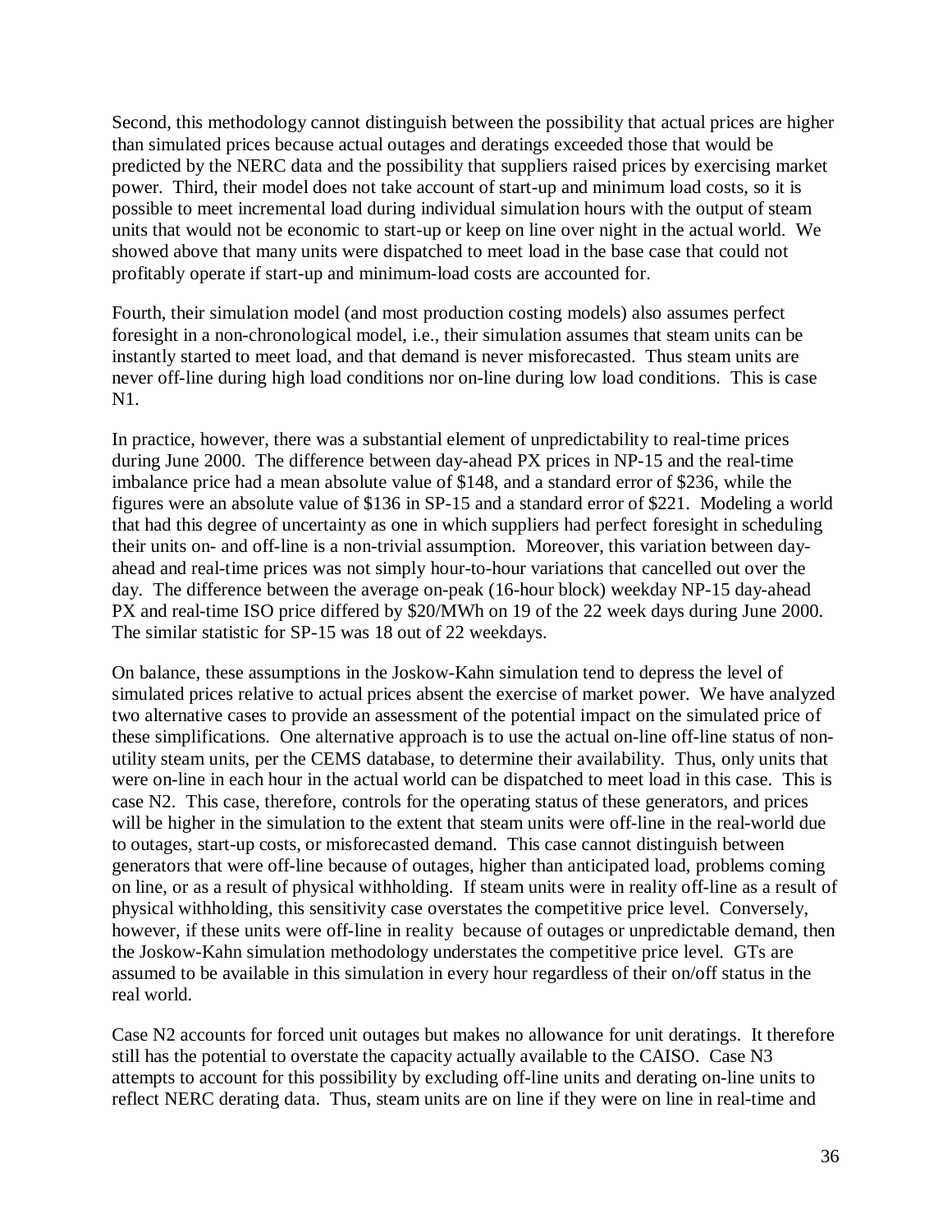Second, this methodology cannot distinguish between the possibility that actual prices are higher than simulated prices because actual outages and deratings exceeded those that would be predicted by the NERC data and the possibility that suppliers raised prices by exercising market power. Third, their model does not take account of start-up and minimum load costs, so it is possible to meet incremental load during individual simulation hours with the output of steam units that would not be economic to start-up or keep on line over night in the actual world. We showed above that many units were dispatched to meet load in the base case that could not profitably operate if start-up and minimum-load costs are accounted for.

Fourth, their simulation model (and most production costing models) also assumes perfect foresight in a non-chronological model, i.e., their simulation assumes that steam units can be instantly started to meet load, and that demand is never misforecasted. Thus steam units are never off-line during high load conditions nor on-line during low load conditions. This is case N1.

In practice, however, there was a substantial element of unpredictability to real-time prices during June 2000. The difference between day-ahead PX prices in NP-15 and the real-time imbalance price had a mean absolute value of $148, and a standard error of $236, while the figures were an absolute value of $136 in SP-15 and a standard error of $221. Modeling a world that had this degree of uncertainty as one in which suppliers had perfect foresight in scheduling their units on- and off-line is a non-trivial assumption. Moreover, this variation between day-ahead and real-time prices was not simply hour-to-hour variations that cancelled out over the day. The difference between the average on-peak (16-hour block) weekday NP-15 day-ahead PX and real-time ISO price differed by $20/MWh on 19 of the 22 week days during June 2000. The similar statistic for SP-15 was 18 out of 22 weekdays.

On balance, these assumptions in the Joskow-Kahn simulation tend to depress the level of simulated prices relative to actual prices absent the exercise of market power. We have analyzed two alternative cases to provide an assessment of the potential impact on the simulated price of these simplifications. One alternative approach is to use the actual on-line off-line status of non-utility steam units, per the CEMS database, to determine their availability. Thus, only units that were on-line in each hour in the actual world can be dispatched to meet load in this case. This is case N2. This case, therefore, controls for the operating status of these generators, and prices will be higher in the simulation to the extent that steam units were off-line in the real-world due to outages, start-up costs, or misforecasted demand. This case cannot distinguish between generators that were off-line because of outages, higher than anticipated load, problems coming on line, or as a result of physical withholding. If steam units were in reality off-line as a result of physical withholding, this sensitivity case overstates the competitive price level. Conversely, however, if these units were off-line in reality because of outages or unpredictable demand, then the Joskow-Kahn simulation methodology understates the competitive price level. GTs are assumed to be available in this simulation in every hour regardless of their on/off status in the real world.

Case N2 accounts for forced unit outages but makes no allowance for unit deratings. It therefore still has the potential to overstate the capacity actually available to the CAISO. Case N3 attempts to account for this possibility by excluding off-line units and derating on-line units to reflect NERC derating data. Thus, steam units are on line if they were on line in real-time and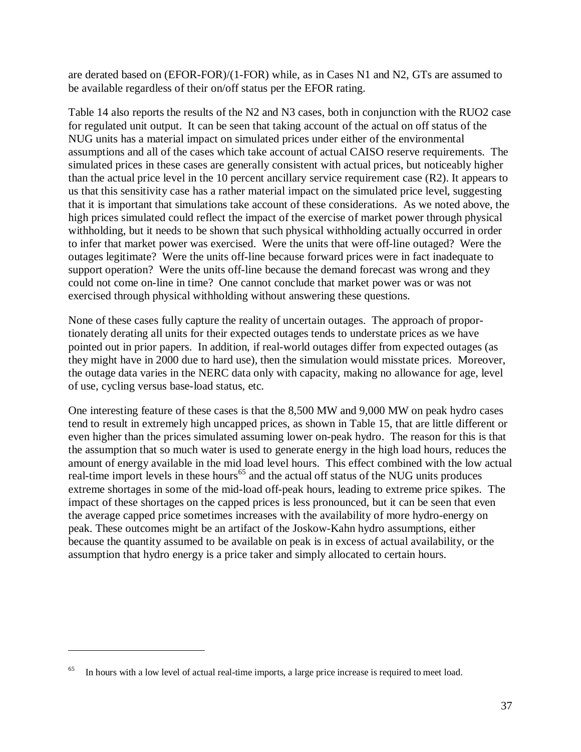are derated based on (EFOR-FOR)/(1-FOR) while, as in Cases N1 and N2, GTs are assumed to be available regardless of their on/off status per the EFOR rating.

Table 14 also reports the results of the N2 and N3 cases, both in conjunction with the RUO2 case for regulated unit output. It can be seen that taking account of the actual on off status of the NUG units has a material impact on simulated prices under either of the environmental assumptions and all of the cases which take account of actual CAISO reserve requirements. The simulated prices in these cases are generally consistent with actual prices, but noticeably higher than the actual price level in the 10 percent ancillary service requirement case (R2). It appears to us that this sensitivity case has a rather material impact on the simulated price level, suggesting that it is important that simulations take account of these considerations. As we noted above, the high prices simulated could reflect the impact of the exercise of market power through physical withholding, but it needs to be shown that such physical withholding actually occurred in order to infer that market power was exercised. Were the units that were off-line outaged? Were the outages legitimate? Were the units off-line because forward prices were in fact inadequate to support operation? Were the units off-line because the demand forecast was wrong and they could not come on-line in time? One cannot conclude that market power was or was not exercised through physical withholding without answering these questions.

None of these cases fully capture the reality of uncertain outages. The approach of proportionately derating all units for their expected outages tends to understate prices as we have pointed out in prior papers. In addition, if real-world outages differ from expected outages (as they might have in 2000 due to hard use), then the simulation would misstate prices. Moreover, the outage data varies in the NERC data only with capacity, making no allowance for age, level of use, cycling versus base-load status, etc.

One interesting feature of these cases is that the 8,500 MW and 9,000 MW on peak hydro cases tend to result in extremely high uncapped prices, as shown in Table 15, that are little different or even higher than the prices simulated assuming lower on-peak hydro. The reason for this is that the assumption that so much water is used to generate energy in the high load hours, reduces the amount of energy available in the mid load level hours. This effect combined with the low actual real-time import levels in these hours[65] and the actual off status of the NUG units produces extreme shortages in some of the mid-load off-peak hours, leading to extreme price spikes. The impact of these shortages on the capped prices is less pronounced, but it can be seen that even the average capped price sometimes increases with the availability of more hydro-energy on peak. These outcomes might be an artifact of the Joskow-Kahn hydro assumptions, either because the quantity assumed to be available on peak is in excess of actual availability, or the assumption that hydro energy is a price taker and simply allocated to certain hours.

---

[65] In hours with a low level of actual real-time imports, a large price increase is required to meet load.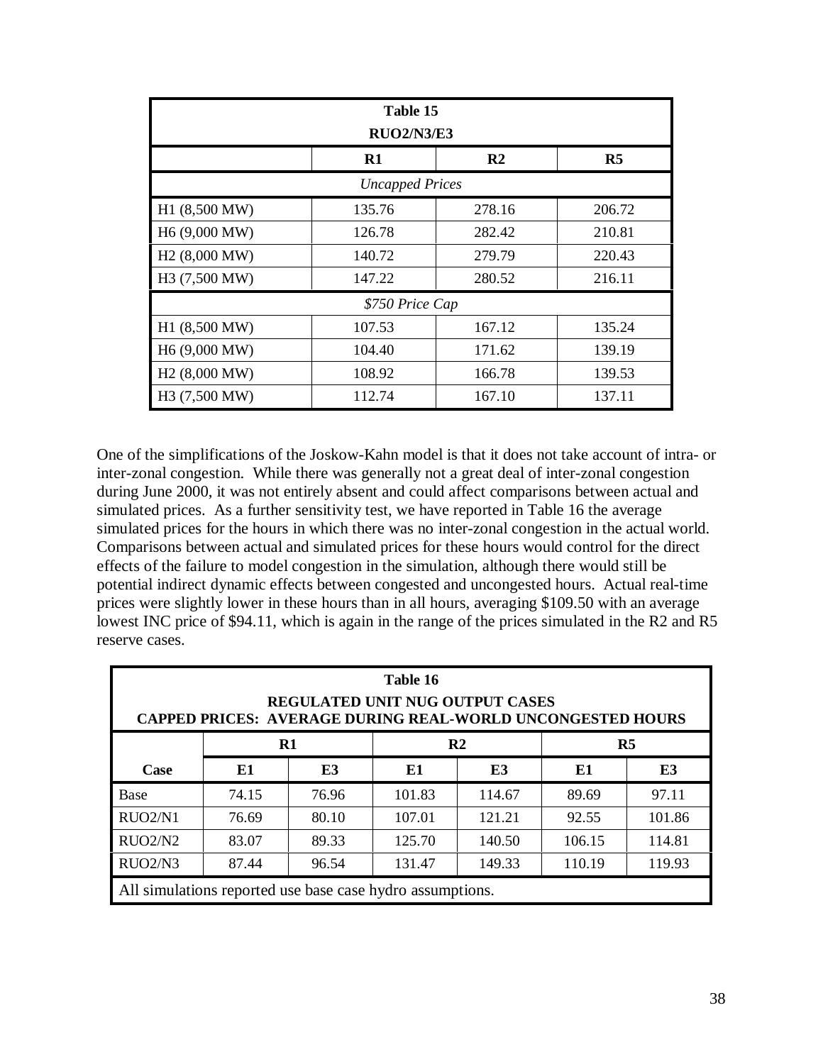| Table 15 RUO2/N3/E3 | | | |
|---|---|---|---|
| | **R1** | **R2** | **R5** |
| *Uncapped Prices* | | | |
| H1 (8,500 MW) | 135.76 | 278.16 | 206.72 |
| H6 (9,000 MW) | 126.78 | 282.42 | 210.81 |
| H2 (8,000 MW) | 140.72 | 279.79 | 220.43 |
| H3 (7,500 MW) | 147.22 | 280.52 | 216.11 |
| *$750 Price Cap* | | | |
| H1 (8,500 MW) | 107.53 | 167.12 | 135.24 |
| H6 (9,000 MW) | 104.40 | 171.62 | 139.19 |
| H2 (8,000 MW) | 108.92 | 166.78 | 139.53 |
| H3 (7,500 MW) | 112.74 | 167.10 | 137.11 |

One of the simplifications of the Joskow-Kahn model is that it does not take account of intra- or inter-zonal congestion. While there was generally not a great deal of inter-zonal congestion during June 2000, it was not entirely absent and could affect comparisons between actual and simulated prices. As a further sensitivity test, we have reported in Table 16 the average simulated prices for the hours in which there was no inter-zonal congestion in the actual world. Comparisons between actual and simulated prices for these hours would control for the direct effects of the failure to model congestion in the simulation, although there would still be potential indirect dynamic effects between congested and uncongested hours. Actual real-time prices were slightly lower in these hours than in all hours, averaging $109.50 with an average lowest INC price of $94.11, which is again in the range of the prices simulated in the R2 and R5 reserve cases.

| Table 16 REGULATED UNIT NUG OUTPUT CASES CAPPED PRICES: AVERAGE DURING REAL-WORLD UNCONGESTED HOURS | | | | | | |
|---|---|---|---|---|---|---|
| | **R1** | | **R2** | | **R5** | |
| **Case** | **E1** | **E3** | **E1** | **E3** | **E1** | **E3** |
| Base | 74.15 | 76.96 | 101.83 | 114.67 | 89.69 | 97.11 |
| RUO2/N1 | 76.69 | 80.10 | 107.01 | 121.21 | 92.55 | 101.86 |
| RUO2/N2 | 83.07 | 89.33 | 125.70 | 140.50 | 106.15 | 114.81 |
| RUO2/N3 | 87.44 | 96.54 | 131.47 | 149.33 | 110.19 | 119.93 |
| All simulations reported use base case hydro assumptions. | | | | | | |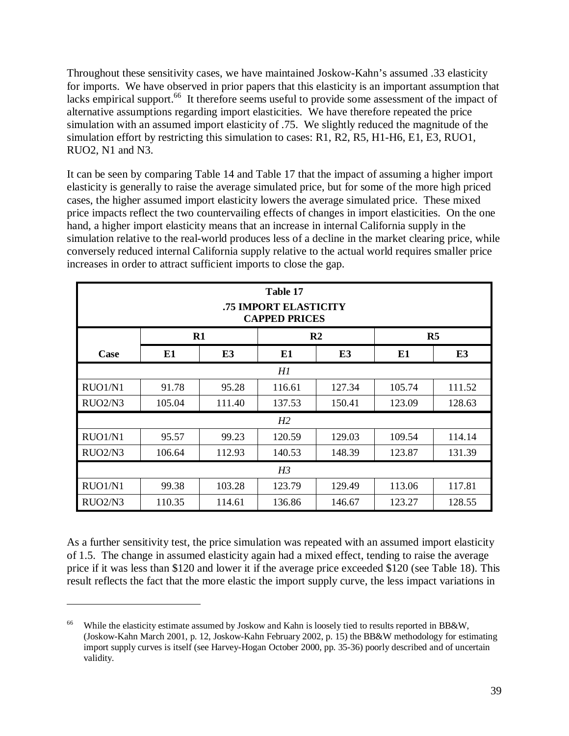Throughout these sensitivity cases, we have maintained Joskow-Kahn's assumed .33 elasticity for imports. We have observed in prior papers that this elasticity is an important assumption that lacks empirical support.[66] It therefore seems useful to provide some assessment of the impact of alternative assumptions regarding import elasticities. We have therefore repeated the price simulation with an assumed import elasticity of .75. We slightly reduced the magnitude of the simulation effort by restricting this simulation to cases: R1, R2, R5, H1-H6, E1, E3, RUO1, RUO2, N1 and N3.

It can be seen by comparing Table 14 and Table 17 that the impact of assuming a higher import elasticity is generally to raise the average simulated price, but for some of the more high priced cases, the higher assumed import elasticity lowers the average simulated price. These mixed price impacts reflect the two countervailing effects of changes in import elasticities. On the one hand, a higher import elasticity means that an increase in internal California supply in the simulation relative to the real-world produces less of a decline in the market clearing price, while conversely reduced internal California supply relative to the actual world requires smaller price increases in order to attract sufficient imports to close the gap.

**Table 17**
**.75 IMPORT ELASTICITY**
**CAPPED PRICES**

| | R1 | | R2 | | R5 | |
|---|---|---|---|---|---|---|
| **Case** | **E1** | **E3** | **E1** | **E3** | **E1** | **E3** |
| | | | *H1* | | | |
| RUO1/N1 | 91.78 | 95.28 | 116.61 | 127.34 | 105.74 | 111.52 |
| RUO2/N3 | 105.04 | 111.40 | 137.53 | 150.41 | 123.09 | 128.63 |
| | | | *H2* | | | |
| RUO1/N1 | 95.57 | 99.23 | 120.59 | 129.03 | 109.54 | 114.14 |
| RUO2/N3 | 106.64 | 112.93 | 140.53 | 148.39 | 123.87 | 131.39 |
| | | | *H3* | | | |
| RUO1/N1 | 99.38 | 103.28 | 123.79 | 129.49 | 113.06 | 117.81 |
| RUO2/N3 | 110.35 | 114.61 | 136.86 | 146.67 | 123.27 | 128.55 |

As a further sensitivity test, the price simulation was repeated with an assumed import elasticity of 1.5. The change in assumed elasticity again had a mixed effect, tending to raise the average price if it was less than \$120 and lower it if the average price exceeded \$120 (see Table 18). This result reflects the fact that the more elastic the import supply curve, the less impact variations in

---

[66] While the elasticity estimate assumed by Joskow and Kahn is loosely tied to results reported in BB&W, (Joskow-Kahn March 2001, p. 12, Joskow-Kahn February 2002, p. 15) the BB&W methodology for estimating import supply curves is itself (see Harvey-Hogan October 2000, pp. 35-36) poorly described and of uncertain validity.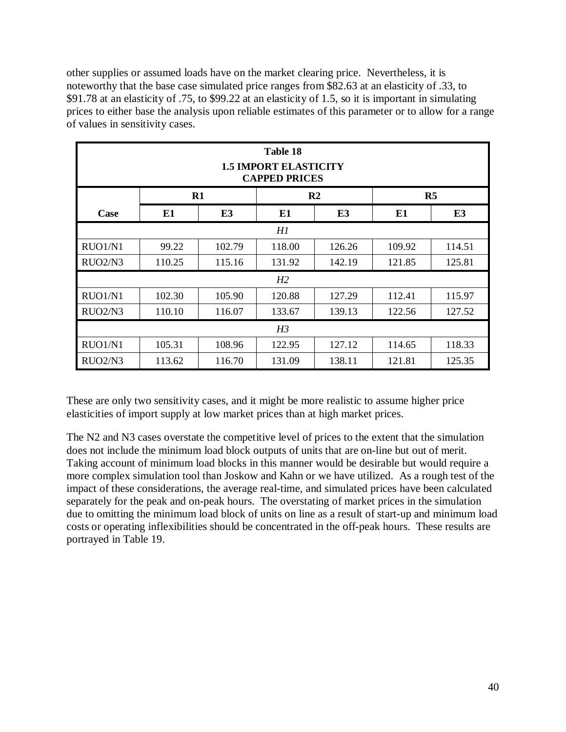other supplies or assumed loads have on the market clearing price. Nevertheless, it is noteworthy that the base case simulated price ranges from $82.63 at an elasticity of .33, to $91.78 at an elasticity of .75, to $99.22 at an elasticity of 1.5, so it is important in simulating prices to either base the analysis upon reliable estimates of this parameter or to allow for a range of values in sensitivity cases.

**Table 18**
**1.5 IMPORT ELASTICITY**
**CAPPED PRICES**

| | R1 | | R2 | | R5 | |
|---|---|---|---|---|---|---|
| **Case** | **E1** | **E3** | **E1** | **E3** | **E1** | **E3** |
| *H1* | | | | | | |
| RUO1/N1 | 99.22 | 102.79 | 118.00 | 126.26 | 109.92 | 114.51 |
| RUO2/N3 | 110.25 | 115.16 | 131.92 | 142.19 | 121.85 | 125.81 |
| *H2* | | | | | | |
| RUO1/N1 | 102.30 | 105.90 | 120.88 | 127.29 | 112.41 | 115.97 |
| RUO2/N3 | 110.10 | 116.07 | 133.67 | 139.13 | 122.56 | 127.52 |
| *H3* | | | | | | |
| RUO1/N1 | 105.31 | 108.96 | 122.95 | 127.12 | 114.65 | 118.33 |
| RUO2/N3 | 113.62 | 116.70 | 131.09 | 138.11 | 121.81 | 125.35 |

These are only two sensitivity cases, and it might be more realistic to assume higher price elasticities of import supply at low market prices than at high market prices.

The N2 and N3 cases overstate the competitive level of prices to the extent that the simulation does not include the minimum load block outputs of units that are on-line but out of merit. Taking account of minimum load blocks in this manner would be desirable but would require a more complex simulation tool than Joskow and Kahn or we have utilized. As a rough test of the impact of these considerations, the average real-time, and simulated prices have been calculated separately for the peak and on-peak hours. The overstating of market prices in the simulation due to omitting the minimum load block of units on line as a result of start-up and minimum load costs or operating inflexibilities should be concentrated in the off-peak hours. These results are portrayed in Table 19.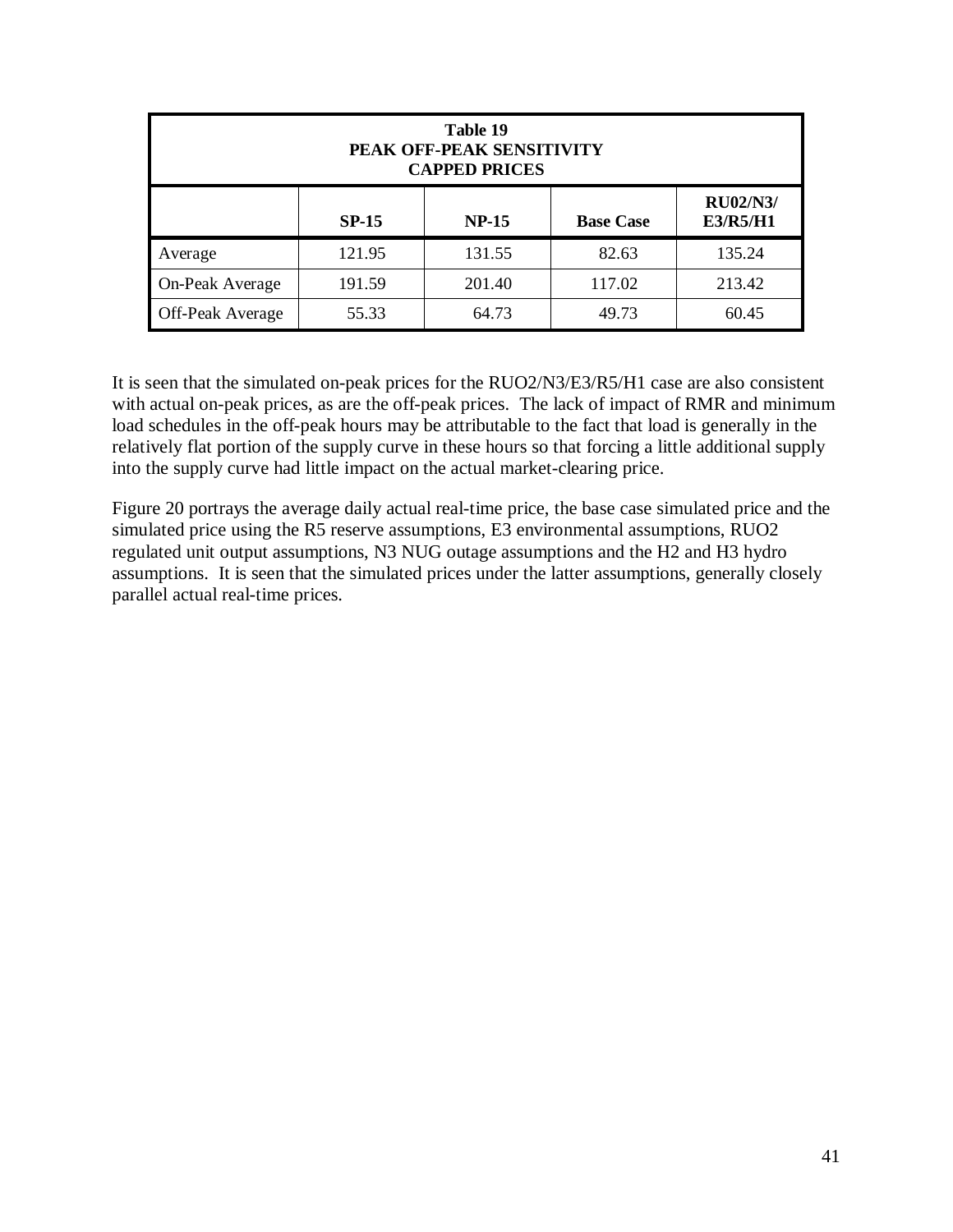| Table 19<br>PEAK OFF-PEAK SENSITIVITY<br>CAPPED PRICES | | | | |
|---|---|---|---|---|
| | **SP-15** | **NP-15** | **Base Case** | **RU02/N3/ E3/R5/H1** |
| Average | 121.95 | 131.55 | 82.63 | 135.24 |
| On-Peak Average | 191.59 | 201.40 | 117.02 | 213.42 |
| Off-Peak Average | 55.33 | 64.73 | 49.73 | 60.45 |

It is seen that the simulated on-peak prices for the RUO2/N3/E3/R5/H1 case are also consistent with actual on-peak prices, as are the off-peak prices. The lack of impact of RMR and minimum load schedules in the off-peak hours may be attributable to the fact that load is generally in the relatively flat portion of the supply curve in these hours so that forcing a little additional supply into the supply curve had little impact on the actual market-clearing price.

Figure 20 portrays the average daily actual real-time price, the base case simulated price and the simulated price using the R5 reserve assumptions, E3 environmental assumptions, RUO2 regulated unit output assumptions, N3 NUG outage assumptions and the H2 and H3 hydro assumptions. It is seen that the simulated prices under the latter assumptions, generally closely parallel actual real-time prices.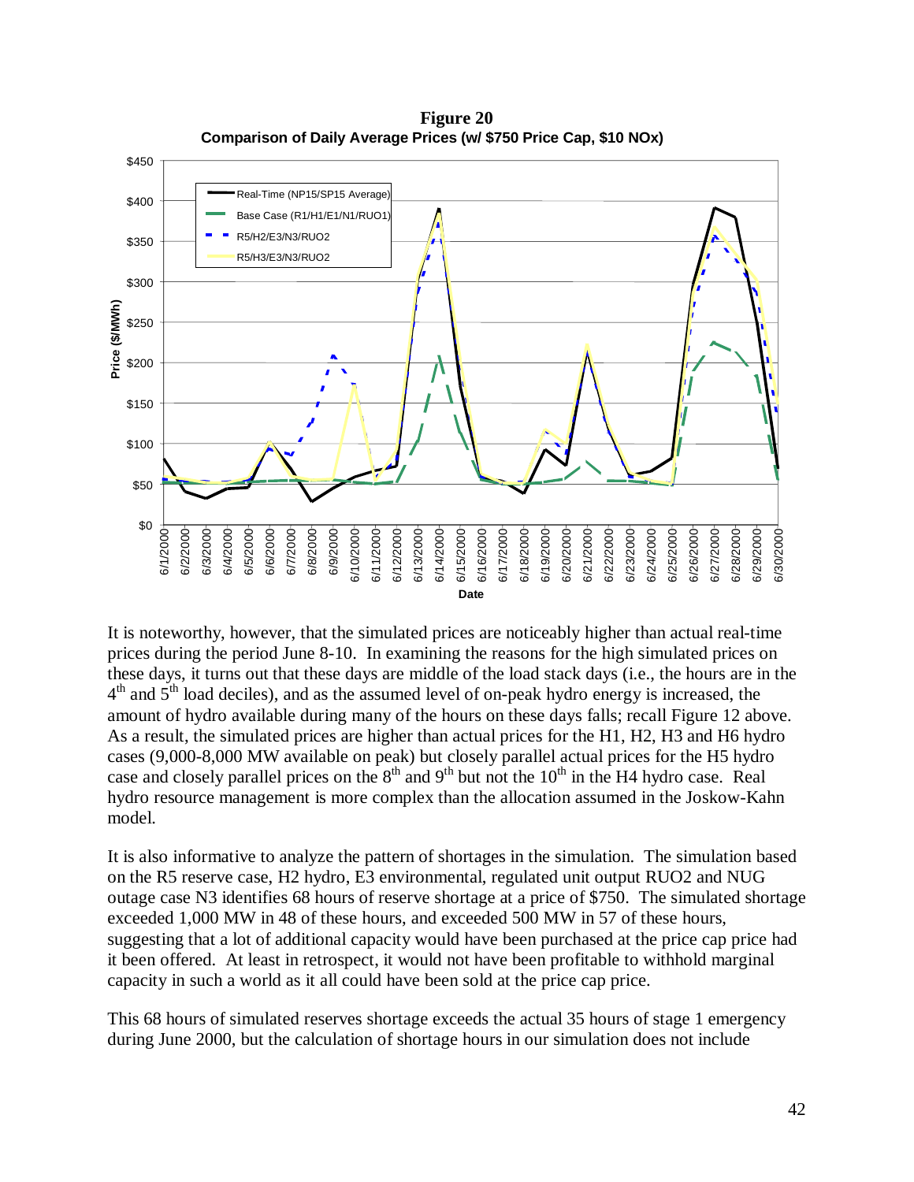**Figure 20**
**Comparison of Daily Average Prices (w/ $750 Price Cap, $10 NOx)**

It is noteworthy, however, that the simulated prices are noticeably higher than actual real-time prices during the period June 8-10. In examining the reasons for the high simulated prices on these days, it turns out that these days are middle of the load stack days (i.e., the hours are in the 4th and 5th load deciles), and as the assumed level of on-peak hydro energy is increased, the amount of hydro available during many of the hours on these days falls; recall Figure 12 above. As a result, the simulated prices are higher than actual prices for the H1, H2, H3 and H6 hydro cases (9,000-8,000 MW available on peak) but closely parallel actual prices for the H5 hydro case and closely parallel prices on the 8th and 9th but not the 10th in the H4 hydro case. Real hydro resource management is more complex than the allocation assumed in the Joskow-Kahn model.

It is also informative to analyze the pattern of shortages in the simulation. The simulation based on the R5 reserve case, H2 hydro, E3 environmental, regulated unit output RUO2 and NUG outage case N3 identifies 68 hours of reserve shortage at a price of $750. The simulated shortage exceeded 1,000 MW in 48 of these hours, and exceeded 500 MW in 57 of these hours, suggesting that a lot of additional capacity would have been purchased at the price cap price had it been offered. At least in retrospect, it would not have been profitable to withhold marginal capacity in such a world as it all could have been sold at the price cap price.

This 68 hours of simulated reserves shortage exceeds the actual 35 hours of stage 1 emergency during June 2000, but the calculation of shortage hours in our simulation does not include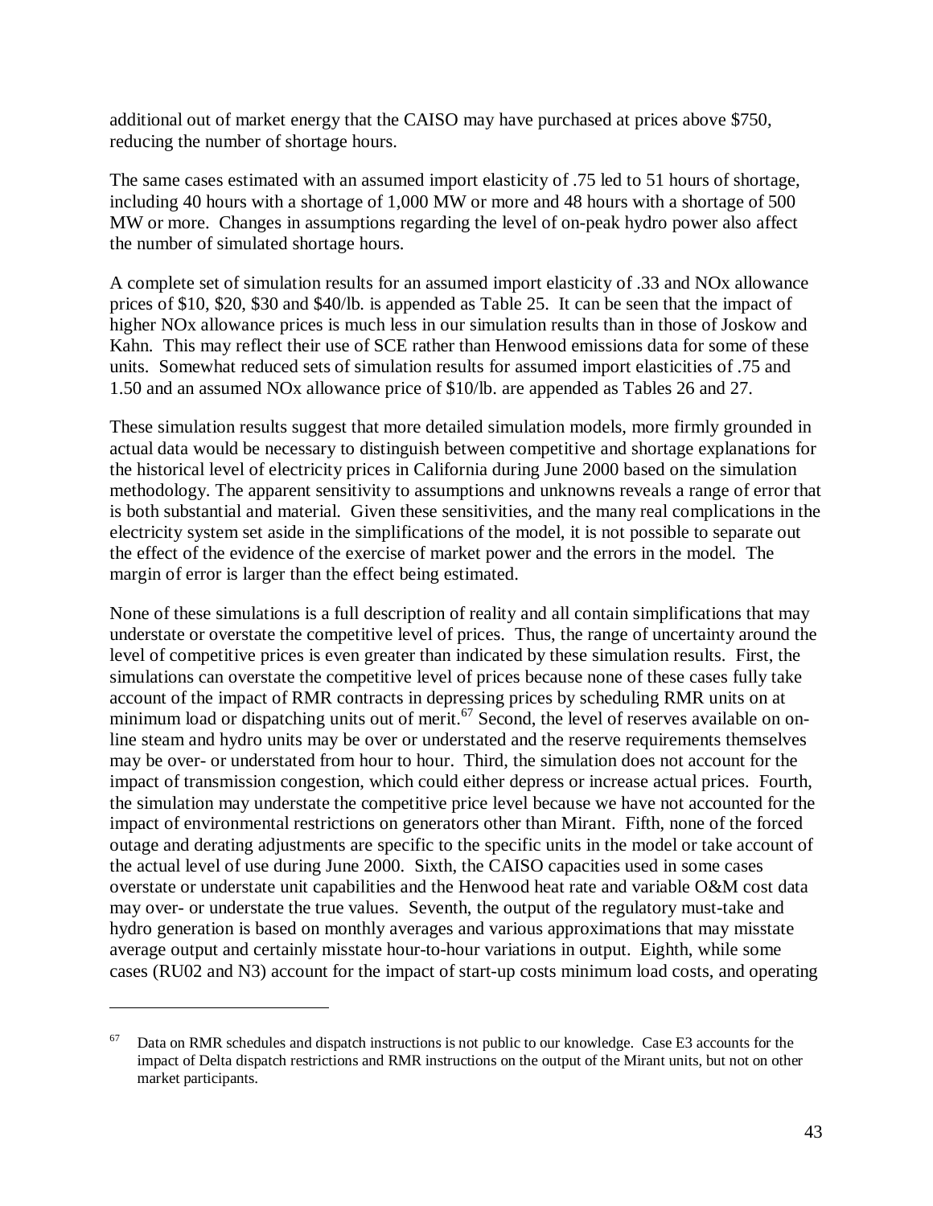additional out of market energy that the CAISO may have purchased at prices above $750, reducing the number of shortage hours.

The same cases estimated with an assumed import elasticity of .75 led to 51 hours of shortage, including 40 hours with a shortage of 1,000 MW or more and 48 hours with a shortage of 500 MW or more. Changes in assumptions regarding the level of on-peak hydro power also affect the number of simulated shortage hours.

A complete set of simulation results for an assumed import elasticity of .33 and NOx allowance prices of $10, $20, $30 and $40/lb. is appended as Table 25. It can be seen that the impact of higher NOx allowance prices is much less in our simulation results than in those of Joskow and Kahn. This may reflect their use of SCE rather than Henwood emissions data for some of these units. Somewhat reduced sets of simulation results for assumed import elasticities of .75 and 1.50 and an assumed NOx allowance price of $10/lb. are appended as Tables 26 and 27.

These simulation results suggest that more detailed simulation models, more firmly grounded in actual data would be necessary to distinguish between competitive and shortage explanations for the historical level of electricity prices in California during June 2000 based on the simulation methodology. The apparent sensitivity to assumptions and unknowns reveals a range of error that is both substantial and material. Given these sensitivities, and the many real complications in the electricity system set aside in the simplifications of the model, it is not possible to separate out the effect of the evidence of the exercise of market power and the errors in the model. The margin of error is larger than the effect being estimated.

None of these simulations is a full description of reality and all contain simplifications that may understate or overstate the competitive level of prices. Thus, the range of uncertainty around the level of competitive prices is even greater than indicated by these simulation results. First, the simulations can overstate the competitive level of prices because none of these cases fully take account of the impact of RMR contracts in depressing prices by scheduling RMR units on at minimum load or dispatching units out of merit.[67] Second, the level of reserves available on on-line steam and hydro units may be over or understated and the reserve requirements themselves may be over- or understated from hour to hour. Third, the simulation does not account for the impact of transmission congestion, which could either depress or increase actual prices. Fourth, the simulation may understate the competitive price level because we have not accounted for the impact of environmental restrictions on generators other than Mirant. Fifth, none of the forced outage and derating adjustments are specific to the specific units in the model or take account of the actual level of use during June 2000. Sixth, the CAISO capacities used in some cases overstate or understate unit capabilities and the Henwood heat rate and variable O&M cost data may over- or understate the true values. Seventh, the output of the regulatory must-take and hydro generation is based on monthly averages and various approximations that may misstate average output and certainly misstate hour-to-hour variations in output. Eighth, while some cases (RU02 and N3) account for the impact of start-up costs minimum load costs, and operating

---

[67] Data on RMR schedules and dispatch instructions is not public to our knowledge. Case E3 accounts for the impact of Delta dispatch restrictions and RMR instructions on the output of the Mirant units, but not on other market participants.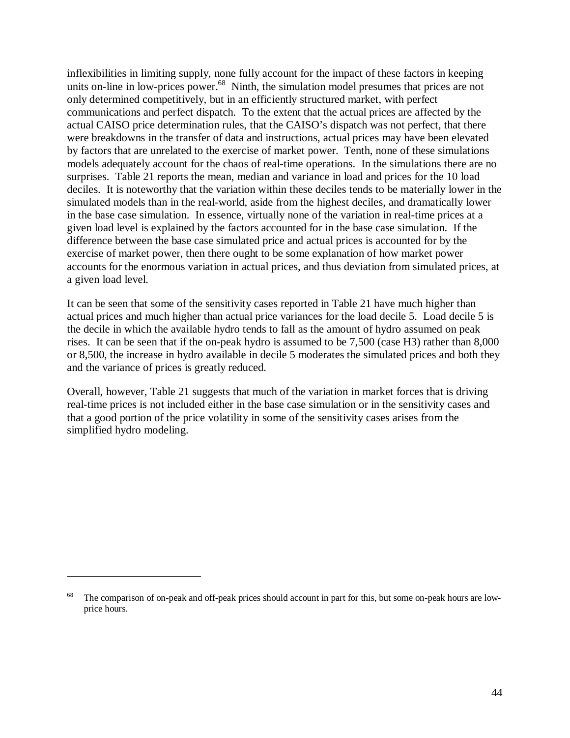inflexibilities in limiting supply, none fully account for the impact of these factors in keeping units on-line in low-prices power.[68] Ninth, the simulation model presumes that prices are not only determined competitively, but in an efficiently structured market, with perfect communications and perfect dispatch. To the extent that the actual prices are affected by the actual CAISO price determination rules, that the CAISO's dispatch was not perfect, that there were breakdowns in the transfer of data and instructions, actual prices may have been elevated by factors that are unrelated to the exercise of market power. Tenth, none of these simulations models adequately account for the chaos of real-time operations. In the simulations there are no surprises. Table 21 reports the mean, median and variance in load and prices for the 10 load deciles. It is noteworthy that the variation within these deciles tends to be materially lower in the simulated models than in the real-world, aside from the highest deciles, and dramatically lower in the base case simulation. In essence, virtually none of the variation in real-time prices at a given load level is explained by the factors accounted for in the base case simulation. If the difference between the base case simulated price and actual prices is accounted for by the exercise of market power, then there ought to be some explanation of how market power accounts for the enormous variation in actual prices, and thus deviation from simulated prices, at a given load level.

It can be seen that some of the sensitivity cases reported in Table 21 have much higher than actual prices and much higher than actual price variances for the load decile 5. Load decile 5 is the decile in which the available hydro tends to fall as the amount of hydro assumed on peak rises. It can be seen that if the on-peak hydro is assumed to be 7,500 (case H3) rather than 8,000 or 8,500, the increase in hydro available in decile 5 moderates the simulated prices and both they and the variance of prices is greatly reduced.

Overall, however, Table 21 suggests that much of the variation in market forces that is driving real-time prices is not included either in the base case simulation or in the sensitivity cases and that a good portion of the price volatility in some of the sensitivity cases arises from the simplified hydro modeling.

---

[68] The comparison of on-peak and off-peak prices should account in part for this, but some on-peak hours are low-price hours.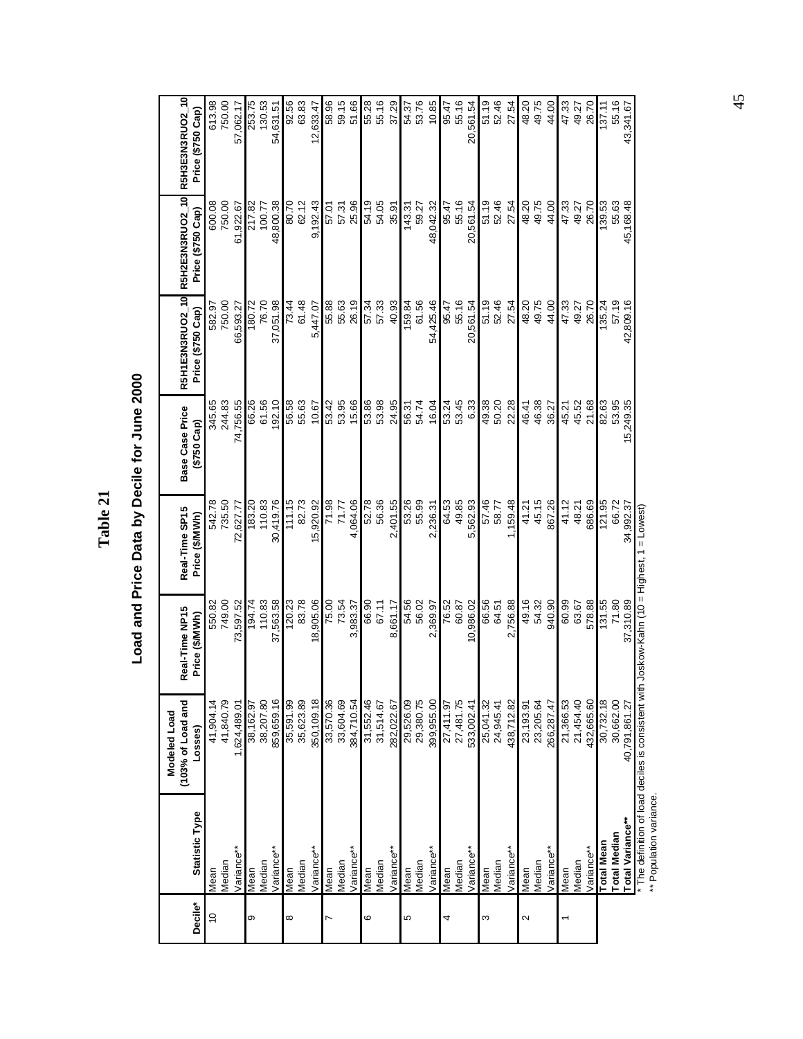# Table 21

## Load and Price Data by Decile for June 2000

| Decile* | Statistic Type | Modeled Load (103% of Load and Losses) | Real-Time NP15 Price ($/MWh) | Real-Time SP15 Price ($/MWh) | Base Case Price ($750 Cap) | R5H1E3N3RUO2_10 Price ($750 Cap) | R5H2E3N3RUO2_10 Price ($750 Cap) | R5H3E3N3RUO2_10 Price ($750 Cap) |
|---|---|---|---|---|---|---|---|---|
| 10 | Mean | 41,904.14 | 550.82 | 542.78 | 345.65 | 582.97 | 600.08 | 613.98 |
| | Median | 41,840.79 | 749.00 | 735.50 | 244.83 | 750.00 | 750.00 | 750.00 |
| | Variance** | 1,624,489.01 | 73,597.52 | 72,627.77 | 74,756.55 | 66,593.27 | 61,922.67 | 57,062.17 |
| 9 | Mean | 38,162.97 | 194.74 | 183.20 | 66.26 | 180.72 | 217.82 | 253.75 |
| | Median | 38,207.80 | 110.83 | 110.83 | 61.56 | 76.70 | 100.77 | 130.53 |
| | Variance** | 859,659.16 | 37,563.58 | 30,419.76 | 192.10 | 37,051.98 | 48,800.38 | 54,631.51 |
| 8 | Mean | 35,591.99 | 120.23 | 111.15 | 56.58 | 73.44 | 80.70 | 92.56 |
| | Median | 35,623.89 | 83.78 | 82.73 | 55.63 | 61.48 | 62.12 | 63.83 |
| | Variance** | 350,109.18 | 18,905.06 | 15,920.92 | 10.67 | 5,447.07 | 9,192.43 | 12,633.47 |
| 7 | Mean | 33,570.36 | 75.00 | 71.98 | 53.42 | 55.88 | 57.01 | 58.96 |
| | Median | 33,604.69 | 73.54 | 71.77 | 53.95 | 55.63 | 57.31 | 59.15 |
| | Variance** | 384,710.54 | 3,983.37 | 4,064.06 | 15.66 | 26.19 | 25.96 | 51.66 |
| 6 | Mean | 31,552.46 | 66.90 | 52.78 | 53.86 | 57.34 | 54.19 | 55.28 |
| | Median | 31,514.67 | 67.11 | 56.36 | 53.98 | 57.33 | 54.05 | 55.16 |
| | Variance** | 282,022.67 | 8,661.17 | 2,401.55 | 24.95 | 40.93 | 35.91 | 37.29 |
| 5 | Mean | 29,526.09 | 54.56 | 53.26 | 56.31 | 159.84 | 143.31 | 54.37 |
| | Median | 29,380.75 | 56.02 | 55.99 | 54.74 | 61.56 | 59.27 | 53.76 |
| | Variance** | 399,955.00 | 2,369.97 | 2,236.31 | 16.04 | 54,425.46 | 48,042.32 | 10.85 |
| 4 | Mean | 27,411.97 | 76.52 | 64.53 | 53.24 | 95.47 | 95.47 | 95.47 |
| | Median | 27,481.75 | 60.87 | 49.85 | 53.45 | 55.16 | 55.16 | 55.16 |
| | Variance** | 533,002.41 | 10,986.02 | 5,562.93 | 6.33 | 20,561.54 | 20,561.54 | 20,561.54 |
| 3 | Mean | 25,041.32 | 66.56 | 57.46 | 49.38 | 51.19 | 51.19 | 51.19 |
| | Median | 24,945.41 | 64.51 | 58.77 | 50.20 | 52.46 | 52.46 | 52.46 |
| | Variance** | 438,712.82 | 2,756.88 | 1,159.48 | 22.28 | 27.54 | 27.54 | 27.54 |
| 2 | Mean | 23,193.91 | 49.16 | 41.21 | 46.41 | 48.20 | 48.20 | 48.20 |
| | Median | 23,205.64 | 54.32 | 45.15 | 46.38 | 49.75 | 49.75 | 49.75 |
| | Variance** | 266,287.47 | 940.90 | 867.26 | 36.27 | 44.00 | 44.00 | 44.00 |
| 1 | Mean | 21,366.53 | 60.99 | 41.12 | 45.21 | 47.33 | 47.33 | 47.33 |
| | Median | 21,454.40 | 63.67 | 48.21 | 45.52 | 49.27 | 49.27 | 49.27 |
| | Variance** | 432,665.60 | 578.88 | 686.69 | 21.68 | 26.70 | 26.70 | 26.70 |
| | **Total Mean** | 30,732.18 | 131.55 | 121.95 | 82.63 | 135.24 | 139.53 | 137.11 |
| | **Total Median** | 30,662.00 | 71.80 | 66.72 | 53.95 | 57.19 | 55.63 | 55.16 |
| | **Total Variance**** | 40,791,861.27 | 37,310.89 | 34,992.37 | 15,249.35 | 42,809.16 | 45,168.48 | 43,341.67 |

\* The definition of load deciles is consistent with Joskow-Kahn (10 = Highest, 1 = Lowest)
\*\* Population variance.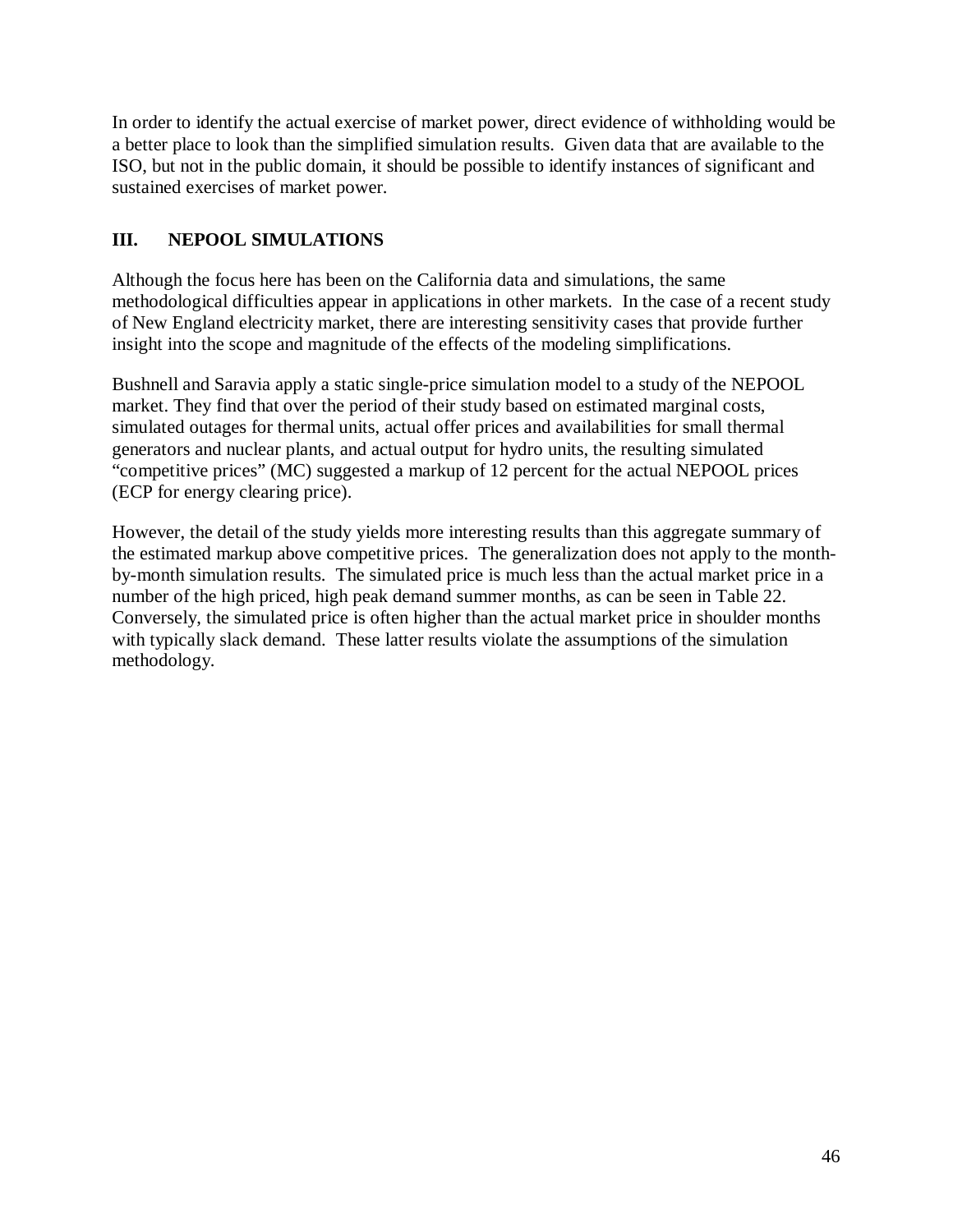In order to identify the actual exercise of market power, direct evidence of withholding would be a better place to look than the simplified simulation results. Given data that are available to the ISO, but not in the public domain, it should be possible to identify instances of significant and sustained exercises of market power.

## III. NEPOOL SIMULATIONS

Although the focus here has been on the California data and simulations, the same methodological difficulties appear in applications in other markets. In the case of a recent study of New England electricity market, there are interesting sensitivity cases that provide further insight into the scope and magnitude of the effects of the modeling simplifications.

Bushnell and Saravia apply a static single-price simulation model to a study of the NEPOOL market. They find that over the period of their study based on estimated marginal costs, simulated outages for thermal units, actual offer prices and availabilities for small thermal generators and nuclear plants, and actual output for hydro units, the resulting simulated "competitive prices" (MC) suggested a markup of 12 percent for the actual NEPOOL prices (ECP for energy clearing price).

However, the detail of the study yields more interesting results than this aggregate summary of the estimated markup above competitive prices. The generalization does not apply to the month-by-month simulation results. The simulated price is much less than the actual market price in a number of the high priced, high peak demand summer months, as can be seen in Table 22. Conversely, the simulated price is often higher than the actual market price in shoulder months with typically slack demand. These latter results violate the assumptions of the simulation methodology.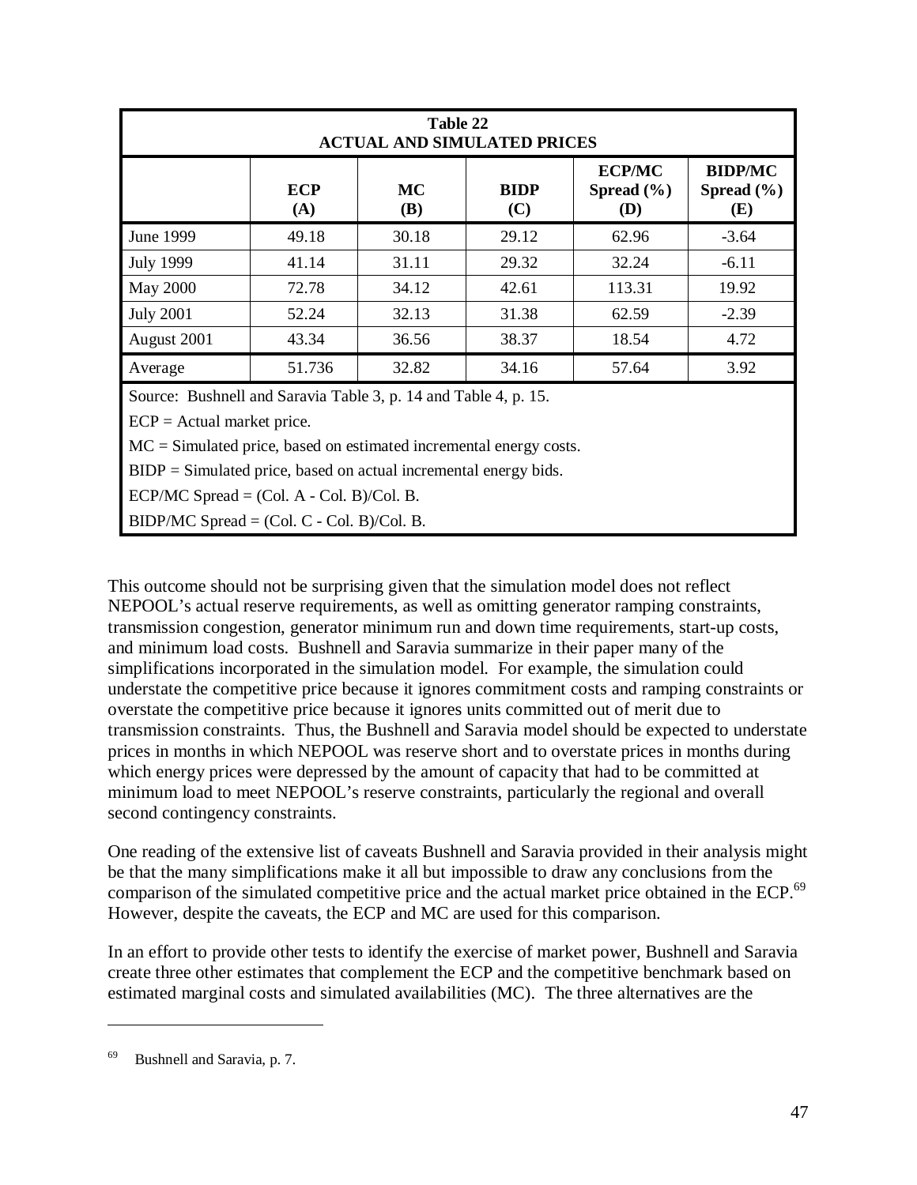| Table 22<br>ACTUAL AND SIMULATED PRICES | | | | | |
|---|---|---|---|---|---|
| | **ECP (A)** | **MC (B)** | **BIDP (C)** | **ECP/MC Spread (%) (D)** | **BIDP/MC Spread (%) (E)** |
| June 1999 | 49.18 | 30.18 | 29.12 | 62.96 | -3.64 |
| July 1999 | 41.14 | 31.11 | 29.32 | 32.24 | -6.11 |
| May 2000 | 72.78 | 34.12 | 42.61 | 113.31 | 19.92 |
| July 2001 | 52.24 | 32.13 | 31.38 | 62.59 | -2.39 |
| August 2001 | 43.34 | 36.56 | 38.37 | 18.54 | 4.72 |
| Average | 51.736 | 32.82 | 34.16 | 57.64 | 3.92 |

Source: Bushnell and Saravia Table 3, p. 14 and Table 4, p. 15.

ECP = Actual market price.

MC = Simulated price, based on estimated incremental energy costs.

BIDP = Simulated price, based on actual incremental energy bids.

ECP/MC Spread = (Col. A - Col. B)/Col. B.

BIDP/MC Spread = (Col. C - Col. B)/Col. B.

This outcome should not be surprising given that the simulation model does not reflect NEPOOL's actual reserve requirements, as well as omitting generator ramping constraints, transmission congestion, generator minimum run and down time requirements, start-up costs, and minimum load costs. Bushnell and Saravia summarize in their paper many of the simplifications incorporated in the simulation model. For example, the simulation could understate the competitive price because it ignores commitment costs and ramping constraints or overstate the competitive price because it ignores units committed out of merit due to transmission constraints. Thus, the Bushnell and Saravia model should be expected to understate prices in months in which NEPOOL was reserve short and to overstate prices in months during which energy prices were depressed by the amount of capacity that had to be committed at minimum load to meet NEPOOL's reserve constraints, particularly the regional and overall second contingency constraints.

One reading of the extensive list of caveats Bushnell and Saravia provided in their analysis might be that the many simplifications make it all but impossible to draw any conclusions from the comparison of the simulated competitive price and the actual market price obtained in the ECP.[69] However, despite the caveats, the ECP and MC are used for this comparison.

In an effort to provide other tests to identify the exercise of market power, Bushnell and Saravia create three other estimates that complement the ECP and the competitive benchmark based on estimated marginal costs and simulated availabilities (MC). The three alternatives are the

---

[69] Bushnell and Saravia, p. 7.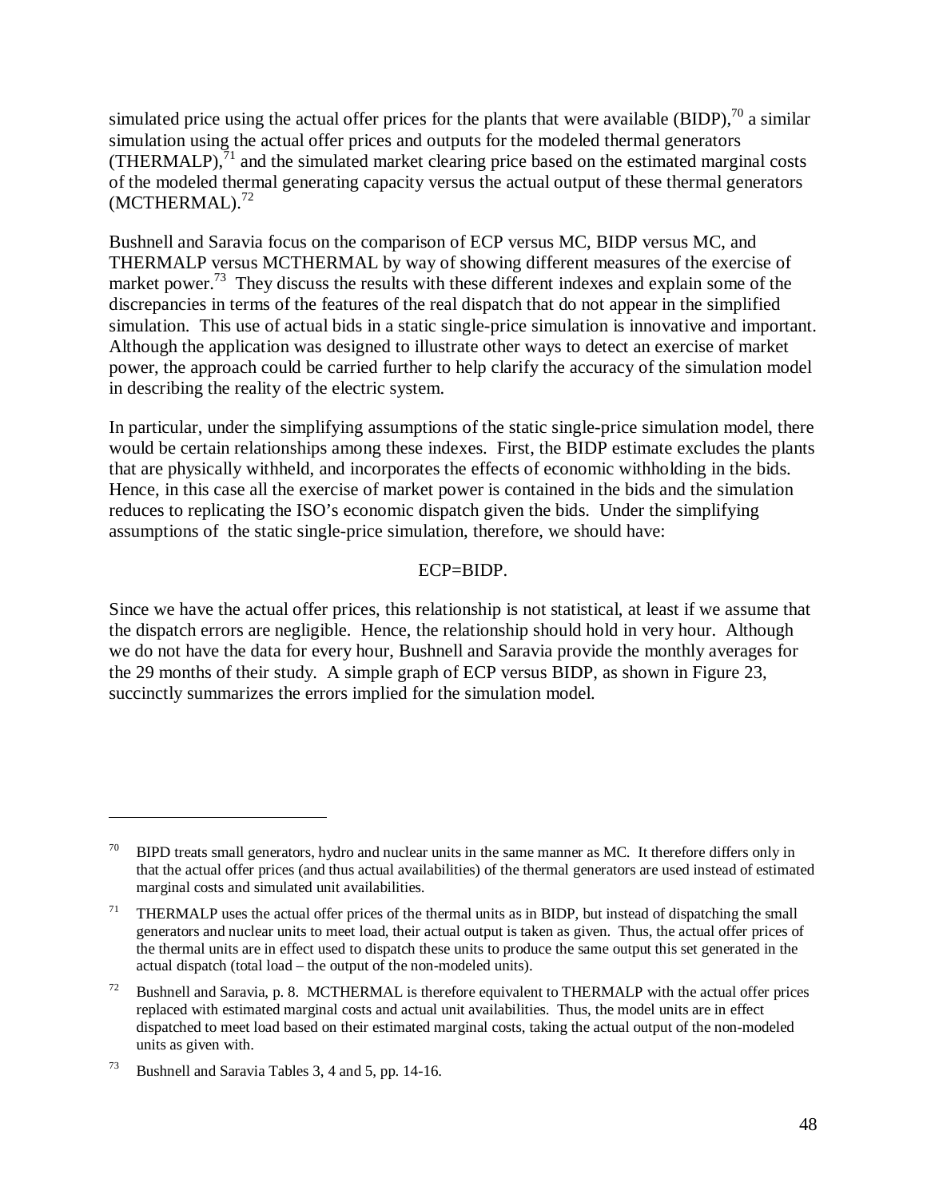simulated price using the actual offer prices for the plants that were available (BIDP),[70] a similar simulation using the actual offer prices and outputs for the modeled thermal generators (THERMALP),[71] and the simulated market clearing price based on the estimated marginal costs of the modeled thermal generating capacity versus the actual output of these thermal generators (MCTHERMAL).[72]

Bushnell and Saravia focus on the comparison of ECP versus MC, BIDP versus MC, and THERMALP versus MCTHERMAL by way of showing different measures of the exercise of market power.[73] They discuss the results with these different indexes and explain some of the discrepancies in terms of the features of the real dispatch that do not appear in the simplified simulation. This use of actual bids in a static single-price simulation is innovative and important. Although the application was designed to illustrate other ways to detect an exercise of market power, the approach could be carried further to help clarify the accuracy of the simulation model in describing the reality of the electric system.

In particular, under the simplifying assumptions of the static single-price simulation model, there would be certain relationships among these indexes. First, the BIDP estimate excludes the plants that are physically withheld, and incorporates the effects of economic withholding in the bids. Hence, in this case all the exercise of market power is contained in the bids and the simulation reduces to replicating the ISO's economic dispatch given the bids. Under the simplifying assumptions of the static single-price simulation, therefore, we should have:

$$ECP=BIDP.$$

Since we have the actual offer prices, this relationship is not statistical, at least if we assume that the dispatch errors are negligible. Hence, the relationship should hold in very hour. Although we do not have the data for every hour, Bushnell and Saravia provide the monthly averages for the 29 months of their study. A simple graph of ECP versus BIDP, as shown in Figure 23, succinctly summarizes the errors implied for the simulation model.

---

[70] BIPD treats small generators, hydro and nuclear units in the same manner as MC. It therefore differs only in that the actual offer prices (and thus actual availabilities) of the thermal generators are used instead of estimated marginal costs and simulated unit availabilities.

[71] THERMALP uses the actual offer prices of the thermal units as in BIDP, but instead of dispatching the small generators and nuclear units to meet load, their actual output is taken as given. Thus, the actual offer prices of the thermal units are in effect used to dispatch these units to produce the same output this set generated in the actual dispatch (total load – the output of the non-modeled units).

[72] Bushnell and Saravia, p. 8. MCTHERMAL is therefore equivalent to THERMALP with the actual offer prices replaced with estimated marginal costs and actual unit availabilities. Thus, the model units are in effect dispatched to meet load based on their estimated marginal costs, taking the actual output of the non-modeled units as given with.

[73] Bushnell and Saravia Tables 3, 4 and 5, pp. 14-16.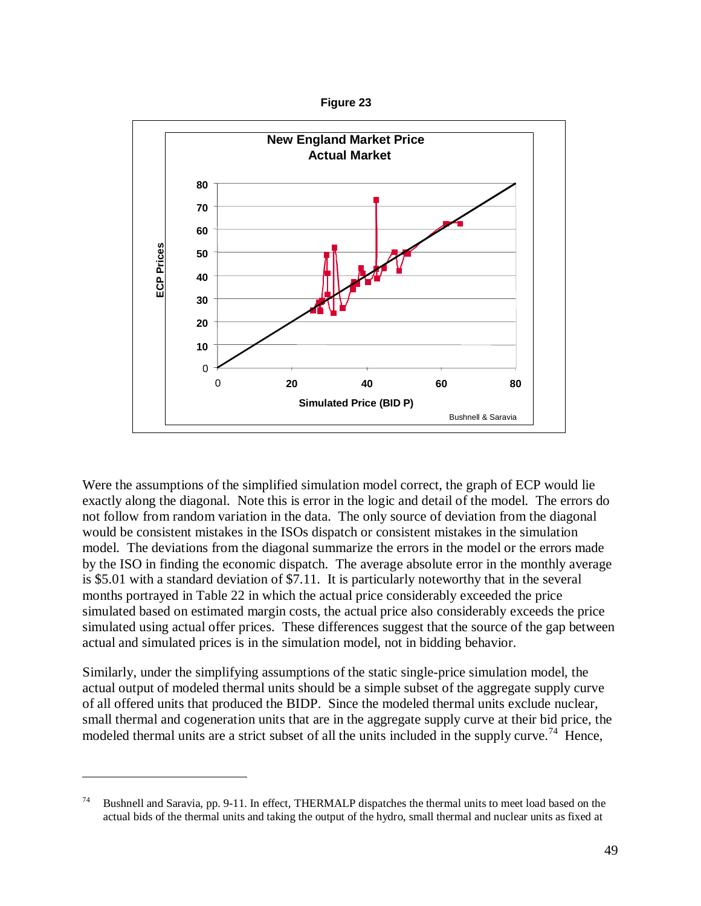**Figure 23**

**New England Market Price**
**Actual Market**

Bushnell & Saravia

Were the assumptions of the simplified simulation model correct, the graph of ECP would lie exactly along the diagonal. Note this is error in the logic and detail of the model. The errors do not follow from random variation in the data. The only source of deviation from the diagonal would be consistent mistakes in the ISOs dispatch or consistent mistakes in the simulation model. The deviations from the diagonal summarize the errors in the model or the errors made by the ISO in finding the economic dispatch. The average absolute error in the monthly average is $5.01 with a standard deviation of $7.11. It is particularly noteworthy that in the several months portrayed in Table 22 in which the actual price considerably exceeded the price simulated based on estimated margin costs, the actual price also considerably exceeds the price simulated using actual offer prices. These differences suggest that the source of the gap between actual and simulated prices is in the simulation model, not in bidding behavior.

Similarly, under the simplifying assumptions of the static single-price simulation model, the actual output of modeled thermal units should be a simple subset of the aggregate supply curve of all offered units that produced the BIDP. Since the modeled thermal units exclude nuclear, small thermal and cogeneration units that are in the aggregate supply curve at their bid price, the modeled thermal units are a strict subset of all the units included in the supply curve.[74] Hence,

---

[74] Bushnell and Saravia, pp. 9-11. In effect, THERMALP dispatches the thermal units to meet load based on the actual bids of the thermal units and taking the output of the hydro, small thermal and nuclear units as fixed at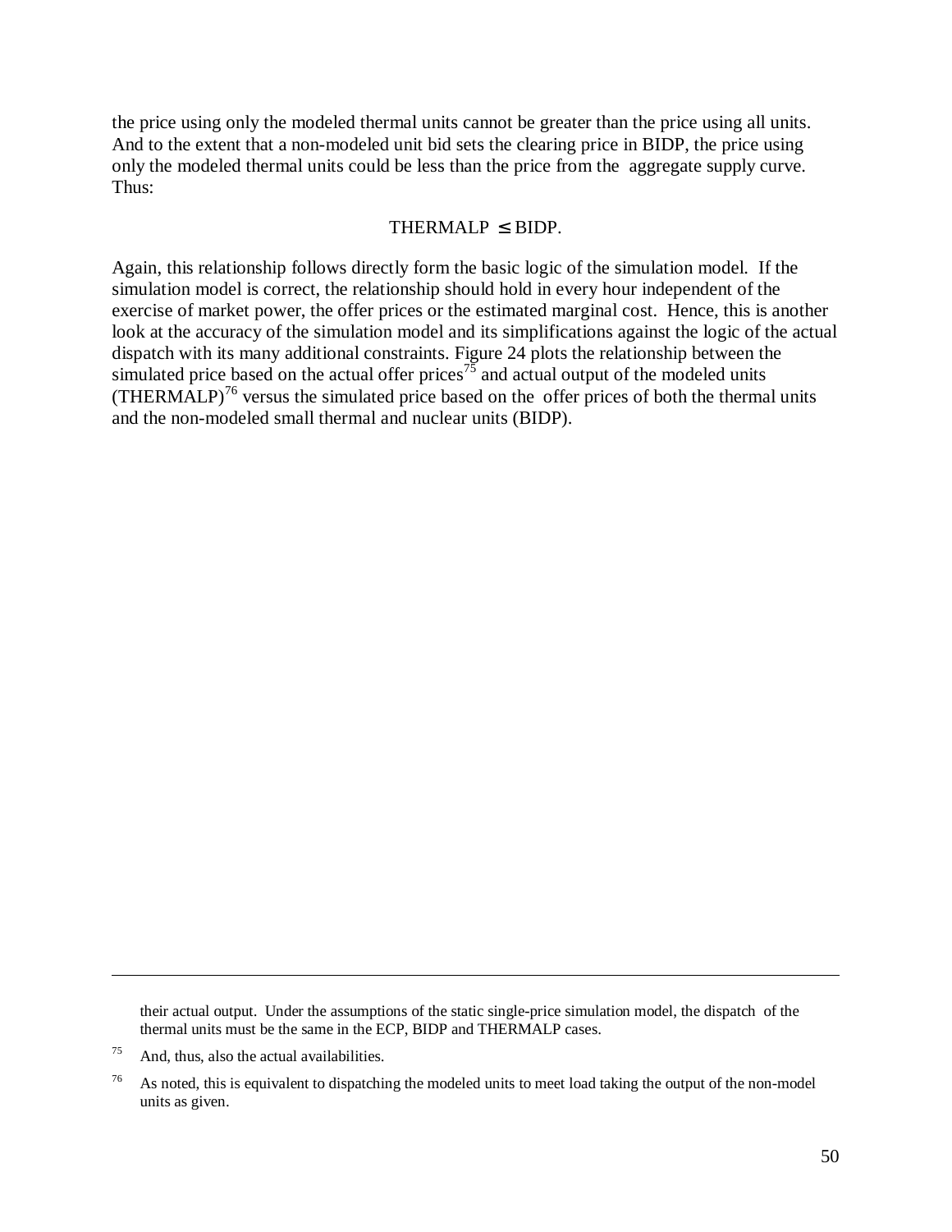the price using only the modeled thermal units cannot be greater than the price using all units. And to the extent that a non-modeled unit bid sets the clearing price in BIDP, the price using only the modeled thermal units could be less than the price from the aggregate supply curve. Thus:

$$\text{THERMALP} \leq \text{BIDP}.$$

Again, this relationship follows directly form the basic logic of the simulation model. If the simulation model is correct, the relationship should hold in every hour independent of the exercise of market power, the offer prices or the estimated marginal cost. Hence, this is another look at the accuracy of the simulation model and its simplifications against the logic of the actual dispatch with its many additional constraints. Figure 24 plots the relationship between the simulated price based on the actual offer prices[75] and actual output of the modeled units (THERMALP)[76] versus the simulated price based on the offer prices of both the thermal units and the non-modeled small thermal and nuclear units (BIDP).

---

their actual output. Under the assumptions of the static single-price simulation model, the dispatch of the thermal units must be the same in the ECP, BIDP and THERMALP cases.

[75] And, thus, also the actual availabilities.

[76] As noted, this is equivalent to dispatching the modeled units to meet load taking the output of the non-model units as given.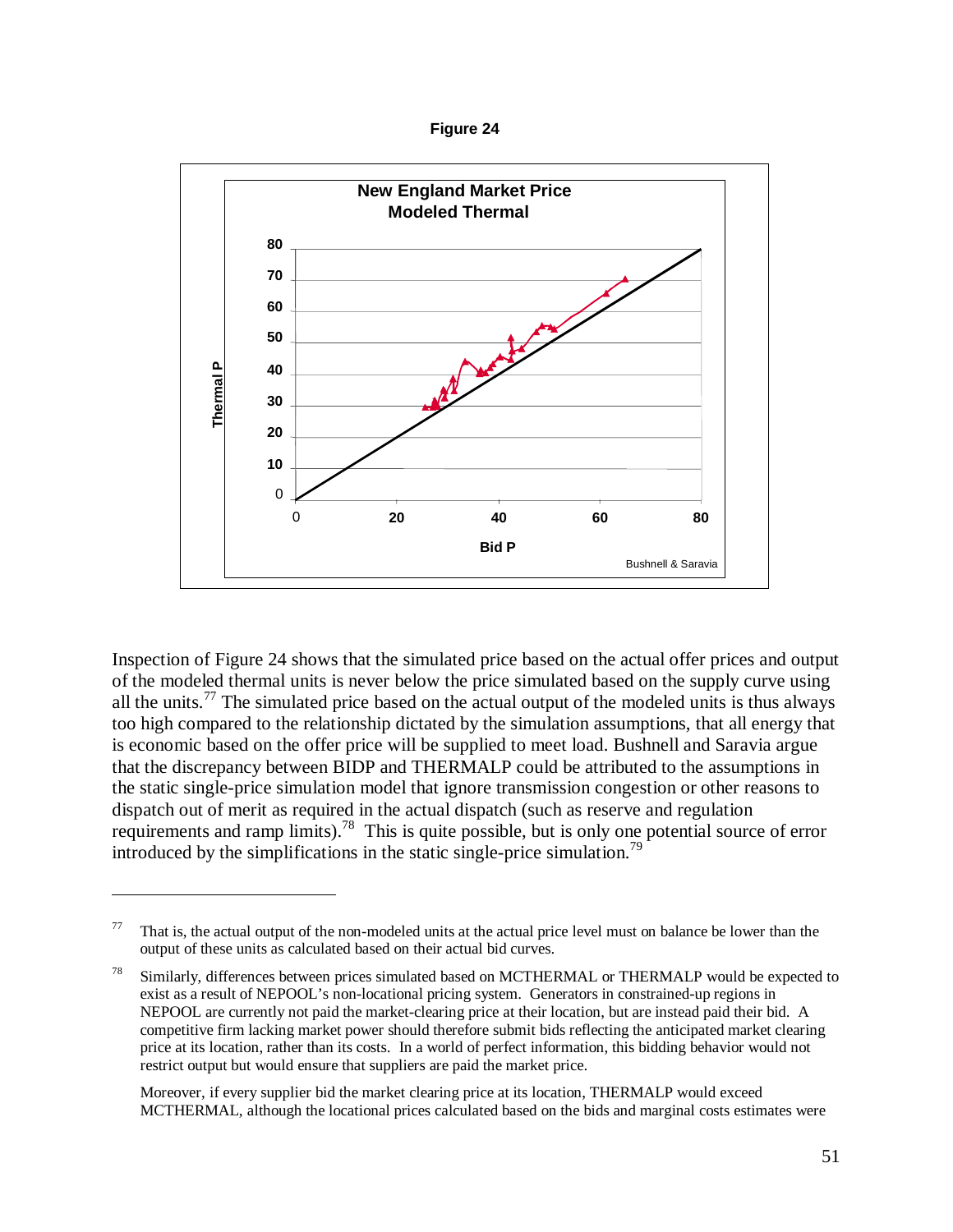**Figure 24**

Inspection of Figure 24 shows that the simulated price based on the actual offer prices and output of the modeled thermal units is never below the price simulated based on the supply curve using all the units.[77] The simulated price based on the actual output of the modeled units is thus always too high compared to the relationship dictated by the simulation assumptions, that all energy that is economic based on the offer price will be supplied to meet load. Bushnell and Saravia argue that the discrepancy between BIDP and THERMALP could be attributed to the assumptions in the static single-price simulation model that ignore transmission congestion or other reasons to dispatch out of merit as required in the actual dispatch (such as reserve and regulation requirements and ramp limits).[78] This is quite possible, but is only one potential source of error introduced by the simplifications in the static single-price simulation.[79]

---

[77] That is, the actual output of the non-modeled units at the actual price level must on balance be lower than the output of these units as calculated based on their actual bid curves.

[78] Similarly, differences between prices simulated based on MCTHERMAL or THERMALP would be expected to exist as a result of NEPOOL's non-locational pricing system. Generators in constrained-up regions in NEPOOL are currently not paid the market-clearing price at their location, but are instead paid their bid. A competitive firm lacking market power should therefore submit bids reflecting the anticipated market clearing price at its location, rather than its costs. In a world of perfect information, this bidding behavior would not restrict output but would ensure that suppliers are paid the market price.

Moreover, if every supplier bid the market clearing price at its location, THERMALP would exceed MCTHERMAL, although the locational prices calculated based on the bids and marginal costs estimates were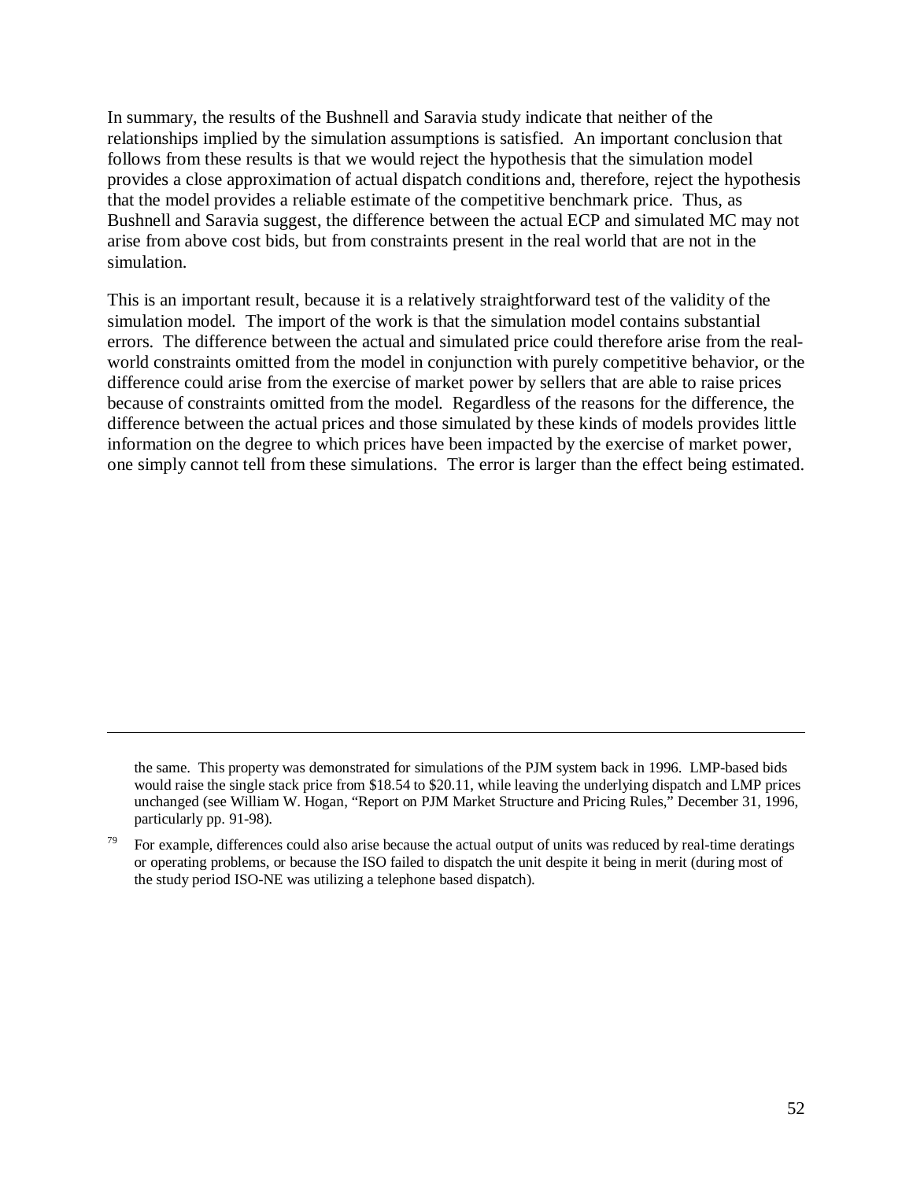In summary, the results of the Bushnell and Saravia study indicate that neither of the relationships implied by the simulation assumptions is satisfied. An important conclusion that follows from these results is that we would reject the hypothesis that the simulation model provides a close approximation of actual dispatch conditions and, therefore, reject the hypothesis that the model provides a reliable estimate of the competitive benchmark price. Thus, as Bushnell and Saravia suggest, the difference between the actual ECP and simulated MC may not arise from above cost bids, but from constraints present in the real world that are not in the simulation.

This is an important result, because it is a relatively straightforward test of the validity of the simulation model. The import of the work is that the simulation model contains substantial errors. The difference between the actual and simulated price could therefore arise from the real-world constraints omitted from the model in conjunction with purely competitive behavior, or the difference could arise from the exercise of market power by sellers that are able to raise prices because of constraints omitted from the model. Regardless of the reasons for the difference, the difference between the actual prices and those simulated by these kinds of models provides little information on the degree to which prices have been impacted by the exercise of market power, one simply cannot tell from these simulations. The error is larger than the effect being estimated.

---

the same. This property was demonstrated for simulations of the PJM system back in 1996. LMP-based bids would raise the single stack price from $18.54 to $20.11, while leaving the underlying dispatch and LMP prices unchanged (see William W. Hogan, "Report on PJM Market Structure and Pricing Rules," December 31, 1996, particularly pp. 91-98).

[79] For example, differences could also arise because the actual output of units was reduced by real-time deratings or operating problems, or because the ISO failed to dispatch the unit despite it being in merit (during most of the study period ISO-NE was utilizing a telephone based dispatch).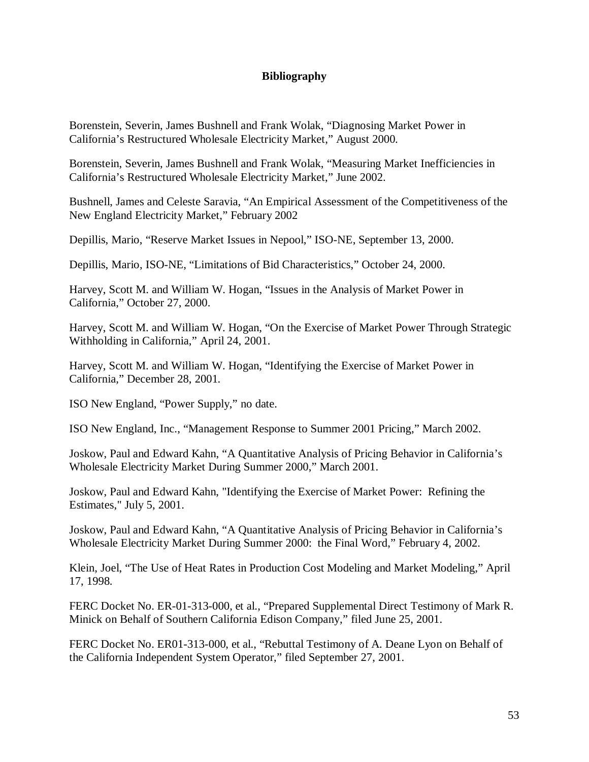# Bibliography

Borenstein, Severin, James Bushnell and Frank Wolak, "Diagnosing Market Power in California's Restructured Wholesale Electricity Market," August 2000.

Borenstein, Severin, James Bushnell and Frank Wolak, "Measuring Market Inefficiencies in California's Restructured Wholesale Electricity Market," June 2002.

Bushnell, James and Celeste Saravia, "An Empirical Assessment of the Competitiveness of the New England Electricity Market," February 2002

Depillis, Mario, "Reserve Market Issues in Nepool," ISO-NE, September 13, 2000.

Depillis, Mario, ISO-NE, "Limitations of Bid Characteristics," October 24, 2000.

Harvey, Scott M. and William W. Hogan, "Issues in the Analysis of Market Power in California," October 27, 2000.

Harvey, Scott M. and William W. Hogan, "On the Exercise of Market Power Through Strategic Withholding in California," April 24, 2001.

Harvey, Scott M. and William W. Hogan, "Identifying the Exercise of Market Power in California," December 28, 2001.

ISO New England, "Power Supply," no date.

ISO New England, Inc., "Management Response to Summer 2001 Pricing," March 2002.

Joskow, Paul and Edward Kahn, "A Quantitative Analysis of Pricing Behavior in California's Wholesale Electricity Market During Summer 2000," March 2001.

Joskow, Paul and Edward Kahn, "Identifying the Exercise of Market Power: Refining the Estimates," July 5, 2001.

Joskow, Paul and Edward Kahn, "A Quantitative Analysis of Pricing Behavior in California's Wholesale Electricity Market During Summer 2000: the Final Word," February 4, 2002.

Klein, Joel, "The Use of Heat Rates in Production Cost Modeling and Market Modeling," April 17, 1998.

FERC Docket No. ER-01-313-000, et al., "Prepared Supplemental Direct Testimony of Mark R. Minick on Behalf of Southern California Edison Company," filed June 25, 2001.

FERC Docket No. ER01-313-000, et al., "Rebuttal Testimony of A. Deane Lyon on Behalf of the California Independent System Operator," filed September 27, 2001.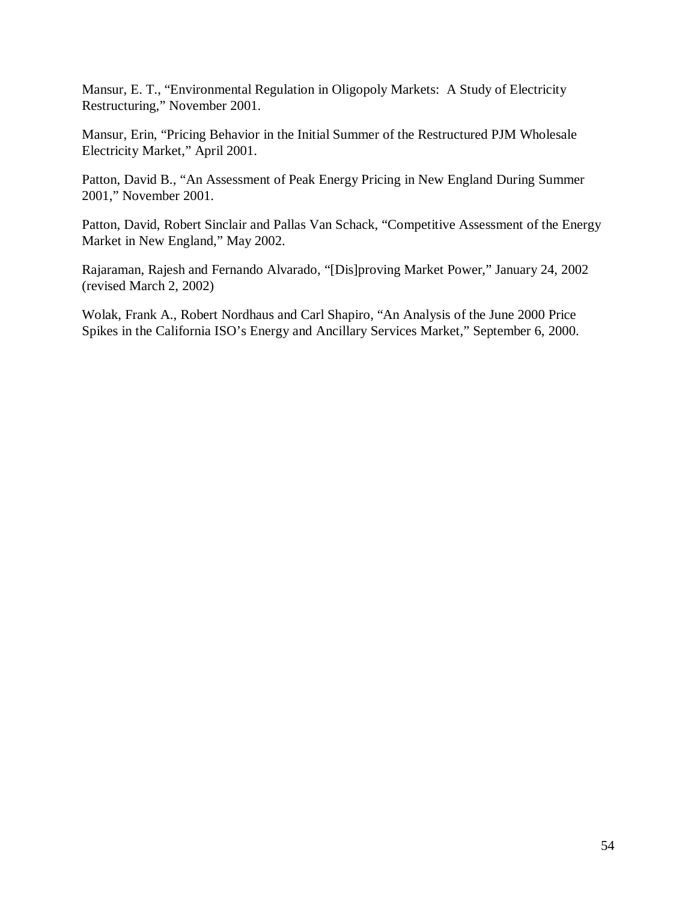Mansur, E. T., "Environmental Regulation in Oligopoly Markets: A Study of Electricity Restructuring," November 2001.

Mansur, Erin, "Pricing Behavior in the Initial Summer of the Restructured PJM Wholesale Electricity Market," April 2001.

Patton, David B., "An Assessment of Peak Energy Pricing in New England During Summer 2001," November 2001.

Patton, David, Robert Sinclair and Pallas Van Schack, "Competitive Assessment of the Energy Market in New England," May 2002.

Rajaraman, Rajesh and Fernando Alvarado, "[Dis]proving Market Power," January 24, 2002 (revised March 2, 2002)

Wolak, Frank A., Robert Nordhaus and Carl Shapiro, "An Analysis of the June 2000 Price Spikes in the California ISO's Energy and Ancillary Services Market," September 6, 2000.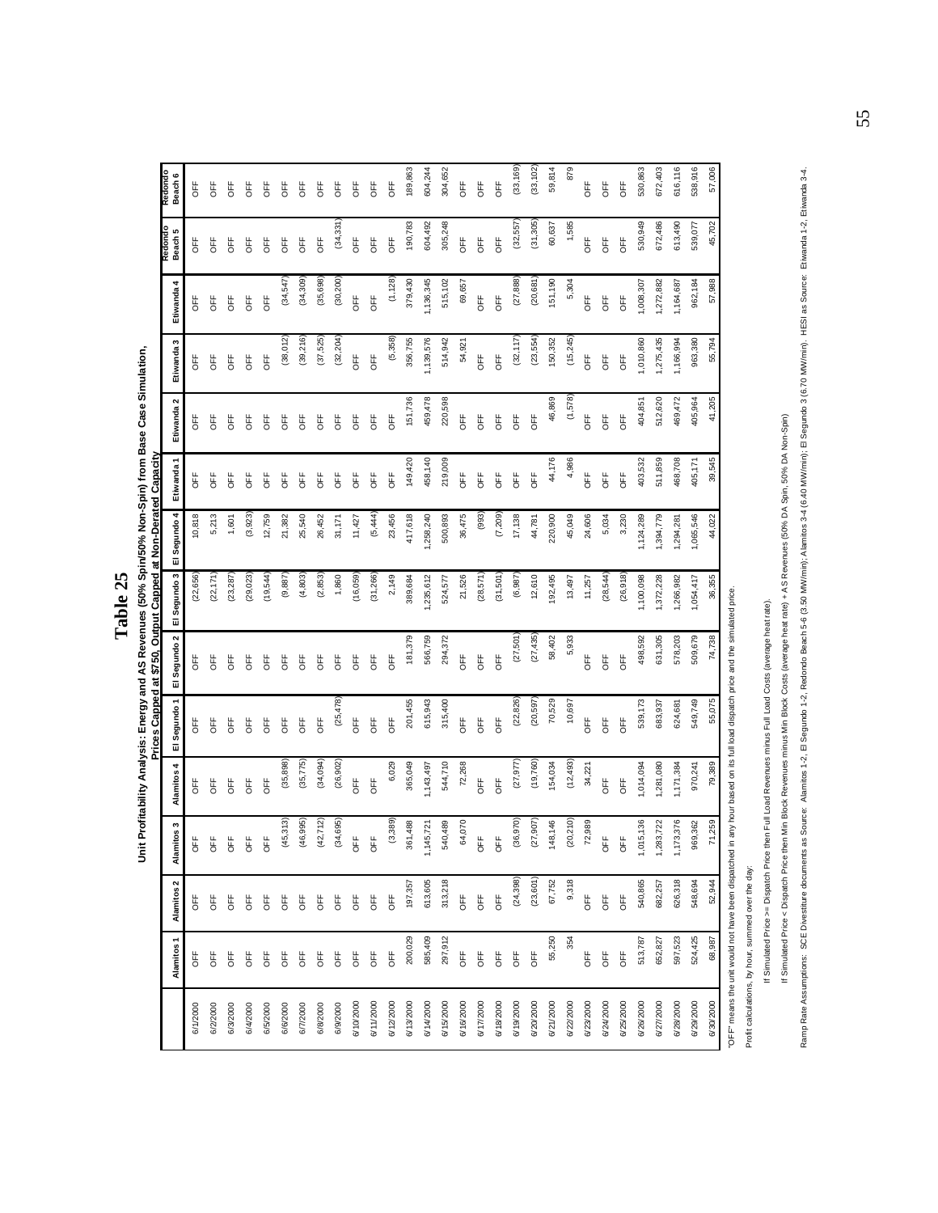# Table 25

**Unit Profitability Analysis: Energy and AS Revenues (50% Spin/50% Non-Spin) from Base Case Simulation, Prices Capped at $750, Output Capped at Non-Derated Capacity**

| | Alamitos 1 | Alamitos 2 | Alamitos 3 | Alamitos 4 | El Segundo 1 | El Segundo 2 | El Segundo 3 | El Segundo 4 | Etiwanda 1 | Etiwanda 2 | Etiwanda 3 | Etiwanda 4 | Redondo Beach 5 | Redondo Beach 6 |
|---|---|---|---|---|---|---|---|---|---|---|---|---|---|---|
| 6/1/2000 | OFF | OFF | OFF | OFF | OFF | OFF | (22,656) | 10,818 | OFF | OFF | OFF | OFF | OFF | OFF |
| 6/2/2000 | OFF | OFF | OFF | OFF | OFF | OFF | (22,171) | 5,213 | OFF | OFF | OFF | OFF | OFF | OFF |
| 6/3/2000 | OFF | OFF | OFF | OFF | OFF | OFF | (23,287) | 1,601 | OFF | OFF | OFF | OFF | OFF | OFF |
| 6/4/2000 | OFF | OFF | OFF | OFF | OFF | OFF | (29,023) | (3,923) | OFF | OFF | OFF | OFF | OFF | OFF |
| 6/5/2000 | OFF | OFF | OFF | OFF | OFF | OFF | (19,544) | 12,759 | OFF | OFF | OFF | OFF | OFF | OFF |
| 6/6/2000 | OFF | OFF | (45,313) | (35,898) | OFF | OFF | (9,887) | 21,382 | OFF | OFF | (38,012) | (34,547) | OFF | OFF |
| 6/7/2000 | OFF | OFF | (46,995) | (35,775) | OFF | OFF | (4,803) | 25,540 | OFF | OFF | (39,216) | (34,309) | OFF | OFF |
| 6/8/2000 | OFF | OFF | (42,712) | (34,094) | OFF | OFF | (2,853) | 26,452 | OFF | OFF | (37,525) | (35,698) | OFF | OFF |
| 6/9/2000 | OFF | OFF | (34,695) | (26,902) | (25,478) | OFF | 1,860 | 31,171 | OFF | OFF | (32,204) | (30,200) | (34,331) | OFF |
| 6/10/2000 | OFF | OFF | OFF | OFF | OFF | OFF | (16,059) | 11,427 | OFF | OFF | OFF | OFF | OFF | OFF |
| 6/11/2000 | OFF | OFF | OFF | OFF | OFF | OFF | (31,266) | (5,444) | OFF | OFF | OFF | OFF | OFF | OFF |
| 6/12/2000 | OFF | OFF | (3,389) | 6,029 | OFF | OFF | 2,149 | 23,456 | OFF | OFF | (5,358) | (1,128) | OFF | OFF |
| 6/13/2000 | 200,029 | 197,357 | 361,488 | 365,049 | 201,455 | 181,379 | 389,684 | 417,618 | 149,420 | 151,736 | 356,755 | 379,430 | 190,783 | 189,863 |
| 6/14/2000 | 585,409 | 613,605 | 1,145,721 | 1,143,497 | 615,943 | 566,759 | 1,235,612 | 1,258,240 | 458,140 | 459,478 | 1,139,576 | 1,136,345 | 604,492 | 604,244 |
| 6/15/2000 | 297,912 | 313,218 | 540,489 | 544,710 | 315,400 | 294,372 | 524,577 | 500,893 | 219,009 | 220,598 | 514,942 | 515,102 | 305,248 | 304,652 |
| 6/16/2000 | OFF | OFF | 64,070 | 72,268 | OFF | OFF | 21,526 | 36,475 | OFF | OFF | 54,921 | 69,657 | OFF | OFF |
| 6/17/2000 | OFF | OFF | OFF | OFF | OFF | OFF | (28,571) | (993) | OFF | OFF | OFF | OFF | OFF | OFF |
| 6/18/2000 | OFF | OFF | OFF | OFF | OFF | OFF | (31,501) | (7,209) | OFF | OFF | OFF | OFF | OFF | OFF |
| 6/19/2000 | OFF | (24,398) | (36,970) | (27,977) | (22,826) | (27,501) | (6,987) | 17,138 | OFF | OFF | (32,117) | (27,888) | (32,557) | (33,169) |
| 6/20/2000 | OFF | (23,601) | (27,907) | (19,760) | (20,597) | (27,435) | 12,610 | 44,781 | OFF | OFF | (23,554) | (20,681) | (31,305) | (33,102) |
| 6/21/2000 | 55,250 | 67,752 | 148,146 | 154,034 | 70,529 | 58,402 | 192,495 | 220,900 | 44,176 | 46,869 | 150,352 | 151,190 | 60,637 | 59,814 |
| 6/22/2000 | 354 | 9,318 | (20,210) | (12,493) | 10,697 | 5,933 | 13,497 | 45,049 | 4,986 | (1,578) | (15,245) | 5,304 | 1,585 | 879 |
| 6/23/2000 | OFF | OFF | 72,989 | 34,221 | OFF | OFF | 11,257 | 24,606 | OFF | OFF | OFF | OFF | OFF | OFF |
| 6/24/2000 | OFF | OFF | OFF | OFF | OFF | OFF | (28,544) | 5,034 | OFF | OFF | OFF | OFF | OFF | OFF |
| 6/25/2000 | OFF | OFF | OFF | OFF | OFF | OFF | (26,918) | 3,230 | OFF | OFF | OFF | OFF | OFF | OFF |
| 6/26/2000 | 513,787 | 540,865 | 1,015,136 | 1,014,094 | 539,173 | 498,592 | 1,100,098 | 1,124,289 | 403,532 | 404,851 | 1,010,860 | 1,008,307 | 530,949 | 530,863 |
| 6/27/2000 | 652,827 | 682,257 | 1,283,722 | 1,281,080 | 683,937 | 631,305 | 1,372,228 | 1,394,779 | 511,859 | 512,620 | 1,275,435 | 1,272,882 | 672,486 | 672,403 |
| 6/28/2000 | 597,523 | 626,318 | 1,173,376 | 1,171,384 | 624,681 | 578,203 | 1,266,982 | 1,294,281 | 468,708 | 469,472 | 1,166,994 | 1,164,687 | 613,490 | 616,116 |
| 6/29/2000 | 524,425 | 548,694 | 969,362 | 970,241 | 549,749 | 509,679 | 1,054,417 | 1,065,546 | 405,171 | 405,964 | 963,380 | 962,184 | 539,077 | 538,916 |
| 6/30/2000 | 68,987 | 52,944 | 71,259 | 79,389 | 55,075 | 74,738 | 36,355 | 44,022 | 39,545 | 41,205 | 55,794 | 57,988 | 45,702 | 57,006 |

"OFF" means the unit would not have been dispatched in any hour based on its full load dispatch price and the simulated price.

Profit calculations, by hour, summed over the day:

If Simulated Price >= Dispatch Price then Full Load Revenues minus Full Load Costs (average heat rate).

If Simulated Price < Dispatch Price then Min Block Revenues minus Min Block Costs (average heat rate) + AS Revenues (50% DA Spin, 50% DA Non-Spin)

Ramp Rate Assumptions: SCE Divestiture documents as Source: Alamitos 1-2, El Segundo 1-2, Redondo Beach 5-6 (3.50 MW/min); Alamitos 3-4 (6.40 MW/min); El Segundo 3 (6.70 MW/min). HESI as Source: Etiwanda 1-2, Etiwanda 3-4.